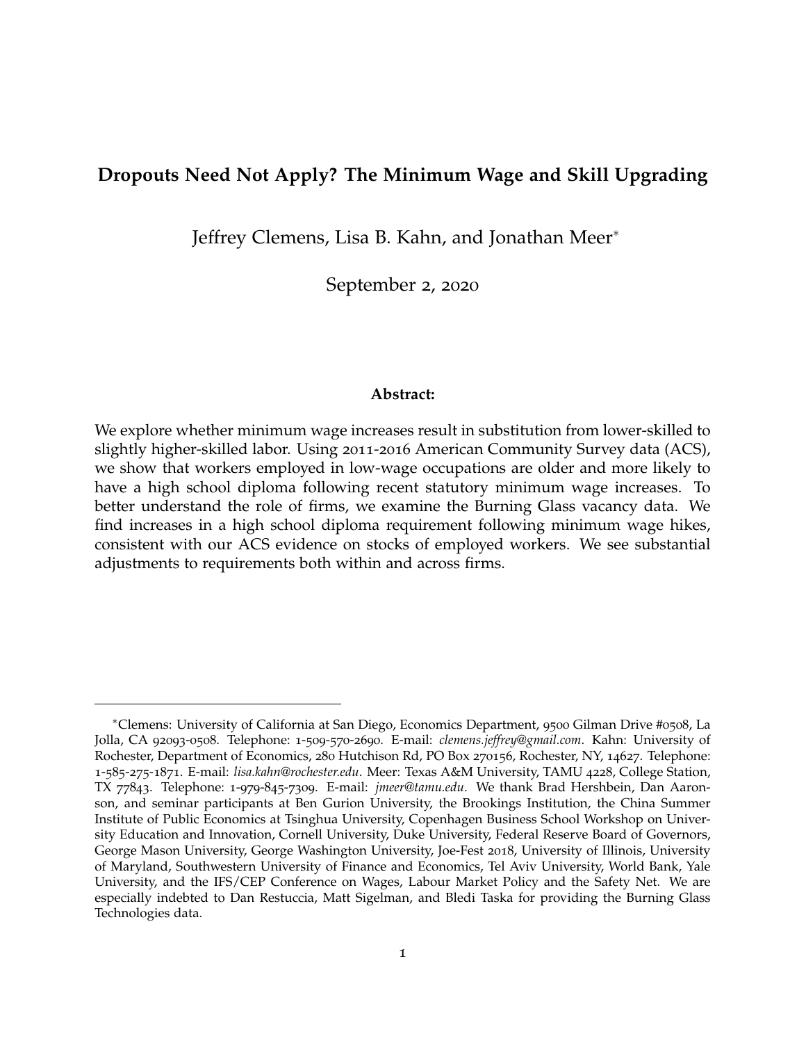# Dropouts Need Not Apply? The Minimum Wage and Skill Upgrading

Jeffrey Clemens, Lisa B. Kahn, and Jonathan Meer*

September 2, 2020

**Abstract:**

We explore whether minimum wage increases result in substitution from lower-skilled to slightly higher-skilled labor. Using 2011-2016 American Community Survey data (ACS), we show that workers employed in low-wage occupations are older and more likely to have a high school diploma following recent statutory minimum wage increases. To better understand the role of firms, we examine the Burning Glass vacancy data. We find increases in a high school diploma requirement following minimum wage hikes, consistent with our ACS evidence on stocks of employed workers. We see substantial adjustments to requirements both within and across firms.

---

*Clemens: University of California at San Diego, Economics Department, 9500 Gilman Drive #0508, La Jolla, CA 92093-0508. Telephone: 1-509-570-2690. E-mail: *clemens.jeffrey@gmail.com*. Kahn: University of Rochester, Department of Economics, 280 Hutchison Rd, PO Box 270156, Rochester, NY, 14627. Telephone: 1-585-275-1871. E-mail: *lisa.kahn@rochester.edu*. Meer: Texas A&M University, TAMU 4228, College Station, TX 77843. Telephone: 1-979-845-7309. E-mail: *jmeer@tamu.edu*. We thank Brad Hershbein, Dan Aaronson, and seminar participants at Ben Gurion University, the Brookings Institution, the China Summer Institute of Public Economics at Tsinghua University, Copenhagen Business School Workshop on University Education and Innovation, Cornell University, Duke University, Federal Reserve Board of Governors, George Mason University, George Washington University, Joe-Fest 2018, University of Illinois, University of Maryland, Southwestern University of Finance and Economics, Tel Aviv University, World Bank, Yale University, and the IFS/CEP Conference on Wages, Labour Market Policy and the Safety Net. We are especially indebted to Dan Restuccia, Matt Sigelman, and Bledi Taska for providing the Burning Glass Technologies data.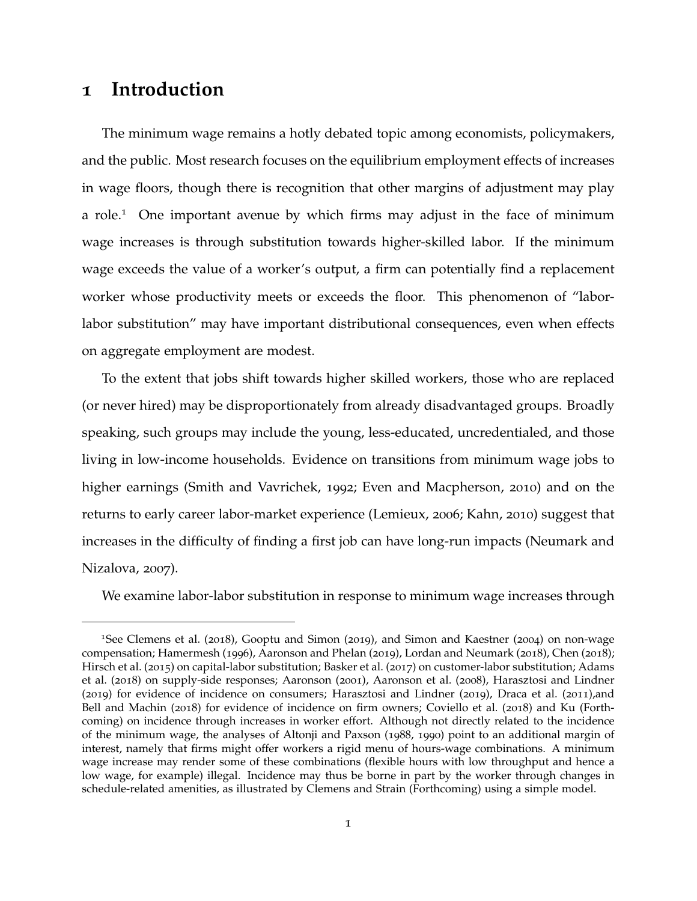# 1 Introduction

The minimum wage remains a hotly debated topic among economists, policymakers, and the public. Most research focuses on the equilibrium employment effects of increases in wage floors, though there is recognition that other margins of adjustment may play a role.[1] One important avenue by which firms may adjust in the face of minimum wage increases is through substitution towards higher-skilled labor. If the minimum wage exceeds the value of a worker's output, a firm can potentially find a replacement worker whose productivity meets or exceeds the floor. This phenomenon of "labor-labor substitution" may have important distributional consequences, even when effects on aggregate employment are modest.

To the extent that jobs shift towards higher skilled workers, those who are replaced (or never hired) may be disproportionately from already disadvantaged groups. Broadly speaking, such groups may include the young, less-educated, uncredentialed, and those living in low-income households. Evidence on transitions from minimum wage jobs to higher earnings (Smith and Vavrichek, 1992; Even and Macpherson, 2010) and on the returns to early career labor-market experience (Lemieux, 2006; Kahn, 2010) suggest that increases in the difficulty of finding a first job can have long-run impacts (Neumark and Nizalova, 2007).

We examine labor-labor substitution in response to minimum wage increases through

[1] See Clemens et al. (2018), Gooptu and Simon (2019), and Simon and Kaestner (2004) on non-wage compensation; Hamermesh (1996), Aaronson and Phelan (2019), Lordan and Neumark (2018), Chen (2018); Hirsch et al. (2015) on capital-labor substitution; Basker et al. (2017) on customer-labor substitution; Adams et al. (2018) on supply-side responses; Aaronson (2001), Aaronson et al. (2008), Harasztosi and Lindner (2019) for evidence of incidence on consumers; Harasztosi and Lindner (2019), Draca et al. (2011),and Bell and Machin (2018) for evidence of incidence on firm owners; Coviello et al. (2018) and Ku (Forthcoming) on incidence through increases in worker effort. Although not directly related to the incidence of the minimum wage, the analyses of Altonji and Paxson (1988, 1990) point to an additional margin of interest, namely that firms might offer workers a rigid menu of hours-wage combinations. A minimum wage increase may render some of these combinations (flexible hours with low throughput and hence a low wage, for example) illegal. Incidence may thus be borne in part by the worker through changes in schedule-related amenities, as illustrated by Clemens and Strain (Forthcoming) using a simple model.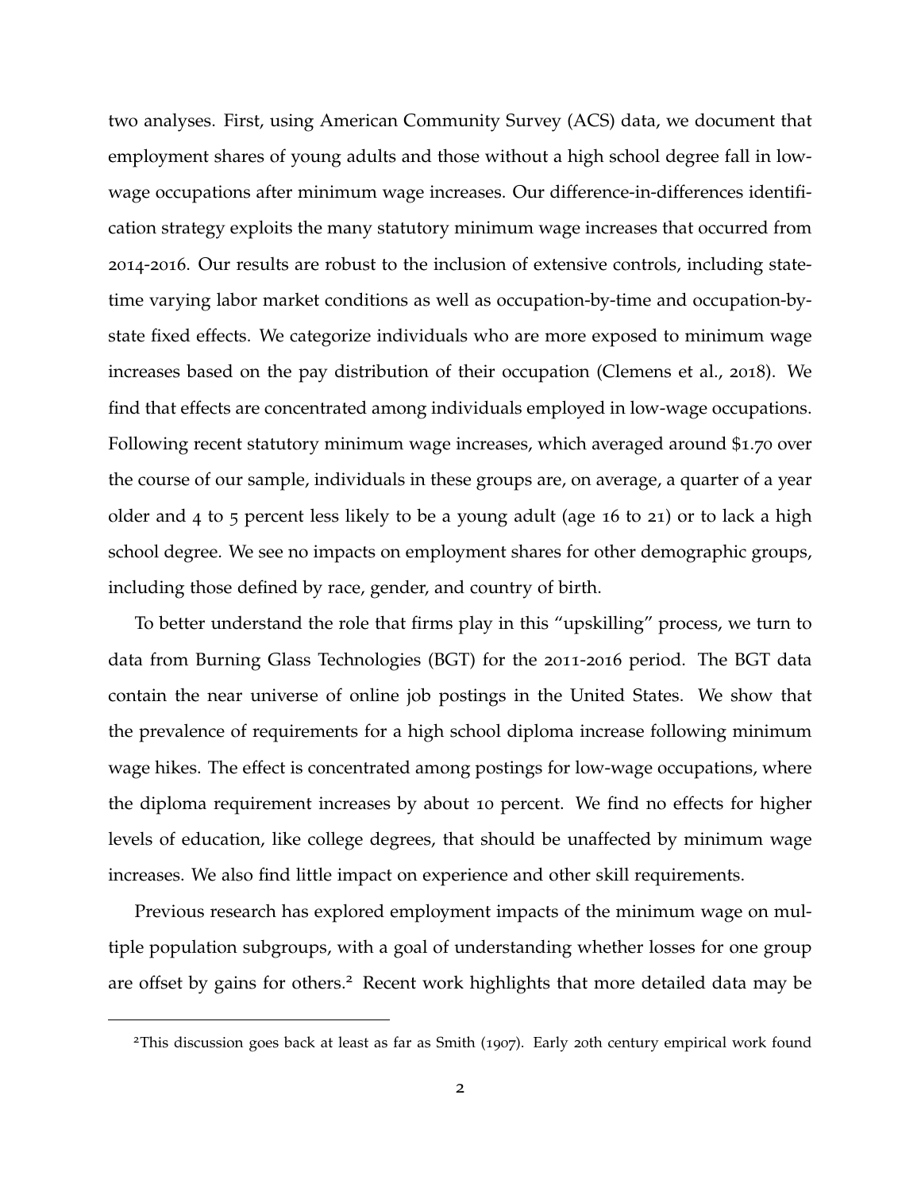two analyses. First, using American Community Survey (ACS) data, we document that employment shares of young adults and those without a high school degree fall in low-wage occupations after minimum wage increases. Our difference-in-differences identification strategy exploits the many statutory minimum wage increases that occurred from 2014-2016. Our results are robust to the inclusion of extensive controls, including state-time varying labor market conditions as well as occupation-by-time and occupation-by-state fixed effects. We categorize individuals who are more exposed to minimum wage increases based on the pay distribution of their occupation (Clemens et al., 2018). We find that effects are concentrated among individuals employed in low-wage occupations. Following recent statutory minimum wage increases, which averaged around $1.70 over the course of our sample, individuals in these groups are, on average, a quarter of a year older and 4 to 5 percent less likely to be a young adult (age 16 to 21) or to lack a high school degree. We see no impacts on employment shares for other demographic groups, including those defined by race, gender, and country of birth.

To better understand the role that firms play in this "upskilling" process, we turn to data from Burning Glass Technologies (BGT) for the 2011-2016 period. The BGT data contain the near universe of online job postings in the United States. We show that the prevalence of requirements for a high school diploma increase following minimum wage hikes. The effect is concentrated among postings for low-wage occupations, where the diploma requirement increases by about 10 percent. We find no effects for higher levels of education, like college degrees, that should be unaffected by minimum wage increases. We also find little impact on experience and other skill requirements.

Previous research has explored employment impacts of the minimum wage on multiple population subgroups, with a goal of understanding whether losses for one group are offset by gains for others.[2] Recent work highlights that more detailed data may be

[2] This discussion goes back at least as far as Smith (1907). Early 20th century empirical work found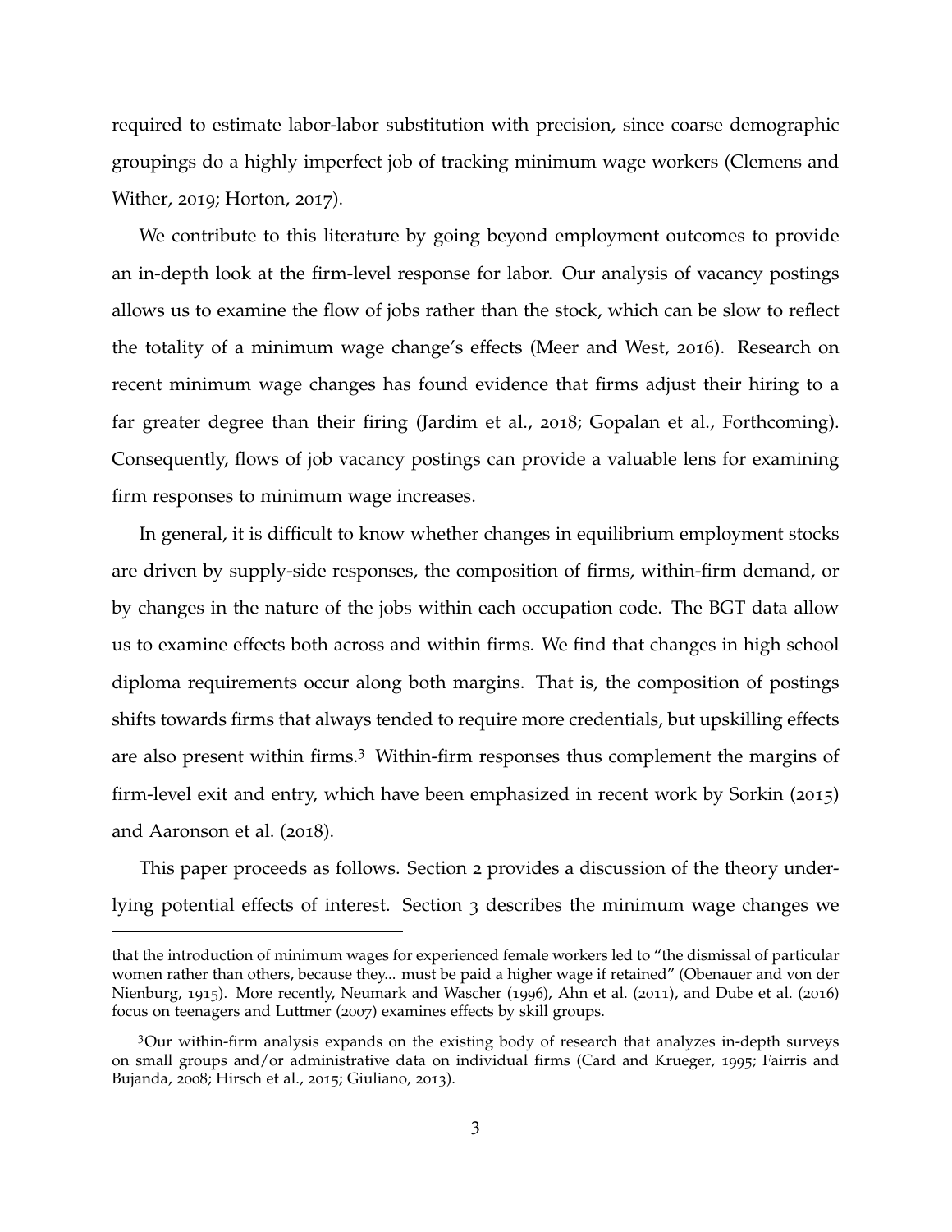required to estimate labor-labor substitution with precision, since coarse demographic groupings do a highly imperfect job of tracking minimum wage workers (Clemens and Wither, 2019; Horton, 2017).

We contribute to this literature by going beyond employment outcomes to provide an in-depth look at the firm-level response for labor. Our analysis of vacancy postings allows us to examine the flow of jobs rather than the stock, which can be slow to reflect the totality of a minimum wage change's effects (Meer and West, 2016). Research on recent minimum wage changes has found evidence that firms adjust their hiring to a far greater degree than their firing (Jardim et al., 2018; Gopalan et al., Forthcoming). Consequently, flows of job vacancy postings can provide a valuable lens for examining firm responses to minimum wage increases.

In general, it is difficult to know whether changes in equilibrium employment stocks are driven by supply-side responses, the composition of firms, within-firm demand, or by changes in the nature of the jobs within each occupation code. The BGT data allow us to examine effects both across and within firms. We find that changes in high school diploma requirements occur along both margins. That is, the composition of postings shifts towards firms that always tended to require more credentials, but upskilling effects are also present within firms.[3] Within-firm responses thus complement the margins of firm-level exit and entry, which have been emphasized in recent work by Sorkin (2015) and Aaronson et al. (2018).

This paper proceeds as follows. Section 2 provides a discussion of the theory underlying potential effects of interest. Section 3 describes the minimum wage changes we

---

that the introduction of minimum wages for experienced female workers led to "the dismissal of particular women rather than others, because they... must be paid a higher wage if retained" (Obenauer and von der Nienburg, 1915). More recently, Neumark and Wascher (1996), Ahn et al. (2011), and Dube et al. (2016) focus on teenagers and Luttmer (2007) examines effects by skill groups.

[3]Our within-firm analysis expands on the existing body of research that analyzes in-depth surveys on small groups and/or administrative data on individual firms (Card and Krueger, 1995; Fairris and Bujanda, 2008; Hirsch et al., 2015; Giuliano, 2013).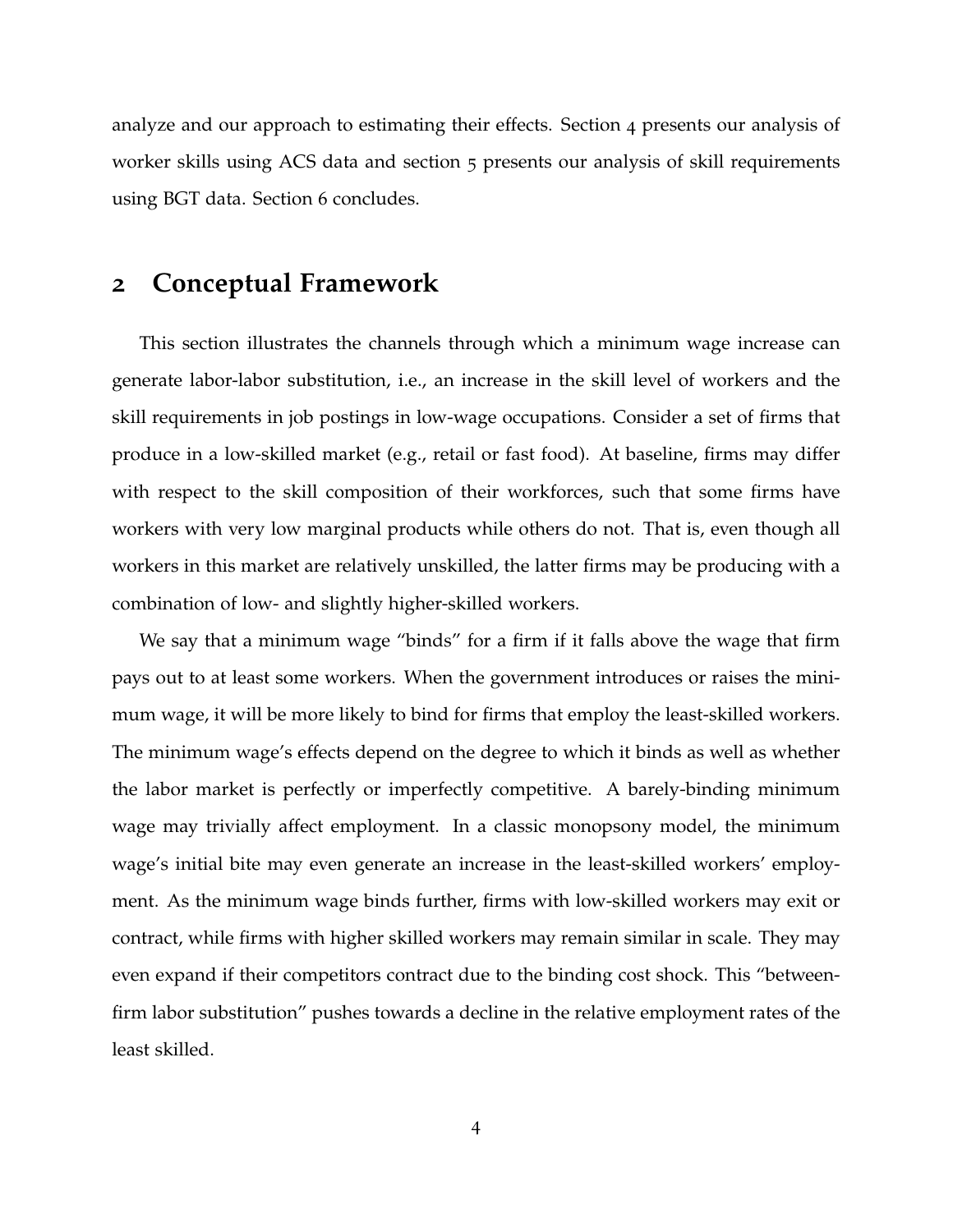analyze and our approach to estimating their effects. Section 4 presents our analysis of worker skills using ACS data and section 5 presents our analysis of skill requirements using BGT data. Section 6 concludes.

## 2 Conceptual Framework

This section illustrates the channels through which a minimum wage increase can generate labor-labor substitution, i.e., an increase in the skill level of workers and the skill requirements in job postings in low-wage occupations. Consider a set of firms that produce in a low-skilled market (e.g., retail or fast food). At baseline, firms may differ with respect to the skill composition of their workforces, such that some firms have workers with very low marginal products while others do not. That is, even though all workers in this market are relatively unskilled, the latter firms may be producing with a combination of low- and slightly higher-skilled workers.

We say that a minimum wage "binds" for a firm if it falls above the wage that firm pays out to at least some workers. When the government introduces or raises the minimum wage, it will be more likely to bind for firms that employ the least-skilled workers. The minimum wage's effects depend on the degree to which it binds as well as whether the labor market is perfectly or imperfectly competitive. A barely-binding minimum wage may trivially affect employment. In a classic monopsony model, the minimum wage's initial bite may even generate an increase in the least-skilled workers' employment. As the minimum wage binds further, firms with low-skilled workers may exit or contract, while firms with higher skilled workers may remain similar in scale. They may even expand if their competitors contract due to the binding cost shock. This "between-firm labor substitution" pushes towards a decline in the relative employment rates of the least skilled.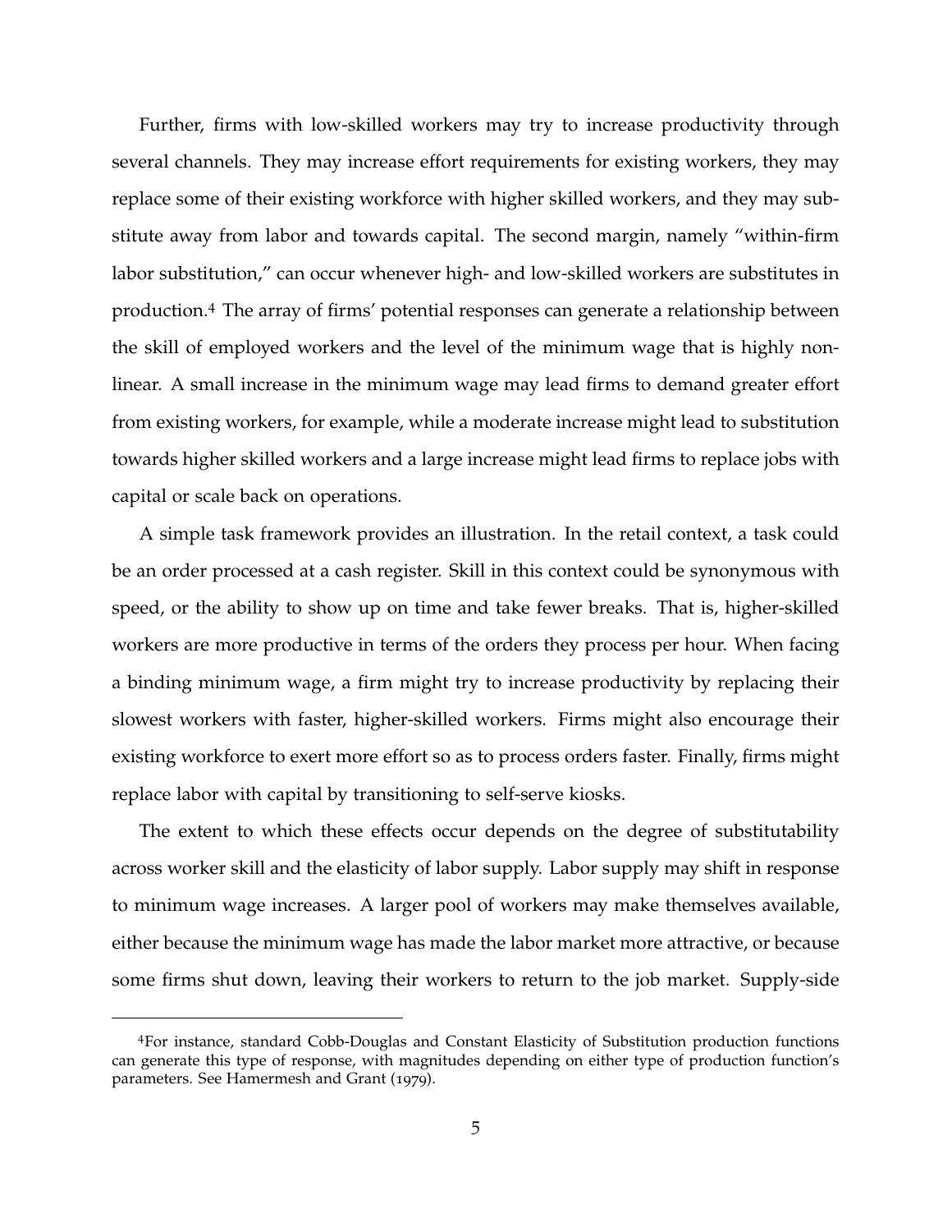Further, firms with low-skilled workers may try to increase productivity through several channels. They may increase effort requirements for existing workers, they may replace some of their existing workforce with higher skilled workers, and they may substitute away from labor and towards capital. The second margin, namely "within-firm labor substitution," can occur whenever high- and low-skilled workers are substitutes in production.[4] The array of firms' potential responses can generate a relationship between the skill of employed workers and the level of the minimum wage that is highly nonlinear. A small increase in the minimum wage may lead firms to demand greater effort from existing workers, for example, while a moderate increase might lead to substitution towards higher skilled workers and a large increase might lead firms to replace jobs with capital or scale back on operations.

A simple task framework provides an illustration. In the retail context, a task could be an order processed at a cash register. Skill in this context could be synonymous with speed, or the ability to show up on time and take fewer breaks. That is, higher-skilled workers are more productive in terms of the orders they process per hour. When facing a binding minimum wage, a firm might try to increase productivity by replacing their slowest workers with faster, higher-skilled workers. Firms might also encourage their existing workforce to exert more effort so as to process orders faster. Finally, firms might replace labor with capital by transitioning to self-serve kiosks.

The extent to which these effects occur depends on the degree of substitutability across worker skill and the elasticity of labor supply. Labor supply may shift in response to minimum wage increases. A larger pool of workers may make themselves available, either because the minimum wage has made the labor market more attractive, or because some firms shut down, leaving their workers to return to the job market. Supply-side

[4] For instance, standard Cobb-Douglas and Constant Elasticity of Substitution production functions can generate this type of response, with magnitudes depending on either type of production function's parameters. See Hamermesh and Grant (1979).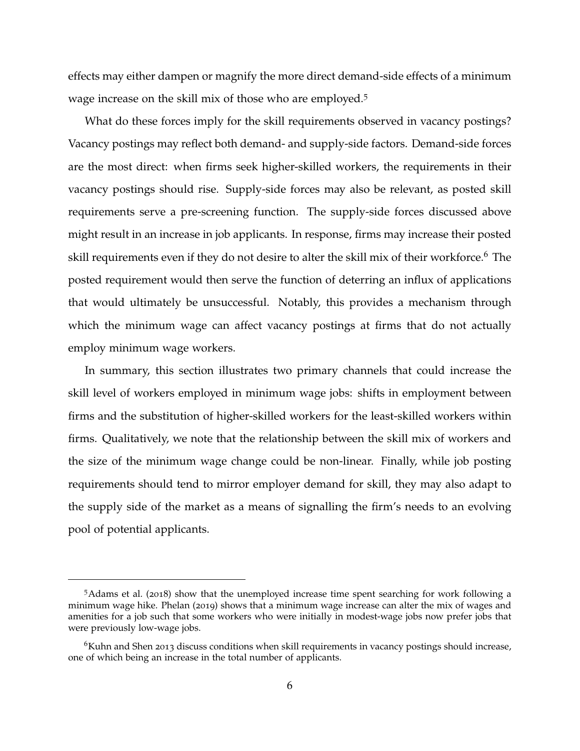effects may either dampen or magnify the more direct demand-side effects of a minimum wage increase on the skill mix of those who are employed.[5]

What do these forces imply for the skill requirements observed in vacancy postings? Vacancy postings may reflect both demand- and supply-side factors. Demand-side forces are the most direct: when firms seek higher-skilled workers, the requirements in their vacancy postings should rise. Supply-side forces may also be relevant, as posted skill requirements serve a pre-screening function. The supply-side forces discussed above might result in an increase in job applicants. In response, firms may increase their posted skill requirements even if they do not desire to alter the skill mix of their workforce.[6] The posted requirement would then serve the function of deterring an influx of applications that would ultimately be unsuccessful. Notably, this provides a mechanism through which the minimum wage can affect vacancy postings at firms that do not actually employ minimum wage workers.

In summary, this section illustrates two primary channels that could increase the skill level of workers employed in minimum wage jobs: shifts in employment between firms and the substitution of higher-skilled workers for the least-skilled workers within firms. Qualitatively, we note that the relationship between the skill mix of workers and the size of the minimum wage change could be non-linear. Finally, while job posting requirements should tend to mirror employer demand for skill, they may also adapt to the supply side of the market as a means of signalling the firm's needs to an evolving pool of potential applicants.

---

[5] Adams et al. (2018) show that the unemployed increase time spent searching for work following a minimum wage hike. Phelan (2019) shows that a minimum wage increase can alter the mix of wages and amenities for a job such that some workers who were initially in modest-wage jobs now prefer jobs that were previously low-wage jobs.

[6] Kuhn and Shen 2013 discuss conditions when skill requirements in vacancy postings should increase, one of which being an increase in the total number of applicants.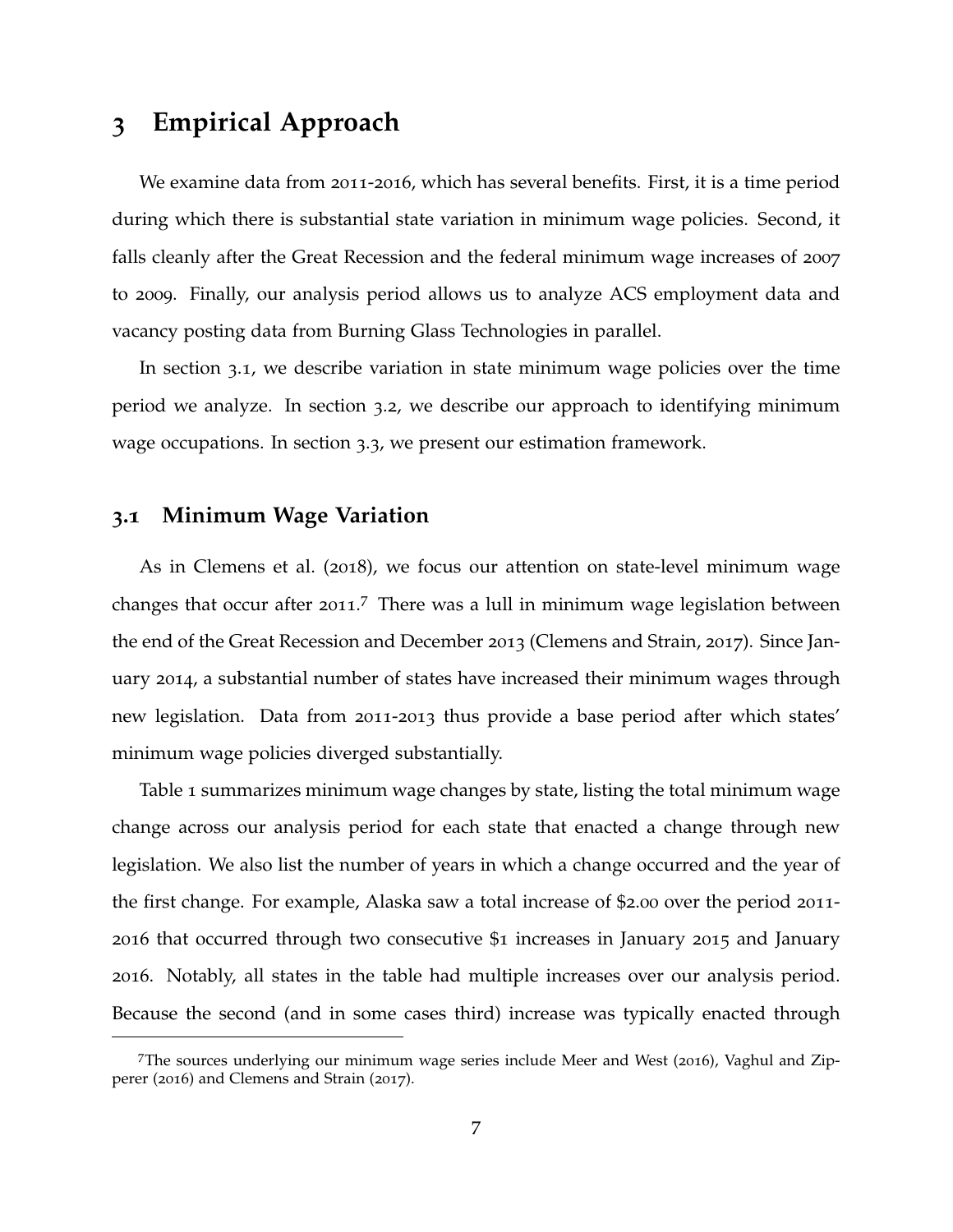# 3 Empirical Approach

We examine data from 2011-2016, which has several benefits. First, it is a time period during which there is substantial state variation in minimum wage policies. Second, it falls cleanly after the Great Recession and the federal minimum wage increases of 2007 to 2009. Finally, our analysis period allows us to analyze ACS employment data and vacancy posting data from Burning Glass Technologies in parallel.

In section 3.1, we describe variation in state minimum wage policies over the time period we analyze. In section 3.2, we describe our approach to identifying minimum wage occupations. In section 3.3, we present our estimation framework.

## 3.1 Minimum Wage Variation

As in Clemens et al. (2018), we focus our attention on state-level minimum wage changes that occur after 2011.[7] There was a lull in minimum wage legislation between the end of the Great Recession and December 2013 (Clemens and Strain, 2017). Since January 2014, a substantial number of states have increased their minimum wages through new legislation. Data from 2011-2013 thus provide a base period after which states' minimum wage policies diverged substantially.

Table 1 summarizes minimum wage changes by state, listing the total minimum wage change across our analysis period for each state that enacted a change through new legislation. We also list the number of years in which a change occurred and the year of the first change. For example, Alaska saw a total increase of $2.00 over the period 2011-2016 that occurred through two consecutive $1 increases in January 2015 and January 2016. Notably, all states in the table had multiple increases over our analysis period. Because the second (and in some cases third) increase was typically enacted through

[7] The sources underlying our minimum wage series include Meer and West (2016), Vaghul and Zipperer (2016) and Clemens and Strain (2017).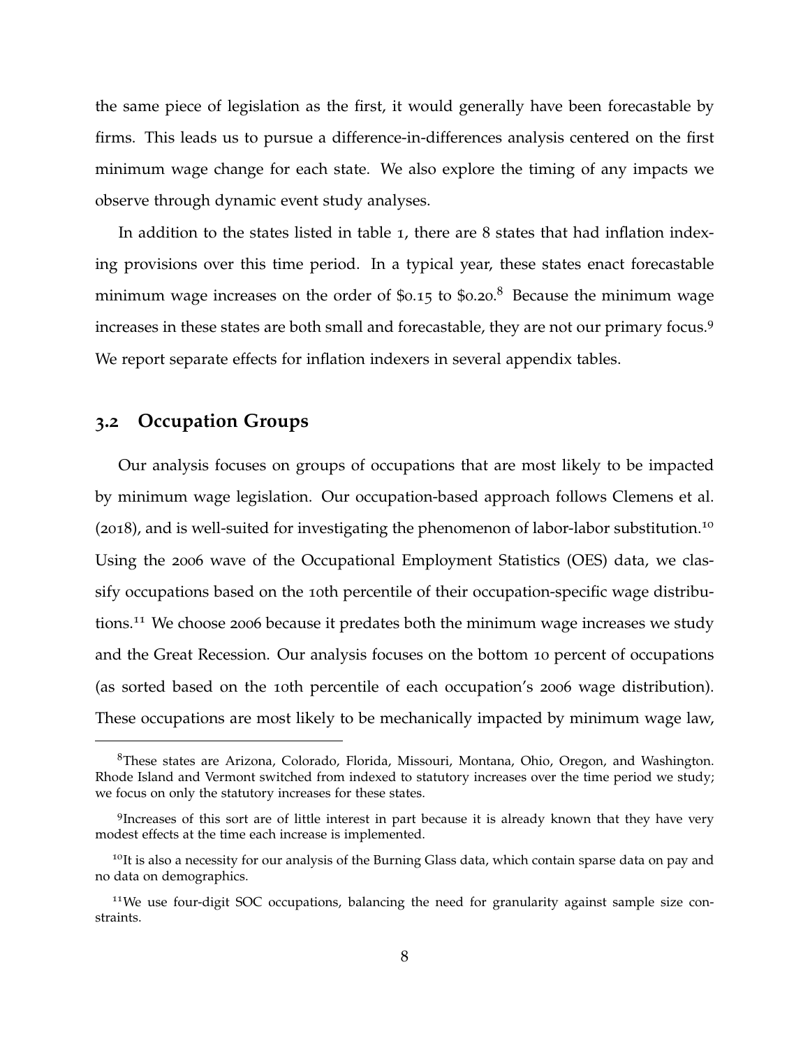the same piece of legislation as the first, it would generally have been forecastable by firms. This leads us to pursue a difference-in-differences analysis centered on the first minimum wage change for each state. We also explore the timing of any impacts we observe through dynamic event study analyses.

In addition to the states listed in table 1, there are 8 states that had inflation indexing provisions over this time period. In a typical year, these states enact forecastable minimum wage increases on the order of $0.15 to $0.20.[8] Because the minimum wage increases in these states are both small and forecastable, they are not our primary focus.[9] We report separate effects for inflation indexers in several appendix tables.

## 3.2 Occupation Groups

Our analysis focuses on groups of occupations that are most likely to be impacted by minimum wage legislation. Our occupation-based approach follows Clemens et al. (2018), and is well-suited for investigating the phenomenon of labor-labor substitution.[10] Using the 2006 wave of the Occupational Employment Statistics (OES) data, we classify occupations based on the 10th percentile of their occupation-specific wage distributions.[11] We choose 2006 because it predates both the minimum wage increases we study and the Great Recession. Our analysis focuses on the bottom 10 percent of occupations (as sorted based on the 10th percentile of each occupation's 2006 wage distribution). These occupations are most likely to be mechanically impacted by minimum wage law,

---

[8]These states are Arizona, Colorado, Florida, Missouri, Montana, Ohio, Oregon, and Washington. Rhode Island and Vermont switched from indexed to statutory increases over the time period we study; we focus on only the statutory increases for these states.

[9]Increases of this sort are of little interest in part because it is already known that they have very modest effects at the time each increase is implemented.

[10]It is also a necessity for our analysis of the Burning Glass data, which contain sparse data on pay and no data on demographics.

[11]We use four-digit SOC occupations, balancing the need for granularity against sample size constraints.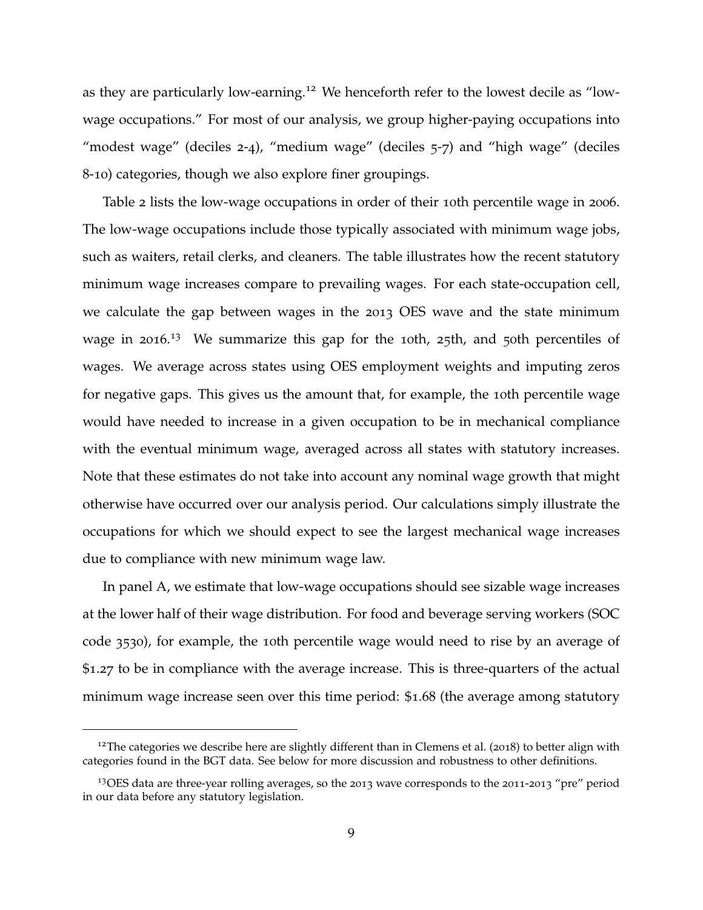as they are particularly low-earning.[12] We henceforth refer to the lowest decile as "low-wage occupations." For most of our analysis, we group higher-paying occupations into "modest wage" (deciles 2-4), "medium wage" (deciles 5-7) and "high wage" (deciles 8-10) categories, though we also explore finer groupings.

Table 2 lists the low-wage occupations in order of their 10th percentile wage in 2006. The low-wage occupations include those typically associated with minimum wage jobs, such as waiters, retail clerks, and cleaners. The table illustrates how the recent statutory minimum wage increases compare to prevailing wages. For each state-occupation cell, we calculate the gap between wages in the 2013 OES wave and the state minimum wage in 2016.[13] We summarize this gap for the 10th, 25th, and 50th percentiles of wages. We average across states using OES employment weights and imputing zeros for negative gaps. This gives us the amount that, for example, the 10th percentile wage would have needed to increase in a given occupation to be in mechanical compliance with the eventual minimum wage, averaged across all states with statutory increases. Note that these estimates do not take into account any nominal wage growth that might otherwise have occurred over our analysis period. Our calculations simply illustrate the occupations for which we should expect to see the largest mechanical wage increases due to compliance with new minimum wage law.

In panel A, we estimate that low-wage occupations should see sizable wage increases at the lower half of their wage distribution. For food and beverage serving workers (SOC code 3530), for example, the 10th percentile wage would need to rise by an average of \$1.27 to be in compliance with the average increase. This is three-quarters of the actual minimum wage increase seen over this time period: \$1.68 (the average among statutory

---

[12] The categories we describe here are slightly different than in Clemens et al. (2018) to better align with categories found in the BGT data. See below for more discussion and robustness to other definitions.

[13] OES data are three-year rolling averages, so the 2013 wave corresponds to the 2011-2013 "pre" period in our data before any statutory legislation.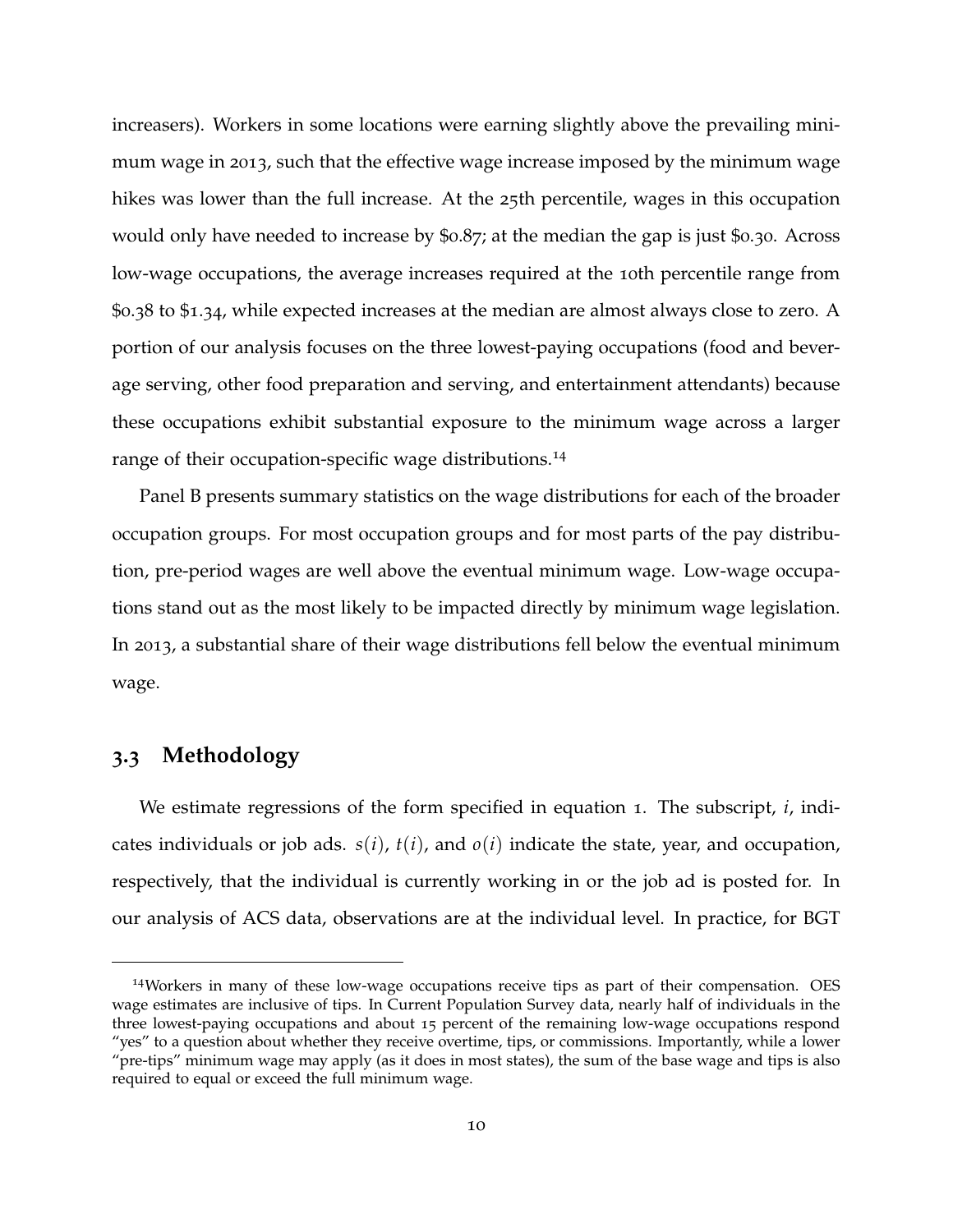increasers). Workers in some locations were earning slightly above the prevailing minimum wage in 2013, such that the effective wage increase imposed by the minimum wage hikes was lower than the full increase. At the 25th percentile, wages in this occupation would only have needed to increase by $0.87; at the median the gap is just $0.30. Across low-wage occupations, the average increases required at the 10th percentile range from $0.38 to $1.34, while expected increases at the median are almost always close to zero. A portion of our analysis focuses on the three lowest-paying occupations (food and beverage serving, other food preparation and serving, and entertainment attendants) because these occupations exhibit substantial exposure to the minimum wage across a larger range of their occupation-specific wage distributions.[14]

Panel B presents summary statistics on the wage distributions for each of the broader occupation groups. For most occupation groups and for most parts of the pay distribution, pre-period wages are well above the eventual minimum wage. Low-wage occupations stand out as the most likely to be impacted directly by minimum wage legislation. In 2013, a substantial share of their wage distributions fell below the eventual minimum wage.

## 3.3 Methodology

We estimate regressions of the form specified in equation 1. The subscript, $i$, indicates individuals or job ads. $s(i)$, $t(i)$, and $o(i)$ indicate the state, year, and occupation, respectively, that the individual is currently working in or the job ad is posted for. In our analysis of ACS data, observations are at the individual level. In practice, for BGT

[14] Workers in many of these low-wage occupations receive tips as part of their compensation. OES wage estimates are inclusive of tips. In Current Population Survey data, nearly half of individuals in the three lowest-paying occupations and about 15 percent of the remaining low-wage occupations respond "yes" to a question about whether they receive overtime, tips, or commissions. Importantly, while a lower "pre-tips" minimum wage may apply (as it does in most states), the sum of the base wage and tips is also required to equal or exceed the full minimum wage.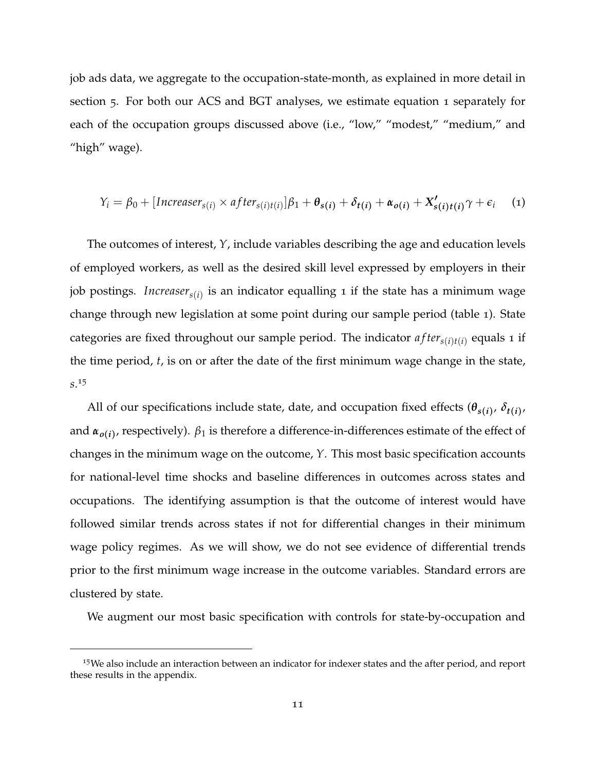job ads data, we aggregate to the occupation-state-month, as explained in more detail in section 5. For both our ACS and BGT analyses, we estimate equation 1 separately for each of the occupation groups discussed above (i.e., "low," "modest," "medium," and "high" wage).

$$Y_i = \beta_0 + [Increaser_{s(i)} \times after_{s(i)t(i)}]\beta_1 + \boldsymbol{\theta_{s(i)}} + \boldsymbol{\delta_{t(i)}} + \boldsymbol{\alpha_{o(i)}} + \boldsymbol{X'_{s(i)t(i)}}\gamma + \epsilon_i \quad (1)$$

The outcomes of interest, $Y$, include variables describing the age and education levels of employed workers, as well as the desired skill level expressed by employers in their job postings. $Increaser_{s(i)}$ is an indicator equalling 1 if the state has a minimum wage change through new legislation at some point during our sample period (table 1). State categories are fixed throughout our sample period. The indicator $after_{s(i)t(i)}$ equals 1 if the time period, $t$, is on or after the date of the first minimum wage change in the state, $s$.[15]

All of our specifications include state, date, and occupation fixed effects ($\boldsymbol{\theta_{s(i)}}$, $\boldsymbol{\delta_{t(i)}}$, and $\boldsymbol{\alpha_{o(i)}}$, respectively). $\beta_1$ is therefore a difference-in-differences estimate of the effect of changes in the minimum wage on the outcome, $Y$. This most basic specification accounts for national-level time shocks and baseline differences in outcomes across states and occupations. The identifying assumption is that the outcome of interest would have followed similar trends across states if not for differential changes in their minimum wage policy regimes. As we will show, we do not see evidence of differential trends prior to the first minimum wage increase in the outcome variables. Standard errors are clustered by state.

We augment our most basic specification with controls for state-by-occupation and

[15] We also include an interaction between an indicator for indexer states and the after period, and report these results in the appendix.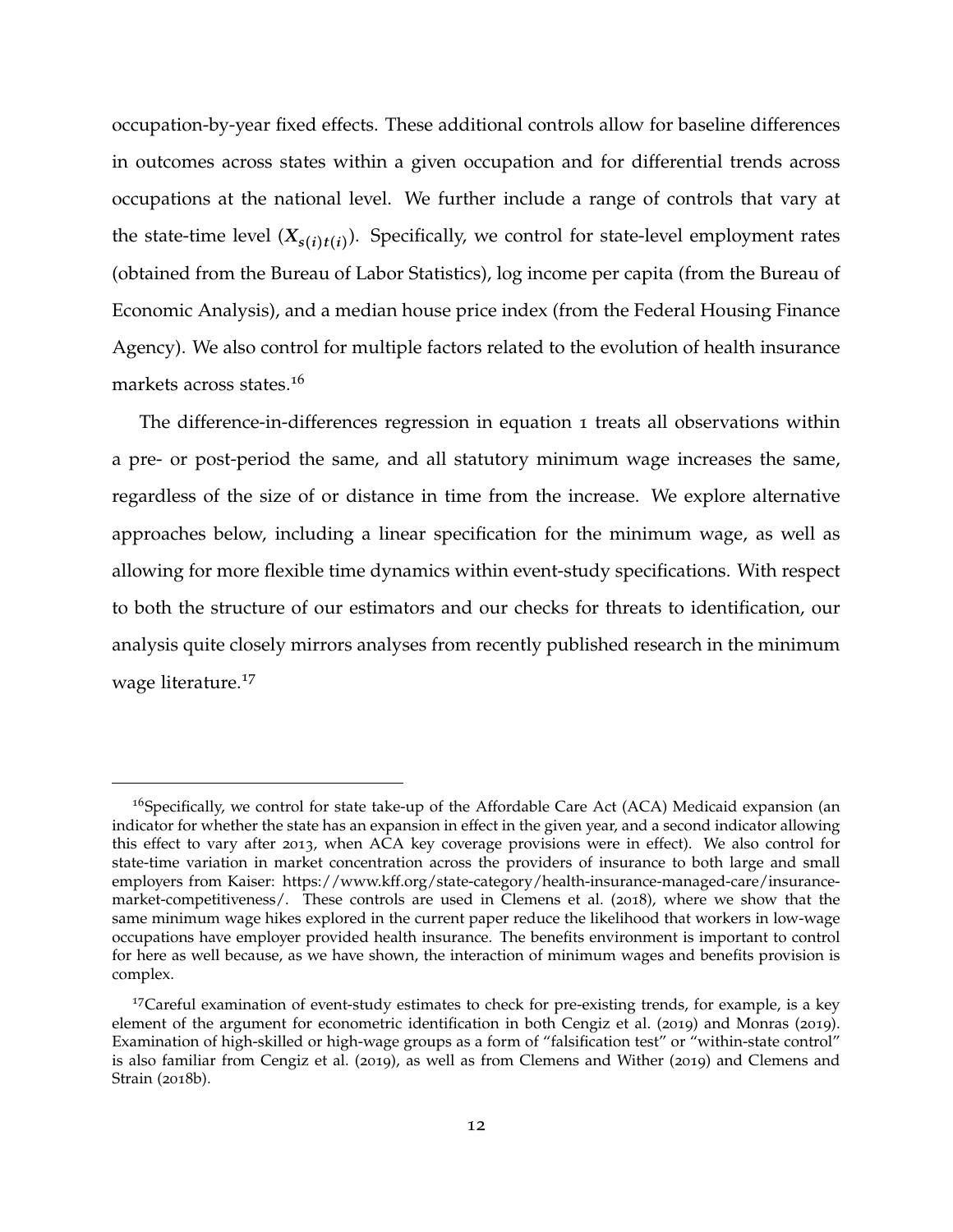occupation-by-year fixed effects. These additional controls allow for baseline differences in outcomes across states within a given occupation and for differential trends across occupations at the national level. We further include a range of controls that vary at the state-time level ($X_{s(i)t(i)}$). Specifically, we control for state-level employment rates (obtained from the Bureau of Labor Statistics), log income per capita (from the Bureau of Economic Analysis), and a median house price index (from the Federal Housing Finance Agency). We also control for multiple factors related to the evolution of health insurance markets across states.[16]

The difference-in-differences regression in equation 1 treats all observations within a pre- or post-period the same, and all statutory minimum wage increases the same, regardless of the size of or distance in time from the increase. We explore alternative approaches below, including a linear specification for the minimum wage, as well as allowing for more flexible time dynamics within event-study specifications. With respect to both the structure of our estimators and our checks for threats to identification, our analysis quite closely mirrors analyses from recently published research in the minimum wage literature.[17]

---

[16] Specifically, we control for state take-up of the Affordable Care Act (ACA) Medicaid expansion (an indicator for whether the state has an expansion in effect in the given year, and a second indicator allowing this effect to vary after 2013, when ACA key coverage provisions were in effect). We also control for state-time variation in market concentration across the providers of insurance to both large and small employers from Kaiser: https://www.kff.org/state-category/health-insurance-managed-care/insurance-market-competitiveness/. These controls are used in Clemens et al. (2018), where we show that the same minimum wage hikes explored in the current paper reduce the likelihood that workers in low-wage occupations have employer provided health insurance. The benefits environment is important to control for here as well because, as we have shown, the interaction of minimum wages and benefits provision is complex.

[17] Careful examination of event-study estimates to check for pre-existing trends, for example, is a key element of the argument for econometric identification in both Cengiz et al. (2019) and Monras (2019). Examination of high-skilled or high-wage groups as a form of "falsification test" or "within-state control" is also familiar from Cengiz et al. (2019), as well as from Clemens and Wither (2019) and Clemens and Strain (2018b).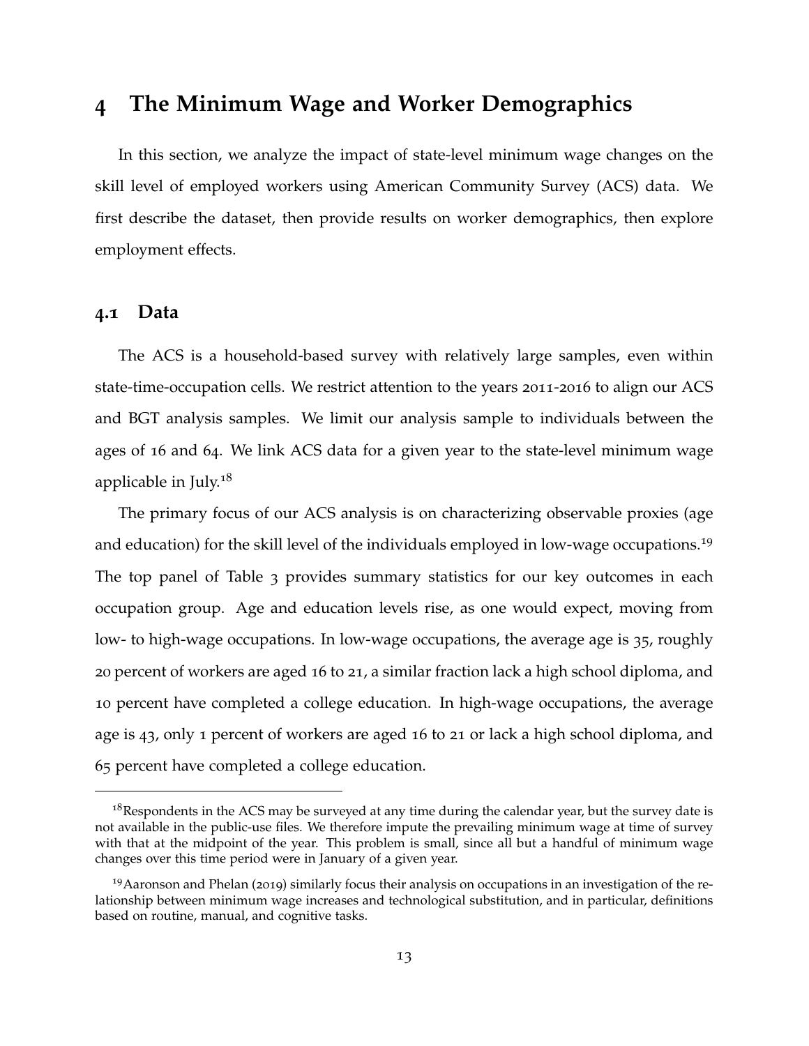# 4 The Minimum Wage and Worker Demographics

In this section, we analyze the impact of state-level minimum wage changes on the skill level of employed workers using American Community Survey (ACS) data. We first describe the dataset, then provide results on worker demographics, then explore employment effects.

## 4.1 Data

The ACS is a household-based survey with relatively large samples, even within state-time-occupation cells. We restrict attention to the years 2011-2016 to align our ACS and BGT analysis samples. We limit our analysis sample to individuals between the ages of 16 and 64. We link ACS data for a given year to the state-level minimum wage applicable in July.[18]

The primary focus of our ACS analysis is on characterizing observable proxies (age and education) for the skill level of the individuals employed in low-wage occupations.[19] The top panel of Table 3 provides summary statistics for our key outcomes in each occupation group. Age and education levels rise, as one would expect, moving from low- to high-wage occupations. In low-wage occupations, the average age is 35, roughly 20 percent of workers are aged 16 to 21, a similar fraction lack a high school diploma, and 10 percent have completed a college education. In high-wage occupations, the average age is 43, only 1 percent of workers are aged 16 to 21 or lack a high school diploma, and 65 percent have completed a college education.

---

[18] Respondents in the ACS may be surveyed at any time during the calendar year, but the survey date is not available in the public-use files. We therefore impute the prevailing minimum wage at time of survey with that at the midpoint of the year. This problem is small, since all but a handful of minimum wage changes over this time period were in January of a given year.

[19] Aaronson and Phelan (2019) similarly focus their analysis on occupations in an investigation of the relationship between minimum wage increases and technological substitution, and in particular, definitions based on routine, manual, and cognitive tasks.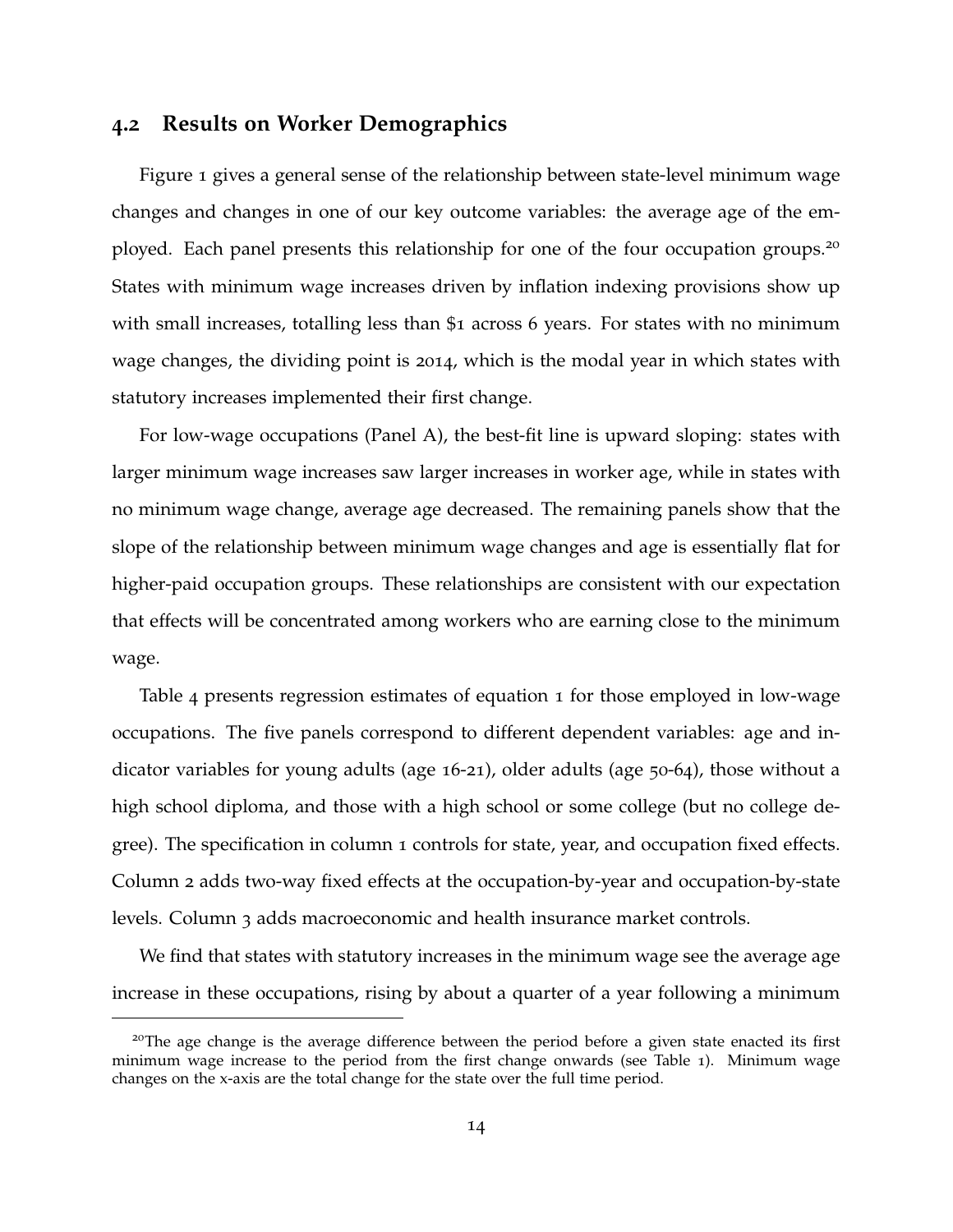## 4.2 Results on Worker Demographics

Figure 1 gives a general sense of the relationship between state-level minimum wage changes and changes in one of our key outcome variables: the average age of the employed. Each panel presents this relationship for one of the four occupation groups.[20] States with minimum wage increases driven by inflation indexing provisions show up with small increases, totalling less than $1 across 6 years. For states with no minimum wage changes, the dividing point is 2014, which is the modal year in which states with statutory increases implemented their first change.

For low-wage occupations (Panel A), the best-fit line is upward sloping: states with larger minimum wage increases saw larger increases in worker age, while in states with no minimum wage change, average age decreased. The remaining panels show that the slope of the relationship between minimum wage changes and age is essentially flat for higher-paid occupation groups. These relationships are consistent with our expectation that effects will be concentrated among workers who are earning close to the minimum wage.

Table 4 presents regression estimates of equation 1 for those employed in low-wage occupations. The five panels correspond to different dependent variables: age and indicator variables for young adults (age 16-21), older adults (age 50-64), those without a high school diploma, and those with a high school or some college (but no college degree). The specification in column 1 controls for state, year, and occupation fixed effects. Column 2 adds two-way fixed effects at the occupation-by-year and occupation-by-state levels. Column 3 adds macroeconomic and health insurance market controls.

We find that states with statutory increases in the minimum wage see the average age increase in these occupations, rising by about a quarter of a year following a minimum

[20] The age change is the average difference between the period before a given state enacted its first minimum wage increase to the period from the first change onwards (see Table 1). Minimum wage changes on the x-axis are the total change for the state over the full time period.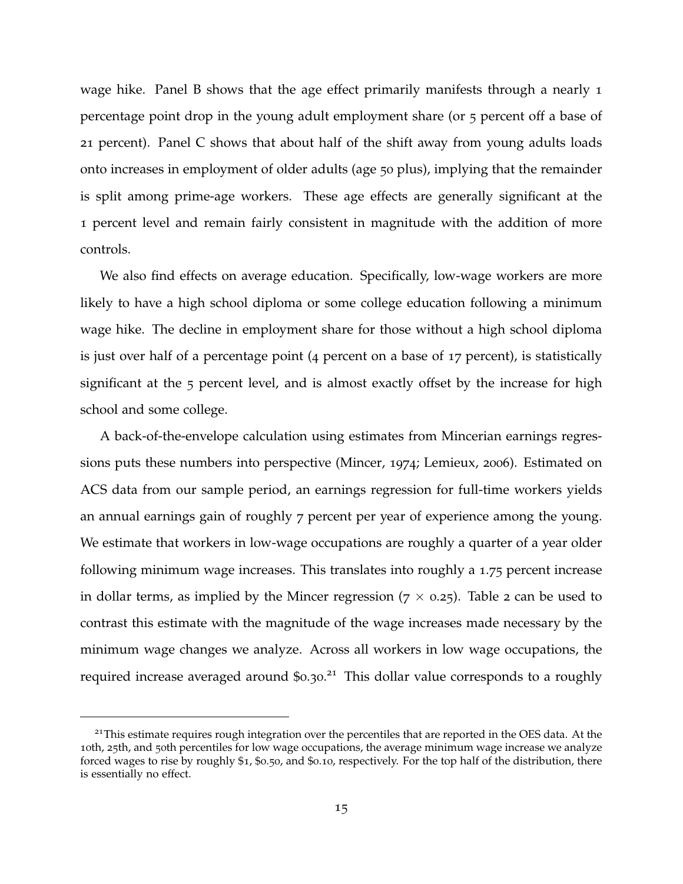wage hike. Panel B shows that the age effect primarily manifests through a nearly 1 percentage point drop in the young adult employment share (or 5 percent off a base of 21 percent). Panel C shows that about half of the shift away from young adults loads onto increases in employment of older adults (age 50 plus), implying that the remainder is split among prime-age workers. These age effects are generally significant at the 1 percent level and remain fairly consistent in magnitude with the addition of more controls.

We also find effects on average education. Specifically, low-wage workers are more likely to have a high school diploma or some college education following a minimum wage hike. The decline in employment share for those without a high school diploma is just over half of a percentage point (4 percent on a base of 17 percent), is statistically significant at the 5 percent level, and is almost exactly offset by the increase for high school and some college.

A back-of-the-envelope calculation using estimates from Mincerian earnings regressions puts these numbers into perspective (Mincer, 1974; Lemieux, 2006). Estimated on ACS data from our sample period, an earnings regression for full-time workers yields an annual earnings gain of roughly 7 percent per year of experience among the young. We estimate that workers in low-wage occupations are roughly a quarter of a year older following minimum wage increases. This translates into roughly a 1.75 percent increase in dollar terms, as implied by the Mincer regression ($7 \times 0.25$). Table 2 can be used to contrast this estimate with the magnitude of the wage increases made necessary by the minimum wage changes we analyze. Across all workers in low wage occupations, the required increase averaged around \$0.30.[21] This dollar value corresponds to a roughly

[21] This estimate requires rough integration over the percentiles that are reported in the OES data. At the 10th, 25th, and 50th percentiles for low wage occupations, the average minimum wage increase we analyze forced wages to rise by roughly \$1, \$0.50, and \$0.10, respectively. For the top half of the distribution, there is essentially no effect.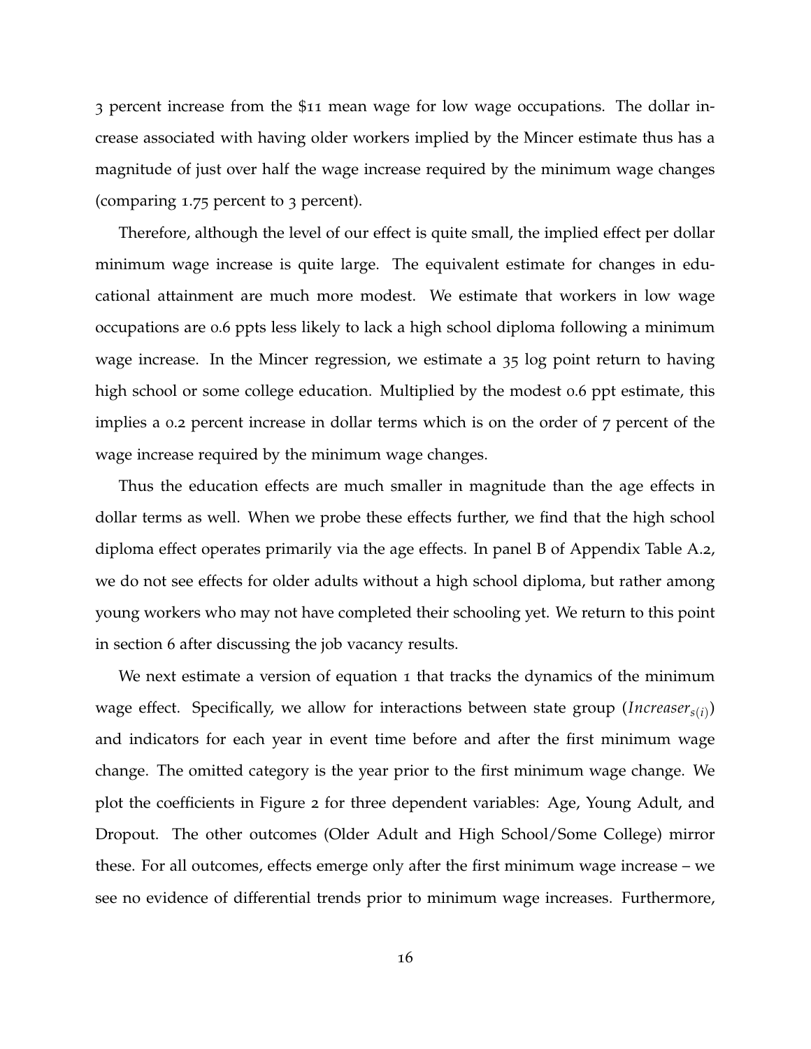3 percent increase from the $11 mean wage for low wage occupations. The dollar increase associated with having older workers implied by the Mincer estimate thus has a magnitude of just over half the wage increase required by the minimum wage changes (comparing 1.75 percent to 3 percent).

Therefore, although the level of our effect is quite small, the implied effect per dollar minimum wage increase is quite large. The equivalent estimate for changes in educational attainment are much more modest. We estimate that workers in low wage occupations are 0.6 ppts less likely to lack a high school diploma following a minimum wage increase. In the Mincer regression, we estimate a 35 log point return to having high school or some college education. Multiplied by the modest 0.6 ppt estimate, this implies a 0.2 percent increase in dollar terms which is on the order of 7 percent of the wage increase required by the minimum wage changes.

Thus the education effects are much smaller in magnitude than the age effects in dollar terms as well. When we probe these effects further, we find that the high school diploma effect operates primarily via the age effects. In panel B of Appendix Table A.2, we do not see effects for older adults without a high school diploma, but rather among young workers who may not have completed their schooling yet. We return to this point in section 6 after discussing the job vacancy results.

We next estimate a version of equation 1 that tracks the dynamics of the minimum wage effect. Specifically, we allow for interactions between state group ($Increaser_{s(i)}$) and indicators for each year in event time before and after the first minimum wage change. The omitted category is the year prior to the first minimum wage change. We plot the coefficients in Figure 2 for three dependent variables: Age, Young Adult, and Dropout. The other outcomes (Older Adult and High School/Some College) mirror these. For all outcomes, effects emerge only after the first minimum wage increase – we see no evidence of differential trends prior to minimum wage increases. Furthermore,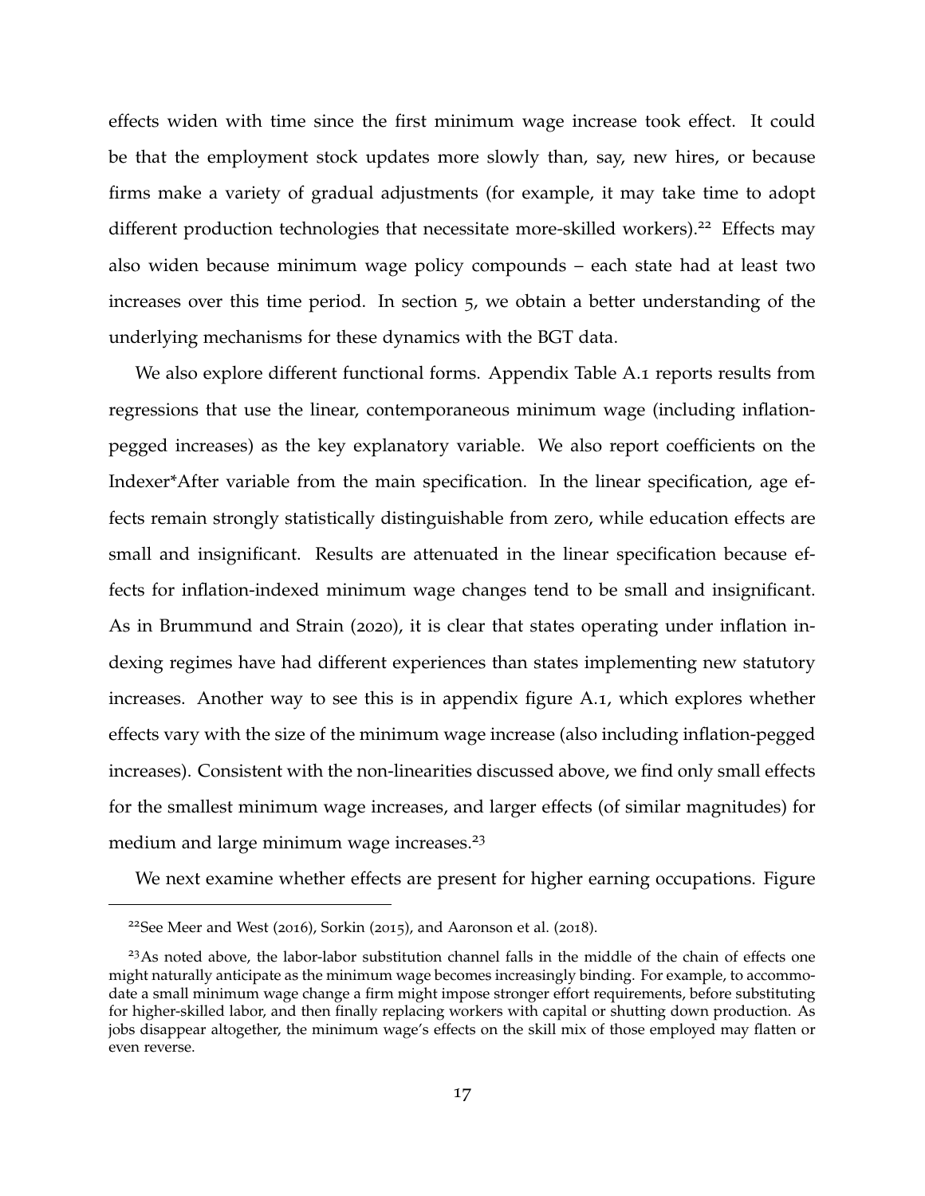effects widen with time since the first minimum wage increase took effect. It could be that the employment stock updates more slowly than, say, new hires, or because firms make a variety of gradual adjustments (for example, it may take time to adopt different production technologies that necessitate more-skilled workers).[22] Effects may also widen because minimum wage policy compounds – each state had at least two increases over this time period. In section 5, we obtain a better understanding of the underlying mechanisms for these dynamics with the BGT data.

We also explore different functional forms. Appendix Table A.1 reports results from regressions that use the linear, contemporaneous minimum wage (including inflation-pegged increases) as the key explanatory variable. We also report coefficients on the Indexer*After variable from the main specification. In the linear specification, age effects remain strongly statistically distinguishable from zero, while education effects are small and insignificant. Results are attenuated in the linear specification because effects for inflation-indexed minimum wage changes tend to be small and insignificant. As in Brummund and Strain (2020), it is clear that states operating under inflation indexing regimes have had different experiences than states implementing new statutory increases. Another way to see this is in appendix figure A.1, which explores whether effects vary with the size of the minimum wage increase (also including inflation-pegged increases). Consistent with the non-linearities discussed above, we find only small effects for the smallest minimum wage increases, and larger effects (of similar magnitudes) for medium and large minimum wage increases.[23]

We next examine whether effects are present for higher earning occupations. Figure

---

[22] See Meer and West (2016), Sorkin (2015), and Aaronson et al. (2018).

[23] As noted above, the labor-labor substitution channel falls in the middle of the chain of effects one might naturally anticipate as the minimum wage becomes increasingly binding. For example, to accommodate a small minimum wage change a firm might impose stronger effort requirements, before substituting for higher-skilled labor, and then finally replacing workers with capital or shutting down production. As jobs disappear altogether, the minimum wage's effects on the skill mix of those employed may flatten or even reverse.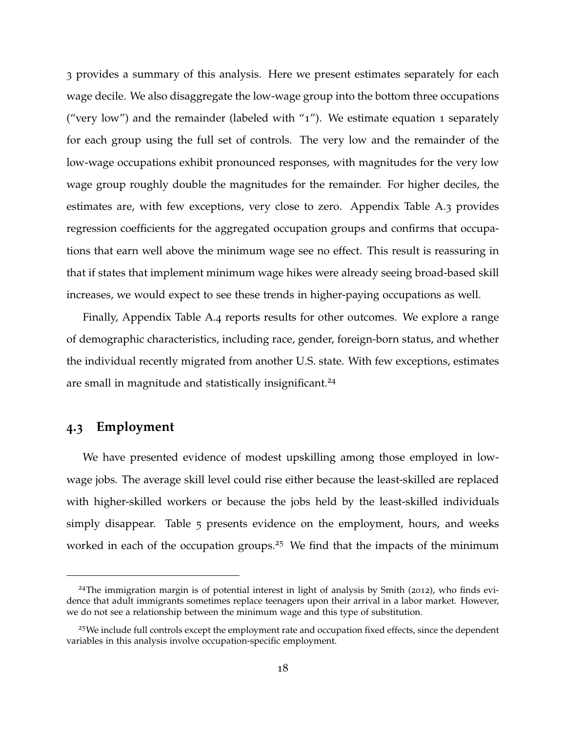3 provides a summary of this analysis. Here we present estimates separately for each wage decile. We also disaggregate the low-wage group into the bottom three occupations ("very low") and the remainder (labeled with "1"). We estimate equation 1 separately for each group using the full set of controls. The very low and the remainder of the low-wage occupations exhibit pronounced responses, with magnitudes for the very low wage group roughly double the magnitudes for the remainder. For higher deciles, the estimates are, with few exceptions, very close to zero. Appendix Table A.3 provides regression coefficients for the aggregated occupation groups and confirms that occupations that earn well above the minimum wage see no effect. This result is reassuring in that if states that implement minimum wage hikes were already seeing broad-based skill increases, we would expect to see these trends in higher-paying occupations as well.

Finally, Appendix Table A.4 reports results for other outcomes. We explore a range of demographic characteristics, including race, gender, foreign-born status, and whether the individual recently migrated from another U.S. state. With few exceptions, estimates are small in magnitude and statistically insignificant.[24]

## 4.3 Employment

We have presented evidence of modest upskilling among those employed in low-wage jobs. The average skill level could rise either because the least-skilled are replaced with higher-skilled workers or because the jobs held by the least-skilled individuals simply disappear. Table 5 presents evidence on the employment, hours, and weeks worked in each of the occupation groups.[25] We find that the impacts of the minimum

[24] The immigration margin is of potential interest in light of analysis by Smith (2012), who finds evidence that adult immigrants sometimes replace teenagers upon their arrival in a labor market. However, we do not see a relationship between the minimum wage and this type of substitution.

[25] We include full controls except the employment rate and occupation fixed effects, since the dependent variables in this analysis involve occupation-specific employment.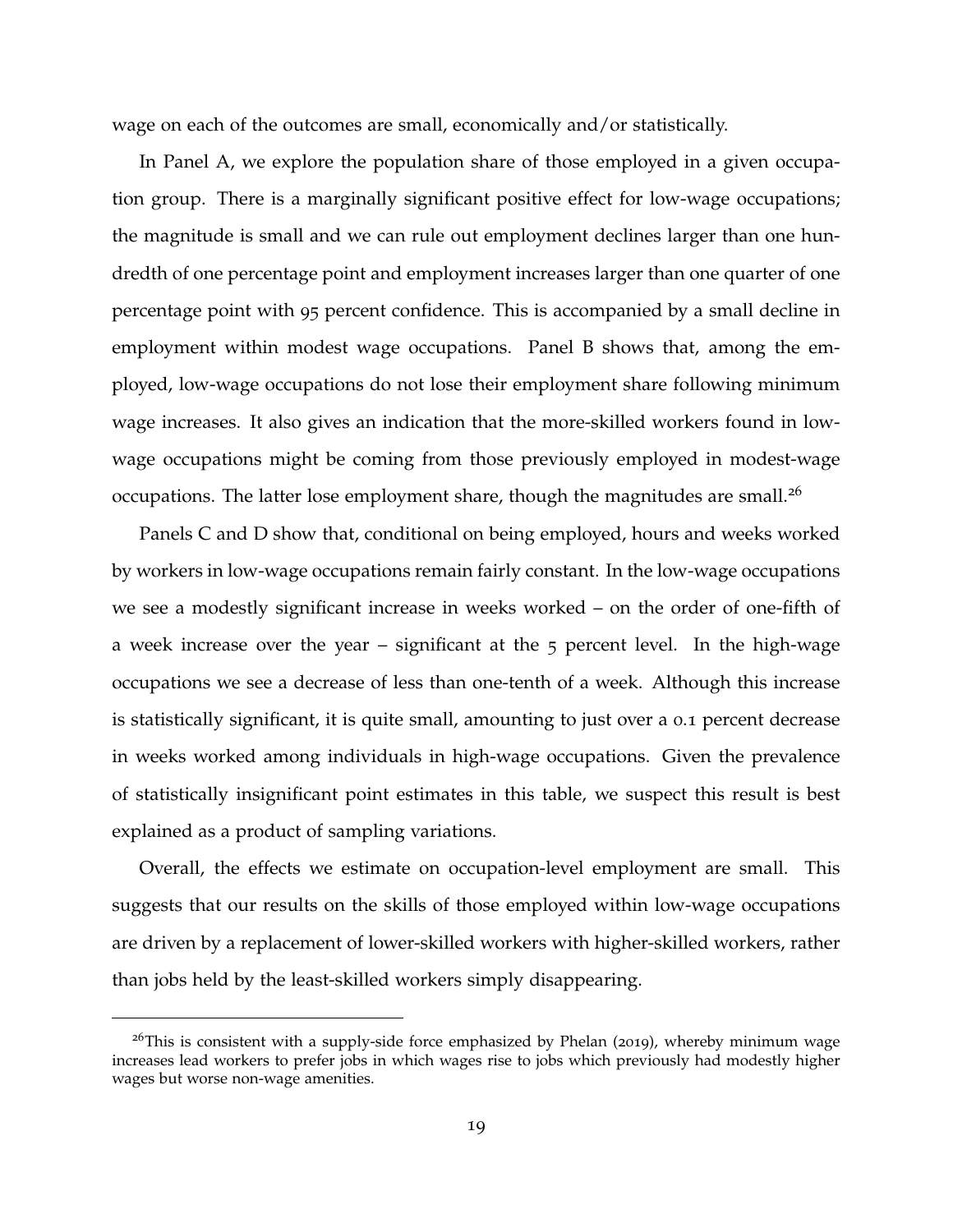wage on each of the outcomes are small, economically and/or statistically.

In Panel A, we explore the population share of those employed in a given occupation group. There is a marginally significant positive effect for low-wage occupations; the magnitude is small and we can rule out employment declines larger than one hundredth of one percentage point and employment increases larger than one quarter of one percentage point with 95 percent confidence. This is accompanied by a small decline in employment within modest wage occupations. Panel B shows that, among the employed, low-wage occupations do not lose their employment share following minimum wage increases. It also gives an indication that the more-skilled workers found in low-wage occupations might be coming from those previously employed in modest-wage occupations. The latter lose employment share, though the magnitudes are small.[26]

Panels C and D show that, conditional on being employed, hours and weeks worked by workers in low-wage occupations remain fairly constant. In the low-wage occupations we see a modestly significant increase in weeks worked – on the order of one-fifth of a week increase over the year – significant at the 5 percent level. In the high-wage occupations we see a decrease of less than one-tenth of a week. Although this increase is statistically significant, it is quite small, amounting to just over a 0.1 percent decrease in weeks worked among individuals in high-wage occupations. Given the prevalence of statistically insignificant point estimates in this table, we suspect this result is best explained as a product of sampling variations.

Overall, the effects we estimate on occupation-level employment are small. This suggests that our results on the skills of those employed within low-wage occupations are driven by a replacement of lower-skilled workers with higher-skilled workers, rather than jobs held by the least-skilled workers simply disappearing.

---

[26]This is consistent with a supply-side force emphasized by Phelan (2019), whereby minimum wage increases lead workers to prefer jobs in which wages rise to jobs which previously had modestly higher wages but worse non-wage amenities.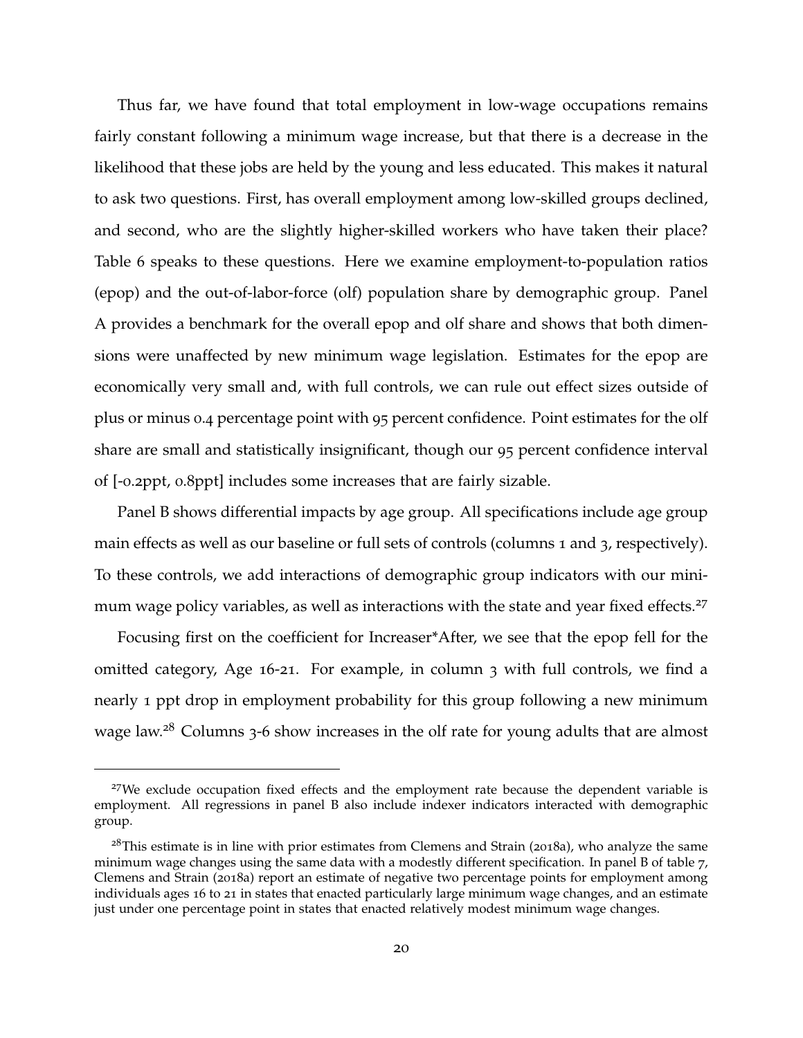Thus far, we have found that total employment in low-wage occupations remains fairly constant following a minimum wage increase, but that there is a decrease in the likelihood that these jobs are held by the young and less educated. This makes it natural to ask two questions. First, has overall employment among low-skilled groups declined, and second, who are the slightly higher-skilled workers who have taken their place? Table 6 speaks to these questions. Here we examine employment-to-population ratios (epop) and the out-of-labor-force (olf) population share by demographic group. Panel A provides a benchmark for the overall epop and olf share and shows that both dimensions were unaffected by new minimum wage legislation. Estimates for the epop are economically very small and, with full controls, we can rule out effect sizes outside of plus or minus 0.4 percentage point with 95 percent confidence. Point estimates for the olf share are small and statistically insignificant, though our 95 percent confidence interval of [-0.2ppt, 0.8ppt] includes some increases that are fairly sizable.

Panel B shows differential impacts by age group. All specifications include age group main effects as well as our baseline or full sets of controls (columns 1 and 3, respectively). To these controls, we add interactions of demographic group indicators with our minimum wage policy variables, as well as interactions with the state and year fixed effects.[27]

Focusing first on the coefficient for Increaser*After, we see that the epop fell for the omitted category, Age 16-21. For example, in column 3 with full controls, we find a nearly 1 ppt drop in employment probability for this group following a new minimum wage law.[28] Columns 3-6 show increases in the olf rate for young adults that are almost

---

[27] We exclude occupation fixed effects and the employment rate because the dependent variable is employment. All regressions in panel B also include indexer indicators interacted with demographic group.

[28] This estimate is in line with prior estimates from Clemens and Strain (2018a), who analyze the same minimum wage changes using the same data with a modestly different specification. In panel B of table 7, Clemens and Strain (2018a) report an estimate of negative two percentage points for employment among individuals ages 16 to 21 in states that enacted particularly large minimum wage changes, and an estimate just under one percentage point in states that enacted relatively modest minimum wage changes.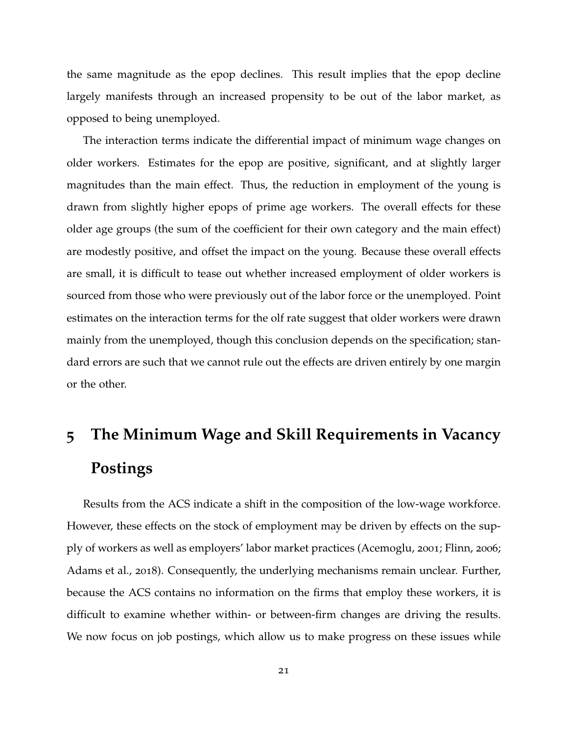the same magnitude as the epop declines. This result implies that the epop decline largely manifests through an increased propensity to be out of the labor market, as opposed to being unemployed.

The interaction terms indicate the differential impact of minimum wage changes on older workers. Estimates for the epop are positive, significant, and at slightly larger magnitudes than the main effect. Thus, the reduction in employment of the young is drawn from slightly higher epops of prime age workers. The overall effects for these older age groups (the sum of the coefficient for their own category and the main effect) are modestly positive, and offset the impact on the young. Because these overall effects are small, it is difficult to tease out whether increased employment of older workers is sourced from those who were previously out of the labor force or the unemployed. Point estimates on the interaction terms for the olf rate suggest that older workers were drawn mainly from the unemployed, though this conclusion depends on the specification; standard errors are such that we cannot rule out the effects are driven entirely by one margin or the other.

# 5 The Minimum Wage and Skill Requirements in Vacancy Postings

Results from the ACS indicate a shift in the composition of the low-wage workforce. However, these effects on the stock of employment may be driven by effects on the supply of workers as well as employers' labor market practices (Acemoglu, 2001; Flinn, 2006; Adams et al., 2018). Consequently, the underlying mechanisms remain unclear. Further, because the ACS contains no information on the firms that employ these workers, it is difficult to examine whether within- or between-firm changes are driving the results. We now focus on job postings, which allow us to make progress on these issues while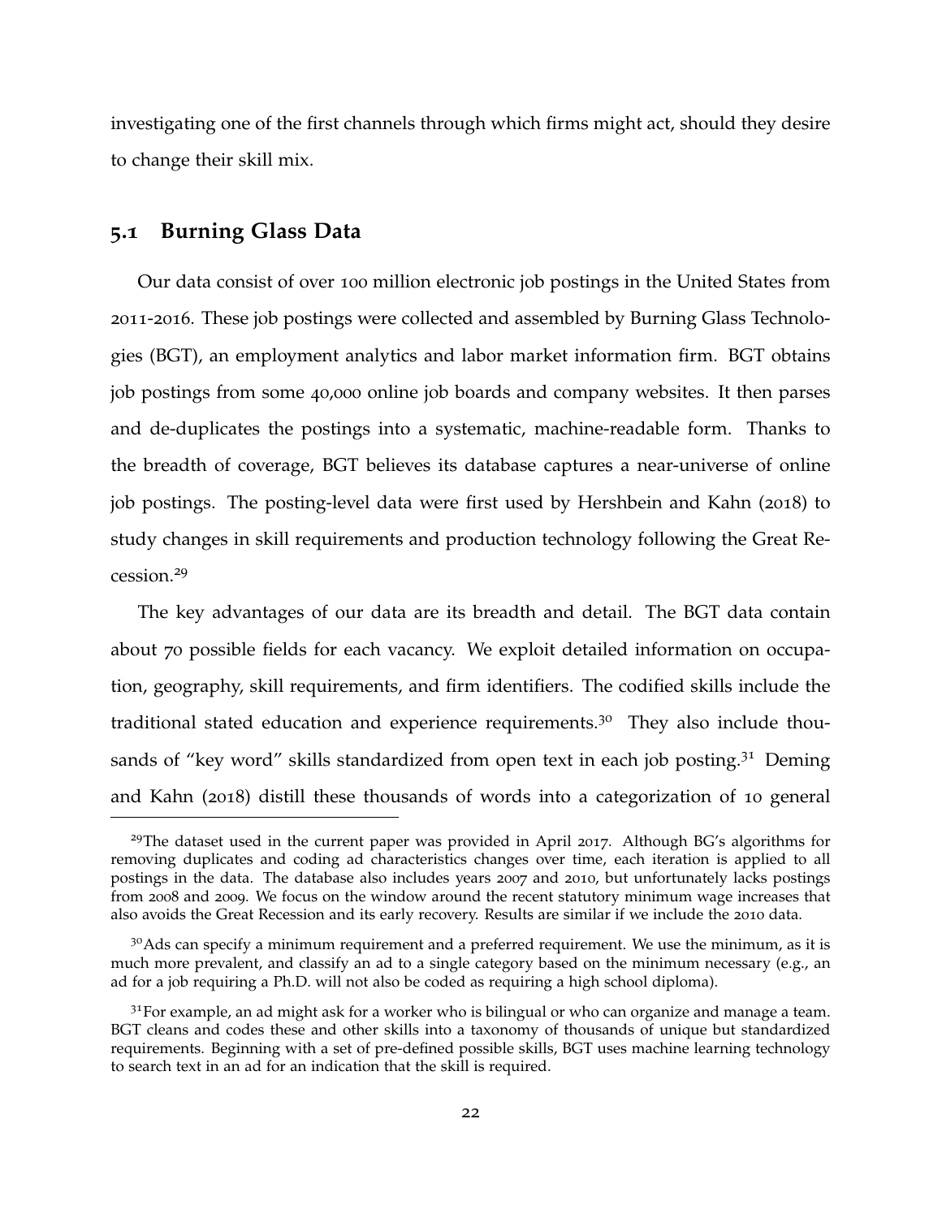investigating one of the first channels through which firms might act, should they desire to change their skill mix.

## 5.1 Burning Glass Data

Our data consist of over 100 million electronic job postings in the United States from 2011-2016. These job postings were collected and assembled by Burning Glass Technologies (BGT), an employment analytics and labor market information firm. BGT obtains job postings from some 40,000 online job boards and company websites. It then parses and de-duplicates the postings into a systematic, machine-readable form. Thanks to the breadth of coverage, BGT believes its database captures a near-universe of online job postings. The posting-level data were first used by Hershbein and Kahn (2018) to study changes in skill requirements and production technology following the Great Recession.[29]

The key advantages of our data are its breadth and detail. The BGT data contain about 70 possible fields for each vacancy. We exploit detailed information on occupation, geography, skill requirements, and firm identifiers. The codified skills include the traditional stated education and experience requirements.[30] They also include thousands of "key word" skills standardized from open text in each job posting.[31] Deming and Kahn (2018) distill these thousands of words into a categorization of 10 general

---

[29] The dataset used in the current paper was provided in April 2017. Although BG's algorithms for removing duplicates and coding ad characteristics changes over time, each iteration is applied to all postings in the data. The database also includes years 2007 and 2010, but unfortunately lacks postings from 2008 and 2009. We focus on the window around the recent statutory minimum wage increases that also avoids the Great Recession and its early recovery. Results are similar if we include the 2010 data.

[30] Ads can specify a minimum requirement and a preferred requirement. We use the minimum, as it is much more prevalent, and classify an ad to a single category based on the minimum necessary (e.g., an ad for a job requiring a Ph.D. will not also be coded as requiring a high school diploma).

[31] For example, an ad might ask for a worker who is bilingual or who can organize and manage a team. BGT cleans and codes these and other skills into a taxonomy of thousands of unique but standardized requirements. Beginning with a set of pre-defined possible skills, BGT uses machine learning technology to search text in an ad for an indication that the skill is required.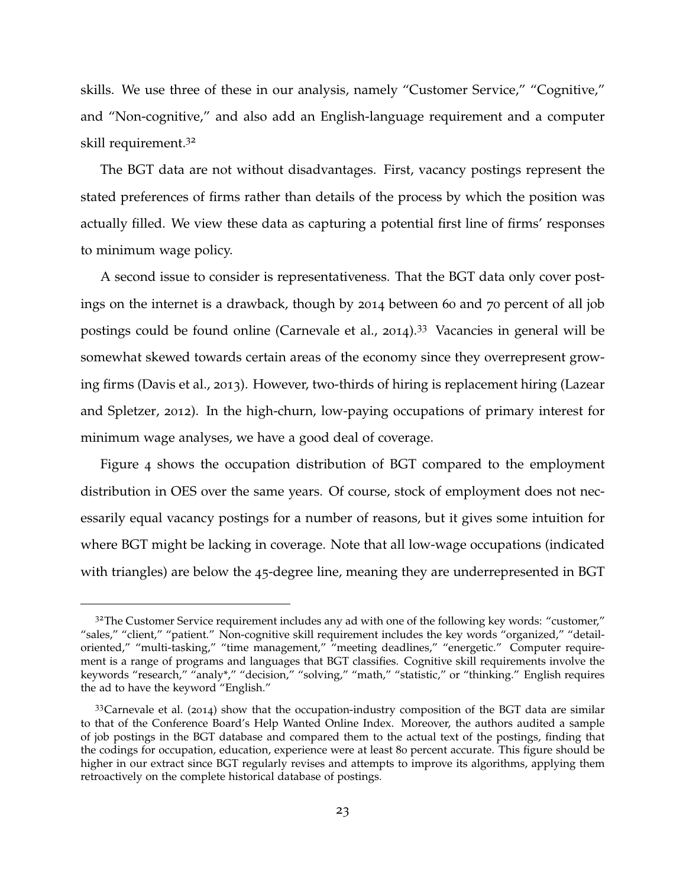skills. We use three of these in our analysis, namely "Customer Service," "Cognitive," and "Non-cognitive," and also add an English-language requirement and a computer skill requirement.[32]

The BGT data are not without disadvantages. First, vacancy postings represent the stated preferences of firms rather than details of the process by which the position was actually filled. We view these data as capturing a potential first line of firms' responses to minimum wage policy.

A second issue to consider is representativeness. That the BGT data only cover postings on the internet is a drawback, though by 2014 between 60 and 70 percent of all job postings could be found online (Carnevale et al., 2014).[33] Vacancies in general will be somewhat skewed towards certain areas of the economy since they overrepresent growing firms (Davis et al., 2013). However, two-thirds of hiring is replacement hiring (Lazear and Spletzer, 2012). In the high-churn, low-paying occupations of primary interest for minimum wage analyses, we have a good deal of coverage.

Figure 4 shows the occupation distribution of BGT compared to the employment distribution in OES over the same years. Of course, stock of employment does not necessarily equal vacancy postings for a number of reasons, but it gives some intuition for where BGT might be lacking in coverage. Note that all low-wage occupations (indicated with triangles) are below the 45-degree line, meaning they are underrepresented in BGT

---

[32]The Customer Service requirement includes any ad with one of the following key words: "customer," "sales," "client," "patient." Non-cognitive skill requirement includes the key words "organized," "detail-oriented," "multi-tasking," "time management," "meeting deadlines," "energetic." Computer requirement is a range of programs and languages that BGT classifies. Cognitive skill requirements involve the keywords "research," "analy*," "decision," "solving," "math," "statistic," or "thinking." English requires the ad to have the keyword "English."

[33]Carnevale et al. (2014) show that the occupation-industry composition of the BGT data are similar to that of the Conference Board's Help Wanted Online Index. Moreover, the authors audited a sample of job postings in the BGT database and compared them to the actual text of the postings, finding that the codings for occupation, education, experience were at least 80 percent accurate. This figure should be higher in our extract since BGT regularly revises and attempts to improve its algorithms, applying them retroactively on the complete historical database of postings.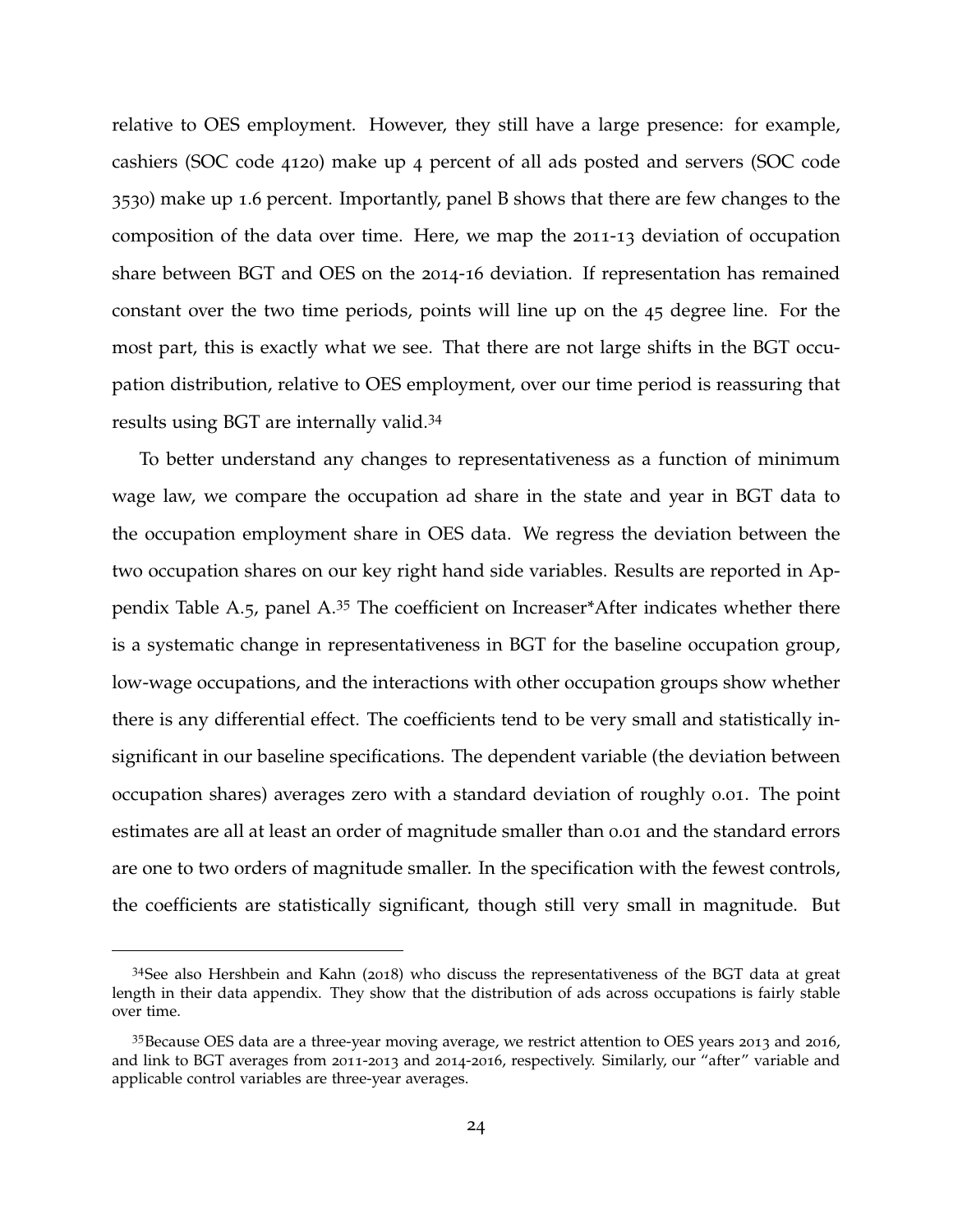relative to OES employment. However, they still have a large presence: for example, cashiers (SOC code 4120) make up 4 percent of all ads posted and servers (SOC code 3530) make up 1.6 percent. Importantly, panel B shows that there are few changes to the composition of the data over time. Here, we map the 2011-13 deviation of occupation share between BGT and OES on the 2014-16 deviation. If representation has remained constant over the two time periods, points will line up on the 45 degree line. For the most part, this is exactly what we see. That there are not large shifts in the BGT occupation distribution, relative to OES employment, over our time period is reassuring that results using BGT are internally valid.[34]

To better understand any changes to representativeness as a function of minimum wage law, we compare the occupation ad share in the state and year in BGT data to the occupation employment share in OES data. We regress the deviation between the two occupation shares on our key right hand side variables. Results are reported in Appendix Table A.5, panel A.[35] The coefficient on Increaser*After indicates whether there is a systematic change in representativeness in BGT for the baseline occupation group, low-wage occupations, and the interactions with other occupation groups show whether there is any differential effect. The coefficients tend to be very small and statistically insignificant in our baseline specifications. The dependent variable (the deviation between occupation shares) averages zero with a standard deviation of roughly 0.01. The point estimates are all at least an order of magnitude smaller than 0.01 and the standard errors are one to two orders of magnitude smaller. In the specification with the fewest controls, the coefficients are statistically significant, though still very small in magnitude. But

[34]See also Hershbein and Kahn (2018) who discuss the representativeness of the BGT data at great length in their data appendix. They show that the distribution of ads across occupations is fairly stable over time.

[35]Because OES data are a three-year moving average, we restrict attention to OES years 2013 and 2016, and link to BGT averages from 2011-2013 and 2014-2016, respectively. Similarly, our "after" variable and applicable control variables are three-year averages.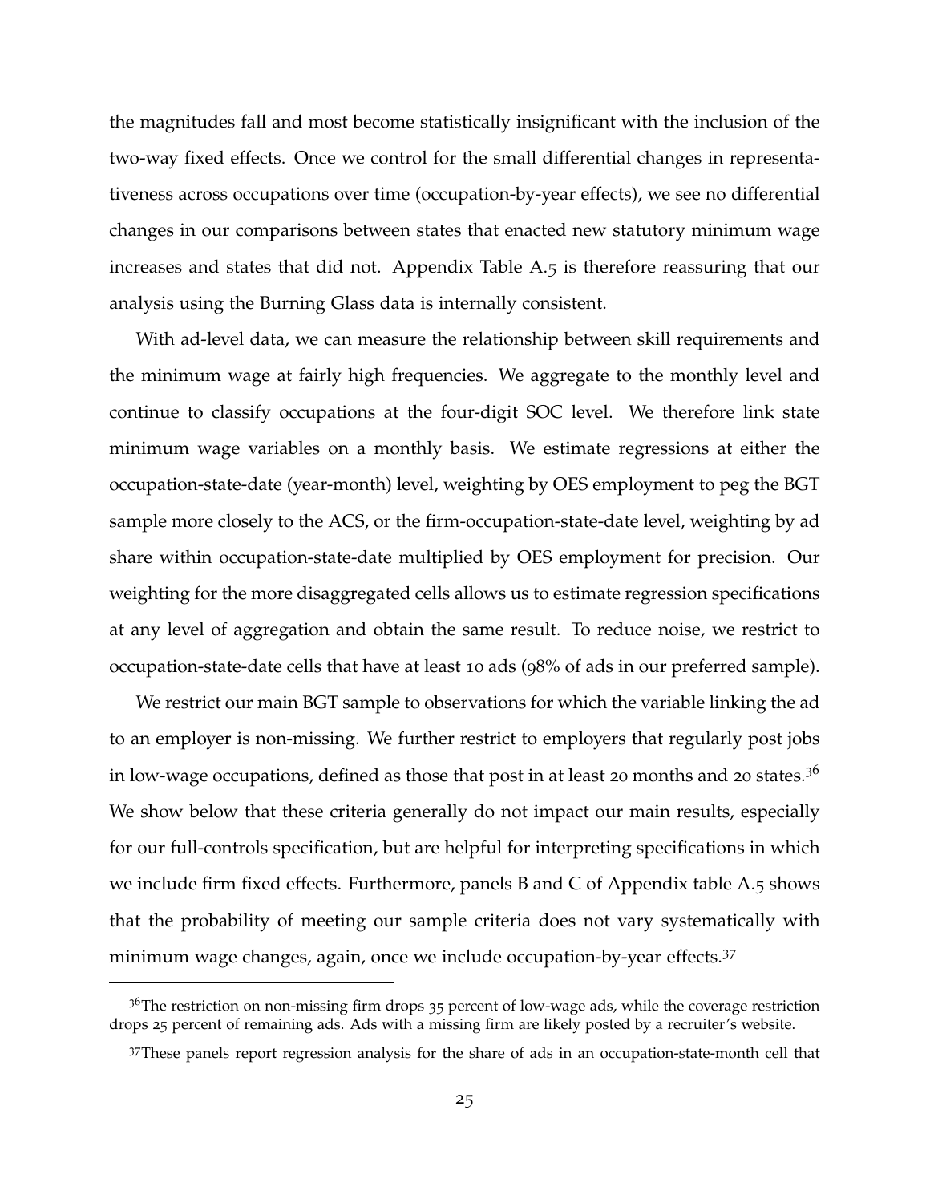the magnitudes fall and most become statistically insignificant with the inclusion of the two-way fixed effects. Once we control for the small differential changes in representativeness across occupations over time (occupation-by-year effects), we see no differential changes in our comparisons between states that enacted new statutory minimum wage increases and states that did not. Appendix Table A.5 is therefore reassuring that our analysis using the Burning Glass data is internally consistent.

With ad-level data, we can measure the relationship between skill requirements and the minimum wage at fairly high frequencies. We aggregate to the monthly level and continue to classify occupations at the four-digit SOC level. We therefore link state minimum wage variables on a monthly basis. We estimate regressions at either the occupation-state-date (year-month) level, weighting by OES employment to peg the BGT sample more closely to the ACS, or the firm-occupation-state-date level, weighting by ad share within occupation-state-date multiplied by OES employment for precision. Our weighting for the more disaggregated cells allows us to estimate regression specifications at any level of aggregation and obtain the same result. To reduce noise, we restrict to occupation-state-date cells that have at least 10 ads (98% of ads in our preferred sample).

We restrict our main BGT sample to observations for which the variable linking the ad to an employer is non-missing. We further restrict to employers that regularly post jobs in low-wage occupations, defined as those that post in at least 20 months and 20 states.[36] We show below that these criteria generally do not impact our main results, especially for our full-controls specification, but are helpful for interpreting specifications in which we include firm fixed effects. Furthermore, panels B and C of Appendix table A.5 shows that the probability of meeting our sample criteria does not vary systematically with minimum wage changes, again, once we include occupation-by-year effects.[37]

[36] The restriction on non-missing firm drops 35 percent of low-wage ads, while the coverage restriction drops 25 percent of remaining ads. Ads with a missing firm are likely posted by a recruiter's website.

[37] These panels report regression analysis for the share of ads in an occupation-state-month cell that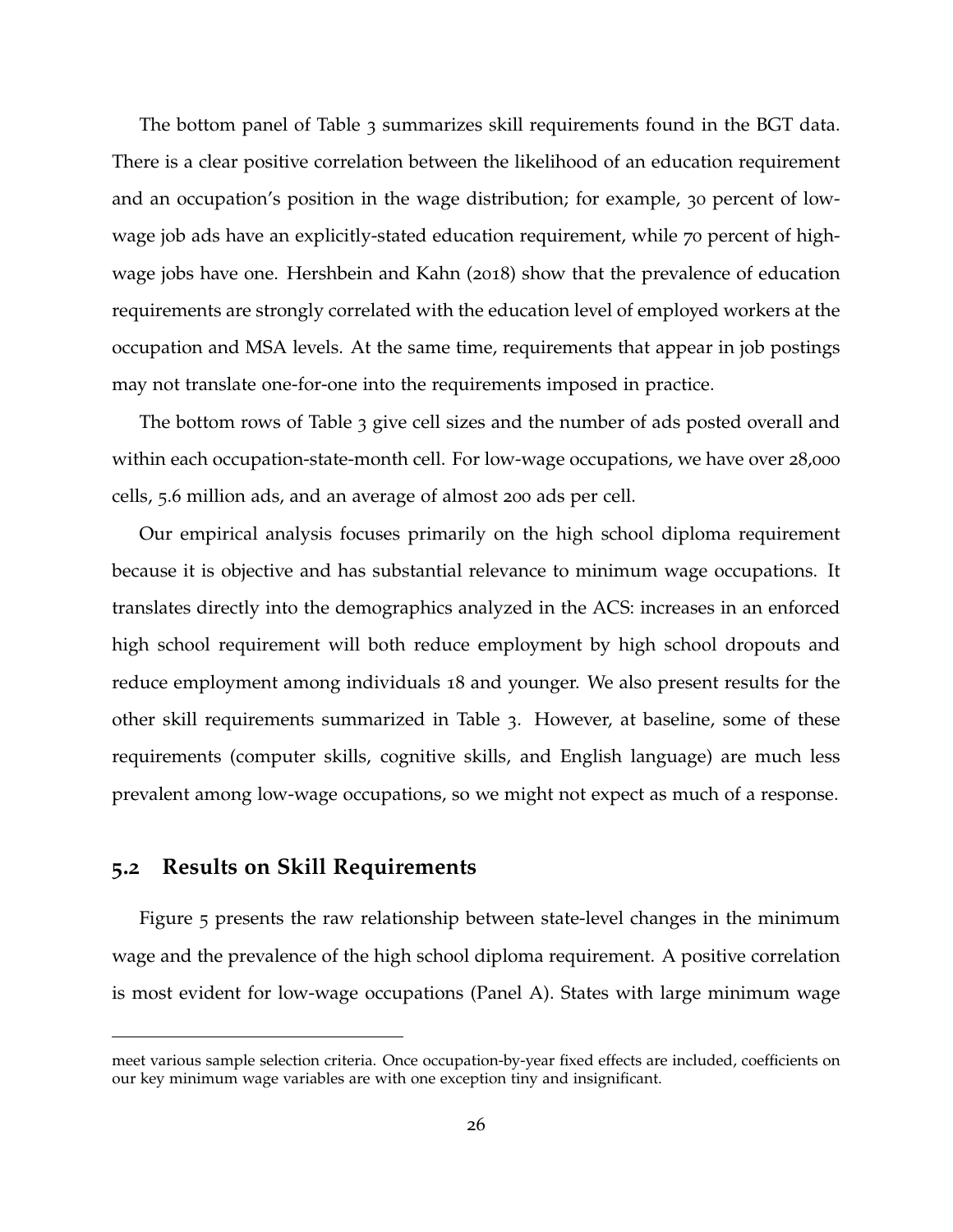The bottom panel of Table 3 summarizes skill requirements found in the BGT data. There is a clear positive correlation between the likelihood of an education requirement and an occupation's position in the wage distribution; for example, 30 percent of low-wage job ads have an explicitly-stated education requirement, while 70 percent of high-wage jobs have one. Hershbein and Kahn (2018) show that the prevalence of education requirements are strongly correlated with the education level of employed workers at the occupation and MSA levels. At the same time, requirements that appear in job postings may not translate one-for-one into the requirements imposed in practice.

The bottom rows of Table 3 give cell sizes and the number of ads posted overall and within each occupation-state-month cell. For low-wage occupations, we have over 28,000 cells, 5.6 million ads, and an average of almost 200 ads per cell.

Our empirical analysis focuses primarily on the high school diploma requirement because it is objective and has substantial relevance to minimum wage occupations. It translates directly into the demographics analyzed in the ACS: increases in an enforced high school requirement will both reduce employment by high school dropouts and reduce employment among individuals 18 and younger. We also present results for the other skill requirements summarized in Table 3. However, at baseline, some of these requirements (computer skills, cognitive skills, and English language) are much less prevalent among low-wage occupations, so we might not expect as much of a response.

## 5.2 Results on Skill Requirements

Figure 5 presents the raw relationship between state-level changes in the minimum wage and the prevalence of the high school diploma requirement. A positive correlation is most evident for low-wage occupations (Panel A). States with large minimum wage

meet various sample selection criteria. Once occupation-by-year fixed effects are included, coefficients on our key minimum wage variables are with one exception tiny and insignificant.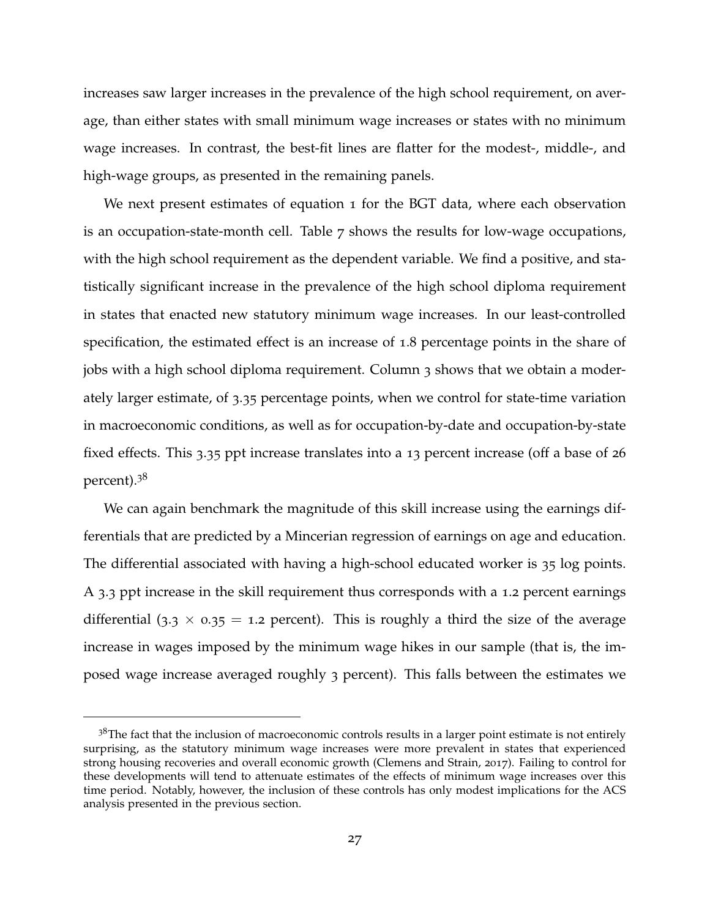increases saw larger increases in the prevalence of the high school requirement, on average, than either states with small minimum wage increases or states with no minimum wage increases. In contrast, the best-fit lines are flatter for the modest-, middle-, and high-wage groups, as presented in the remaining panels.

We next present estimates of equation 1 for the BGT data, where each observation is an occupation-state-month cell. Table 7 shows the results for low-wage occupations, with the high school requirement as the dependent variable. We find a positive, and statistically significant increase in the prevalence of the high school diploma requirement in states that enacted new statutory minimum wage increases. In our least-controlled specification, the estimated effect is an increase of 1.8 percentage points in the share of jobs with a high school diploma requirement. Column 3 shows that we obtain a moderately larger estimate, of 3.35 percentage points, when we control for state-time variation in macroeconomic conditions, as well as for occupation-by-date and occupation-by-state fixed effects. This 3.35 ppt increase translates into a 13 percent increase (off a base of 26 percent).[38]

We can again benchmark the magnitude of this skill increase using the earnings differentials that are predicted by a Mincerian regression of earnings on age and education. The differential associated with having a high-school educated worker is 35 log points. A 3.3 ppt increase in the skill requirement thus corresponds with a 1.2 percent earnings differential ($3.3 \times 0.35 = 1.2$ percent). This is roughly a third the size of the average increase in wages imposed by the minimum wage hikes in our sample (that is, the imposed wage increase averaged roughly 3 percent). This falls between the estimates we

[38]The fact that the inclusion of macroeconomic controls results in a larger point estimate is not entirely surprising, as the statutory minimum wage increases were more prevalent in states that experienced strong housing recoveries and overall economic growth (Clemens and Strain, 2017). Failing to control for these developments will tend to attenuate estimates of the effects of minimum wage increases over this time period. Notably, however, the inclusion of these controls has only modest implications for the ACS analysis presented in the previous section.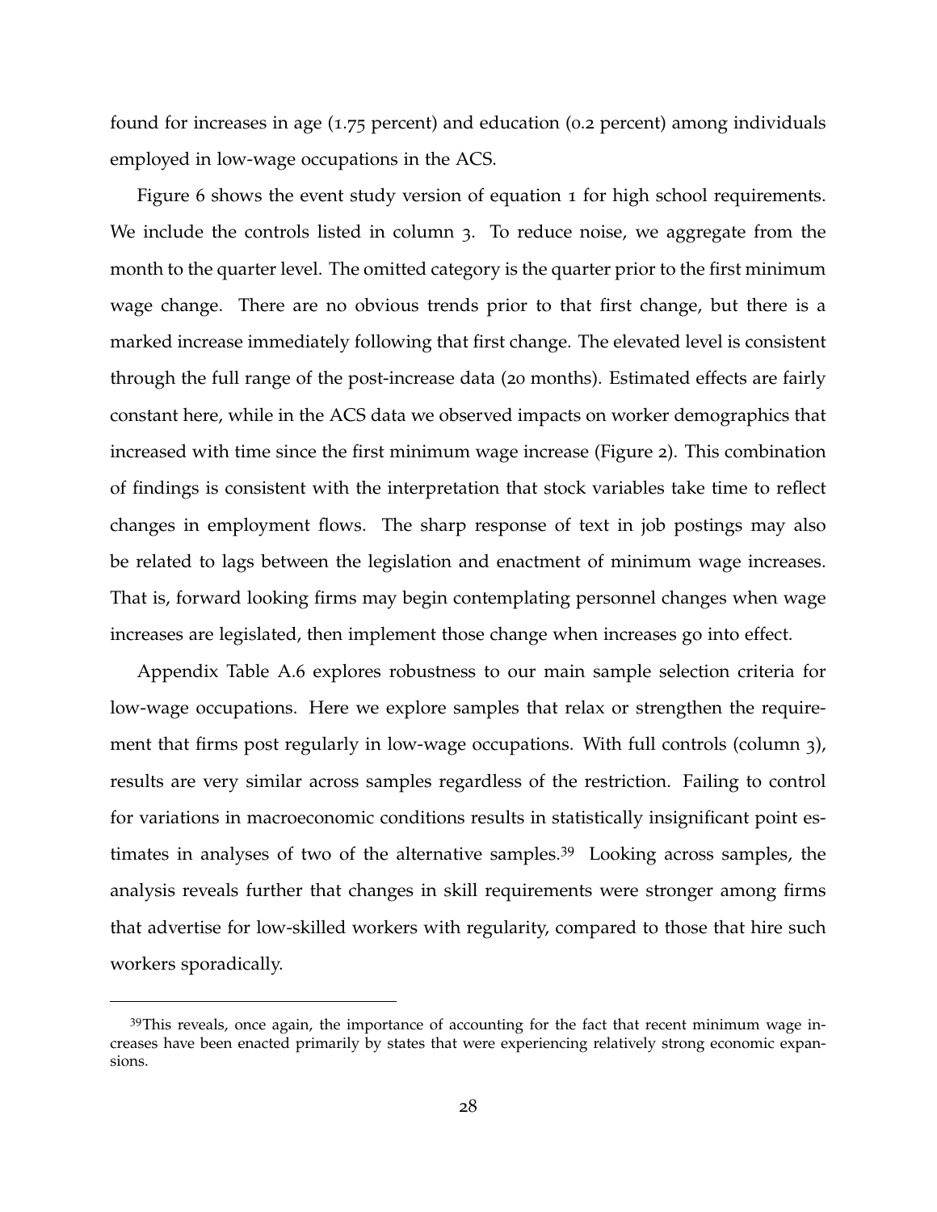found for increases in age (1.75 percent) and education (0.2 percent) among individuals employed in low-wage occupations in the ACS.

Figure 6 shows the event study version of equation 1 for high school requirements. We include the controls listed in column 3. To reduce noise, we aggregate from the month to the quarter level. The omitted category is the quarter prior to the first minimum wage change. There are no obvious trends prior to that first change, but there is a marked increase immediately following that first change. The elevated level is consistent through the full range of the post-increase data (20 months). Estimated effects are fairly constant here, while in the ACS data we observed impacts on worker demographics that increased with time since the first minimum wage increase (Figure 2). This combination of findings is consistent with the interpretation that stock variables take time to reflect changes in employment flows. The sharp response of text in job postings may also be related to lags between the legislation and enactment of minimum wage increases. That is, forward looking firms may begin contemplating personnel changes when wage increases are legislated, then implement those change when increases go into effect.

Appendix Table A.6 explores robustness to our main sample selection criteria for low-wage occupations. Here we explore samples that relax or strengthen the requirement that firms post regularly in low-wage occupations. With full controls (column 3), results are very similar across samples regardless of the restriction. Failing to control for variations in macroeconomic conditions results in statistically insignificant point estimates in analyses of two of the alternative samples.[39] Looking across samples, the analysis reveals further that changes in skill requirements were stronger among firms that advertise for low-skilled workers with regularity, compared to those that hire such workers sporadically.

[39] This reveals, once again, the importance of accounting for the fact that recent minimum wage increases have been enacted primarily by states that were experiencing relatively strong economic expansions.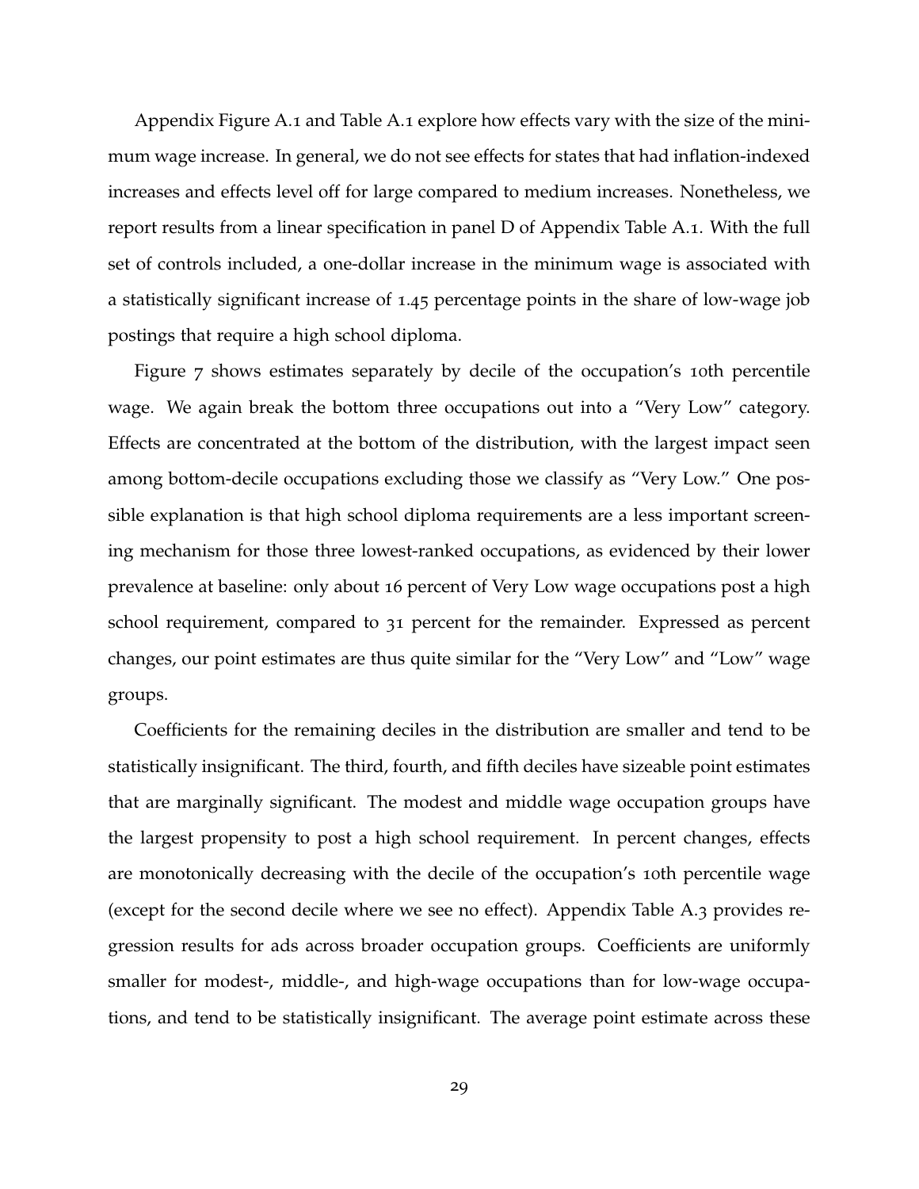Appendix Figure A.1 and Table A.1 explore how effects vary with the size of the minimum wage increase. In general, we do not see effects for states that had inflation-indexed increases and effects level off for large compared to medium increases. Nonetheless, we report results from a linear specification in panel D of Appendix Table A.1. With the full set of controls included, a one-dollar increase in the minimum wage is associated with a statistically significant increase of 1.45 percentage points in the share of low-wage job postings that require a high school diploma.

Figure 7 shows estimates separately by decile of the occupation's 10th percentile wage. We again break the bottom three occupations out into a "Very Low" category. Effects are concentrated at the bottom of the distribution, with the largest impact seen among bottom-decile occupations excluding those we classify as "Very Low." One possible explanation is that high school diploma requirements are a less important screening mechanism for those three lowest-ranked occupations, as evidenced by their lower prevalence at baseline: only about 16 percent of Very Low wage occupations post a high school requirement, compared to 31 percent for the remainder. Expressed as percent changes, our point estimates are thus quite similar for the "Very Low" and "Low" wage groups.

Coefficients for the remaining deciles in the distribution are smaller and tend to be statistically insignificant. The third, fourth, and fifth deciles have sizeable point estimates that are marginally significant. The modest and middle wage occupation groups have the largest propensity to post a high school requirement. In percent changes, effects are monotonically decreasing with the decile of the occupation's 10th percentile wage (except for the second decile where we see no effect). Appendix Table A.3 provides regression results for ads across broader occupation groups. Coefficients are uniformly smaller for modest-, middle-, and high-wage occupations than for low-wage occupations, and tend to be statistically insignificant. The average point estimate across these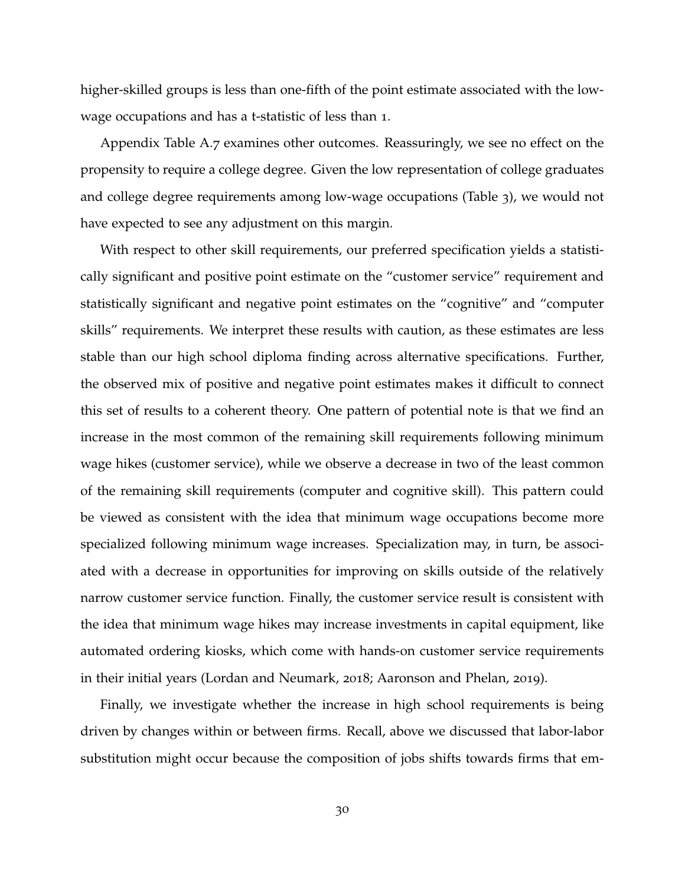higher-skilled groups is less than one-fifth of the point estimate associated with the low-wage occupations and has a t-statistic of less than 1.

Appendix Table A.7 examines other outcomes. Reassuringly, we see no effect on the propensity to require a college degree. Given the low representation of college graduates and college degree requirements among low-wage occupations (Table 3), we would not have expected to see any adjustment on this margin.

With respect to other skill requirements, our preferred specification yields a statistically significant and positive point estimate on the "customer service" requirement and statistically significant and negative point estimates on the "cognitive" and "computer skills" requirements. We interpret these results with caution, as these estimates are less stable than our high school diploma finding across alternative specifications. Further, the observed mix of positive and negative point estimates makes it difficult to connect this set of results to a coherent theory. One pattern of potential note is that we find an increase in the most common of the remaining skill requirements following minimum wage hikes (customer service), while we observe a decrease in two of the least common of the remaining skill requirements (computer and cognitive skill). This pattern could be viewed as consistent with the idea that minimum wage occupations become more specialized following minimum wage increases. Specialization may, in turn, be associated with a decrease in opportunities for improving on skills outside of the relatively narrow customer service function. Finally, the customer service result is consistent with the idea that minimum wage hikes may increase investments in capital equipment, like automated ordering kiosks, which come with hands-on customer service requirements in their initial years (Lordan and Neumark, 2018; Aaronson and Phelan, 2019).

Finally, we investigate whether the increase in high school requirements is being driven by changes within or between firms. Recall, above we discussed that labor-labor substitution might occur because the composition of jobs shifts towards firms that em-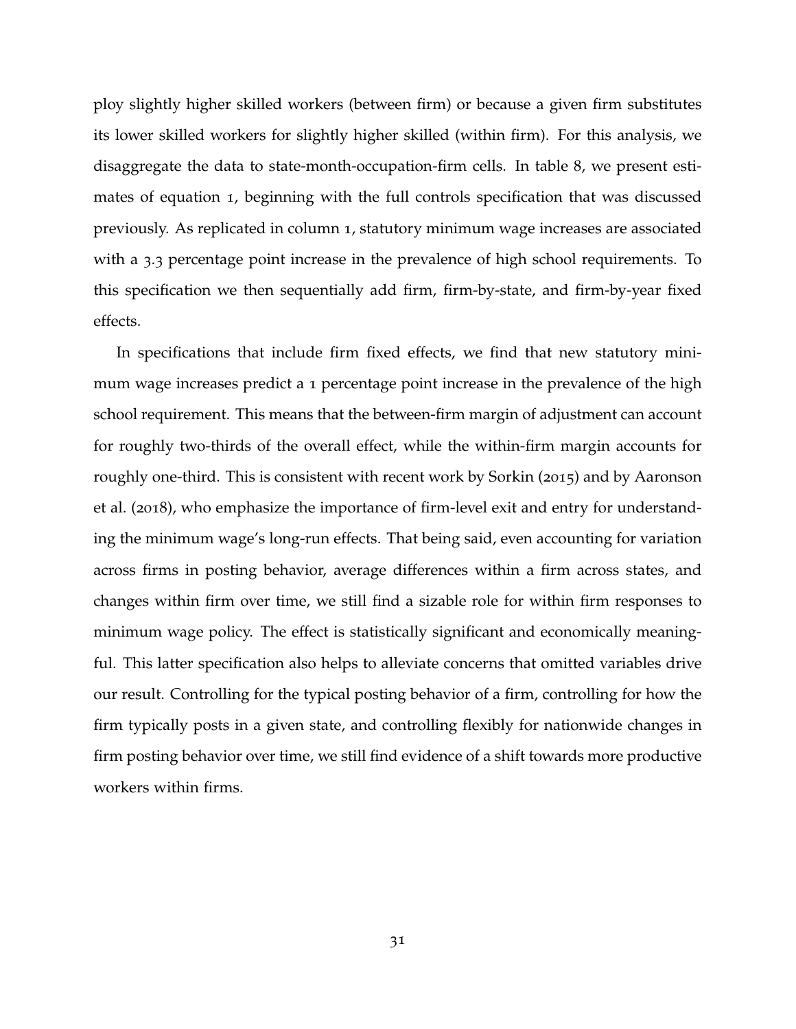ploy slightly higher skilled workers (between firm) or because a given firm substitutes its lower skilled workers for slightly higher skilled (within firm). For this analysis, we disaggregate the data to state-month-occupation-firm cells. In table 8, we present estimates of equation 1, beginning with the full controls specification that was discussed previously. As replicated in column 1, statutory minimum wage increases are associated with a 3.3 percentage point increase in the prevalence of high school requirements. To this specification we then sequentially add firm, firm-by-state, and firm-by-year fixed effects.

In specifications that include firm fixed effects, we find that new statutory minimum wage increases predict a 1 percentage point increase in the prevalence of the high school requirement. This means that the between-firm margin of adjustment can account for roughly two-thirds of the overall effect, while the within-firm margin accounts for roughly one-third. This is consistent with recent work by Sorkin (2015) and by Aaronson et al. (2018), who emphasize the importance of firm-level exit and entry for understanding the minimum wage's long-run effects. That being said, even accounting for variation across firms in posting behavior, average differences within a firm across states, and changes within firm over time, we still find a sizable role for within firm responses to minimum wage policy. The effect is statistically significant and economically meaningful. This latter specification also helps to alleviate concerns that omitted variables drive our result. Controlling for the typical posting behavior of a firm, controlling for how the firm typically posts in a given state, and controlling flexibly for nationwide changes in firm posting behavior over time, we still find evidence of a shift towards more productive workers within firms.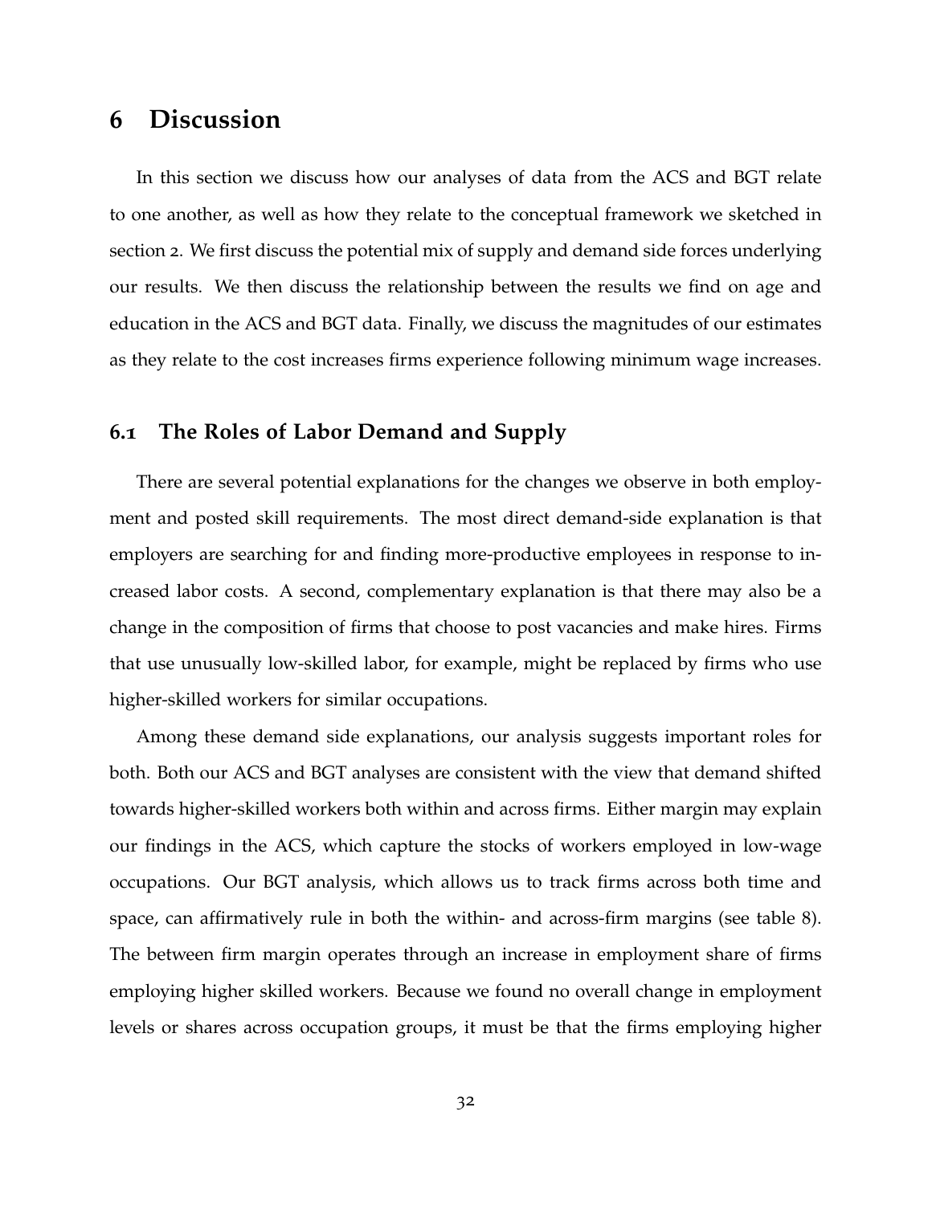# 6 Discussion

In this section we discuss how our analyses of data from the ACS and BGT relate to one another, as well as how they relate to the conceptual framework we sketched in section 2. We first discuss the potential mix of supply and demand side forces underlying our results. We then discuss the relationship between the results we find on age and education in the ACS and BGT data. Finally, we discuss the magnitudes of our estimates as they relate to the cost increases firms experience following minimum wage increases.

## 6.1 The Roles of Labor Demand and Supply

There are several potential explanations for the changes we observe in both employment and posted skill requirements. The most direct demand-side explanation is that employers are searching for and finding more-productive employees in response to increased labor costs. A second, complementary explanation is that there may also be a change in the composition of firms that choose to post vacancies and make hires. Firms that use unusually low-skilled labor, for example, might be replaced by firms who use higher-skilled workers for similar occupations.

Among these demand side explanations, our analysis suggests important roles for both. Both our ACS and BGT analyses are consistent with the view that demand shifted towards higher-skilled workers both within and across firms. Either margin may explain our findings in the ACS, which capture the stocks of workers employed in low-wage occupations. Our BGT analysis, which allows us to track firms across both time and space, can affirmatively rule in both the within- and across-firm margins (see table 8). The between firm margin operates through an increase in employment share of firms employing higher skilled workers. Because we found no overall change in employment levels or shares across occupation groups, it must be that the firms employing higher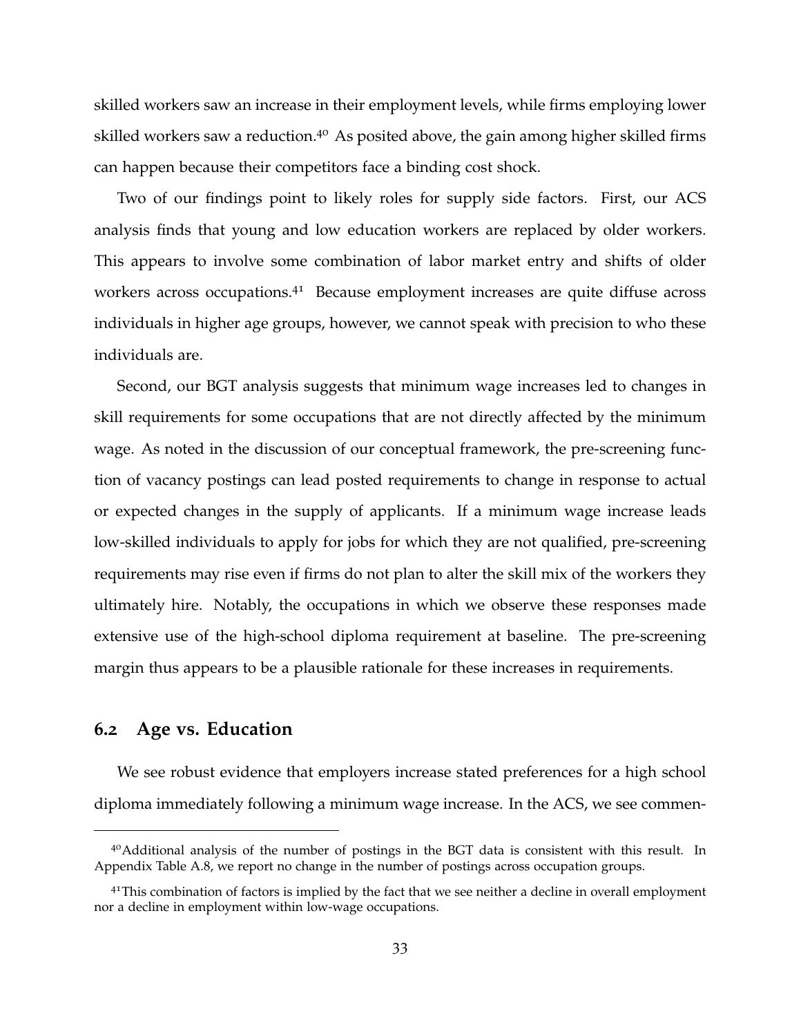skilled workers saw an increase in their employment levels, while firms employing lower skilled workers saw a reduction.[40] As posited above, the gain among higher skilled firms can happen because their competitors face a binding cost shock.

Two of our findings point to likely roles for supply side factors. First, our ACS analysis finds that young and low education workers are replaced by older workers. This appears to involve some combination of labor market entry and shifts of older workers across occupations.[41] Because employment increases are quite diffuse across individuals in higher age groups, however, we cannot speak with precision to who these individuals are.

Second, our BGT analysis suggests that minimum wage increases led to changes in skill requirements for some occupations that are not directly affected by the minimum wage. As noted in the discussion of our conceptual framework, the pre-screening function of vacancy postings can lead posted requirements to change in response to actual or expected changes in the supply of applicants. If a minimum wage increase leads low-skilled individuals to apply for jobs for which they are not qualified, pre-screening requirements may rise even if firms do not plan to alter the skill mix of the workers they ultimately hire. Notably, the occupations in which we observe these responses made extensive use of the high-school diploma requirement at baseline. The pre-screening margin thus appears to be a plausible rationale for these increases in requirements.

## 6.2 Age vs. Education

We see robust evidence that employers increase stated preferences for a high school diploma immediately following a minimum wage increase. In the ACS, we see commen-

---

[40] Additional analysis of the number of postings in the BGT data is consistent with this result. In Appendix Table A.8, we report no change in the number of postings across occupation groups.

[41] This combination of factors is implied by the fact that we see neither a decline in overall employment nor a decline in employment within low-wage occupations.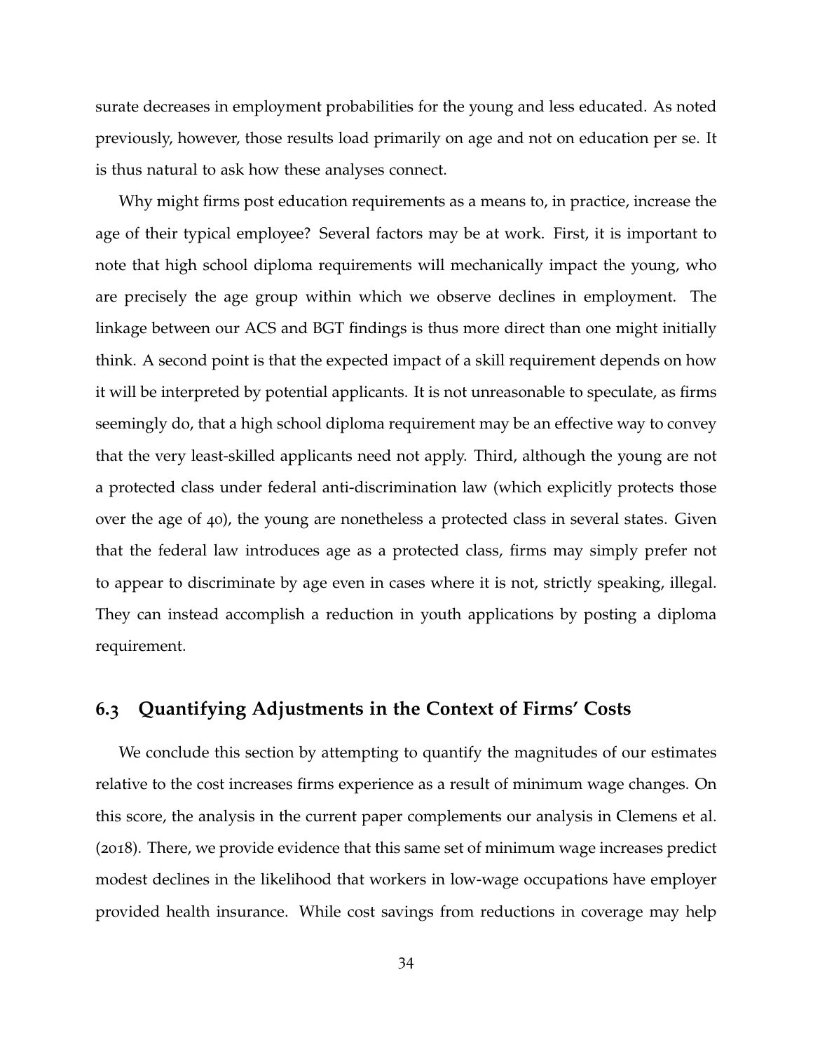surate decreases in employment probabilities for the young and less educated. As noted previously, however, those results load primarily on age and not on education per se. It is thus natural to ask how these analyses connect.

Why might firms post education requirements as a means to, in practice, increase the age of their typical employee? Several factors may be at work. First, it is important to note that high school diploma requirements will mechanically impact the young, who are precisely the age group within which we observe declines in employment. The linkage between our ACS and BGT findings is thus more direct than one might initially think. A second point is that the expected impact of a skill requirement depends on how it will be interpreted by potential applicants. It is not unreasonable to speculate, as firms seemingly do, that a high school diploma requirement may be an effective way to convey that the very least-skilled applicants need not apply. Third, although the young are not a protected class under federal anti-discrimination law (which explicitly protects those over the age of 40), the young are nonetheless a protected class in several states. Given that the federal law introduces age as a protected class, firms may simply prefer not to appear to discriminate by age even in cases where it is not, strictly speaking, illegal. They can instead accomplish a reduction in youth applications by posting a diploma requirement.

## 6.3 Quantifying Adjustments in the Context of Firms' Costs

We conclude this section by attempting to quantify the magnitudes of our estimates relative to the cost increases firms experience as a result of minimum wage changes. On this score, the analysis in the current paper complements our analysis in Clemens et al. (2018). There, we provide evidence that this same set of minimum wage increases predict modest declines in the likelihood that workers in low-wage occupations have employer provided health insurance. While cost savings from reductions in coverage may help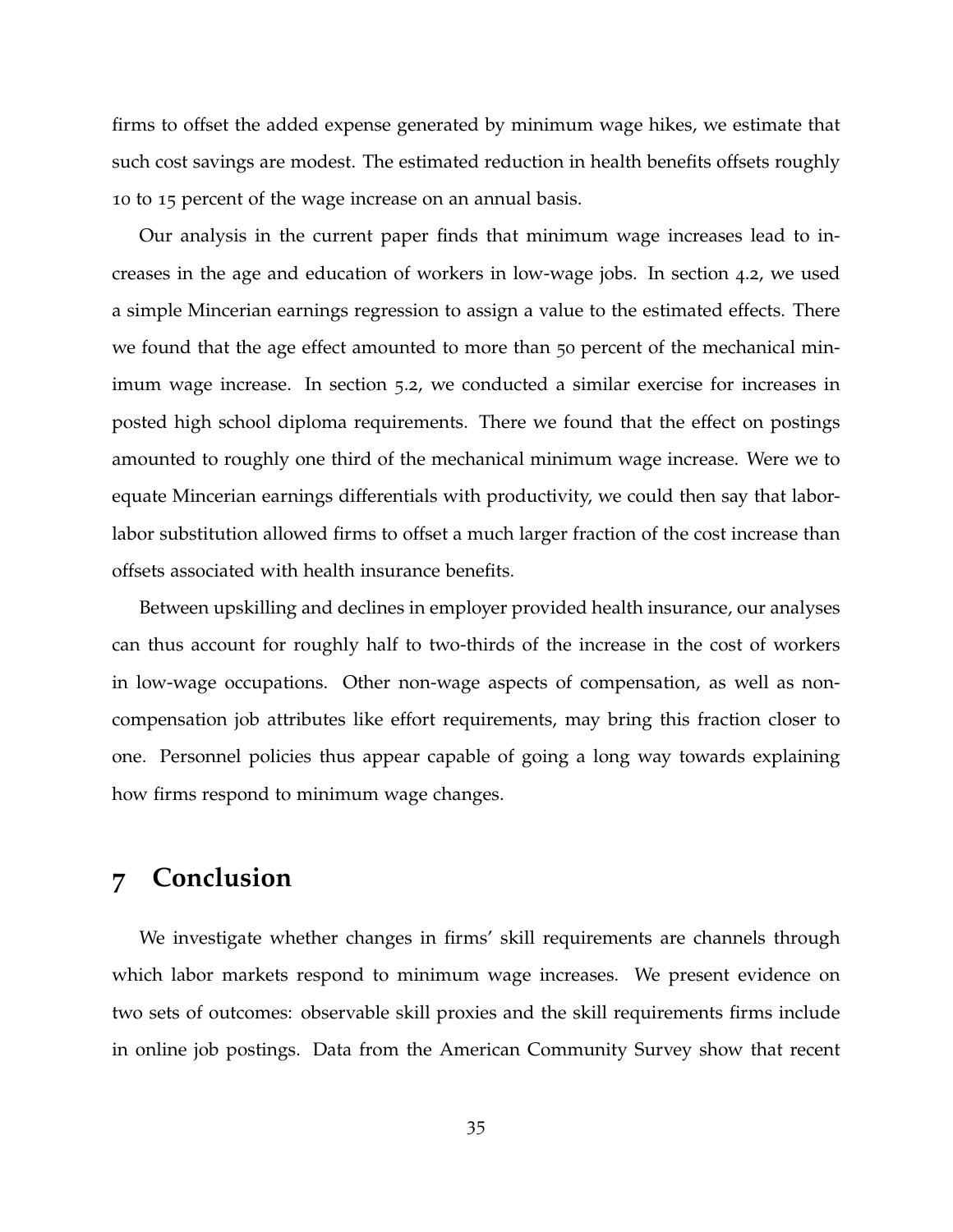firms to offset the added expense generated by minimum wage hikes, we estimate that such cost savings are modest. The estimated reduction in health benefits offsets roughly 10 to 15 percent of the wage increase on an annual basis.

Our analysis in the current paper finds that minimum wage increases lead to increases in the age and education of workers in low-wage jobs. In section 4.2, we used a simple Mincerian earnings regression to assign a value to the estimated effects. There we found that the age effect amounted to more than 50 percent of the mechanical minimum wage increase. In section 5.2, we conducted a similar exercise for increases in posted high school diploma requirements. There we found that the effect on postings amounted to roughly one third of the mechanical minimum wage increase. Were we to equate Mincerian earnings differentials with productivity, we could then say that labor-labor substitution allowed firms to offset a much larger fraction of the cost increase than offsets associated with health insurance benefits.

Between upskilling and declines in employer provided health insurance, our analyses can thus account for roughly half to two-thirds of the increase in the cost of workers in low-wage occupations. Other non-wage aspects of compensation, as well as non-compensation job attributes like effort requirements, may bring this fraction closer to one. Personnel policies thus appear capable of going a long way towards explaining how firms respond to minimum wage changes.

# 7 Conclusion

We investigate whether changes in firms' skill requirements are channels through which labor markets respond to minimum wage increases. We present evidence on two sets of outcomes: observable skill proxies and the skill requirements firms include in online job postings. Data from the American Community Survey show that recent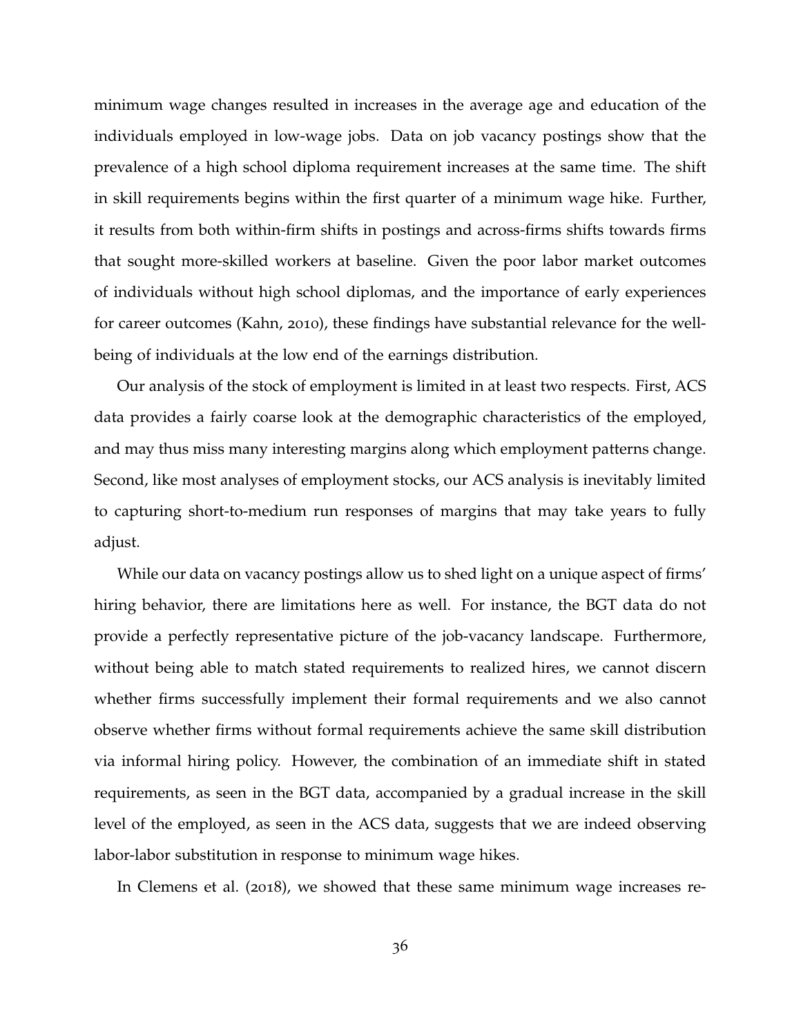minimum wage changes resulted in increases in the average age and education of the individuals employed in low-wage jobs. Data on job vacancy postings show that the prevalence of a high school diploma requirement increases at the same time. The shift in skill requirements begins within the first quarter of a minimum wage hike. Further, it results from both within-firm shifts in postings and across-firms shifts towards firms that sought more-skilled workers at baseline. Given the poor labor market outcomes of individuals without high school diplomas, and the importance of early experiences for career outcomes (Kahn, 2010), these findings have substantial relevance for the well-being of individuals at the low end of the earnings distribution.

Our analysis of the stock of employment is limited in at least two respects. First, ACS data provides a fairly coarse look at the demographic characteristics of the employed, and may thus miss many interesting margins along which employment patterns change. Second, like most analyses of employment stocks, our ACS analysis is inevitably limited to capturing short-to-medium run responses of margins that may take years to fully adjust.

While our data on vacancy postings allow us to shed light on a unique aspect of firms' hiring behavior, there are limitations here as well. For instance, the BGT data do not provide a perfectly representative picture of the job-vacancy landscape. Furthermore, without being able to match stated requirements to realized hires, we cannot discern whether firms successfully implement their formal requirements and we also cannot observe whether firms without formal requirements achieve the same skill distribution via informal hiring policy. However, the combination of an immediate shift in stated requirements, as seen in the BGT data, accompanied by a gradual increase in the skill level of the employed, as seen in the ACS data, suggests that we are indeed observing labor-labor substitution in response to minimum wage hikes.

In Clemens et al. (2018), we showed that these same minimum wage increases re-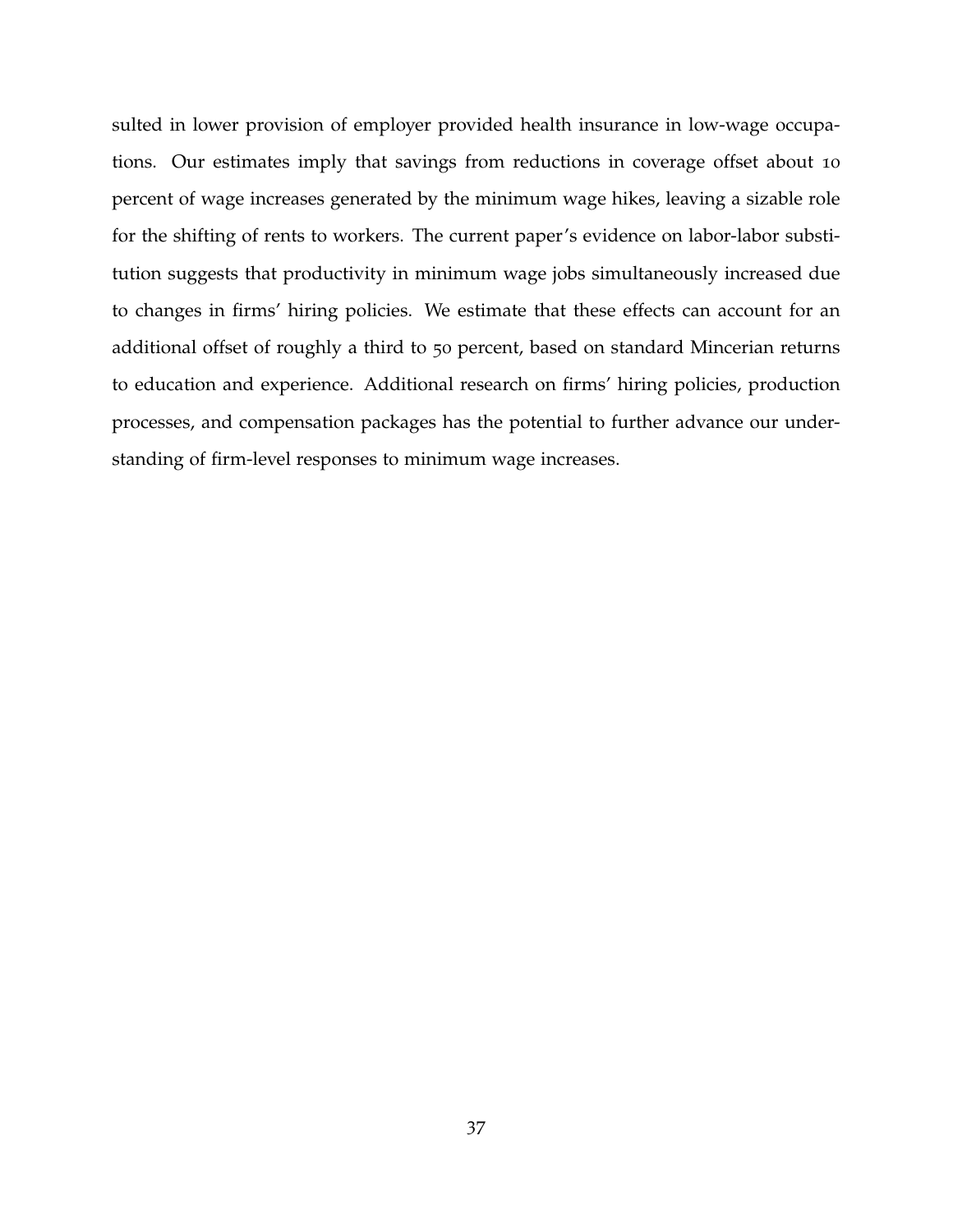sulted in lower provision of employer provided health insurance in low-wage occupations. Our estimates imply that savings from reductions in coverage offset about 10 percent of wage increases generated by the minimum wage hikes, leaving a sizable role for the shifting of rents to workers. The current paper's evidence on labor-labor substitution suggests that productivity in minimum wage jobs simultaneously increased due to changes in firms' hiring policies. We estimate that these effects can account for an additional offset of roughly a third to 50 percent, based on standard Mincerian returns to education and experience. Additional research on firms' hiring policies, production processes, and compensation packages has the potential to further advance our understanding of firm-level responses to minimum wage increases.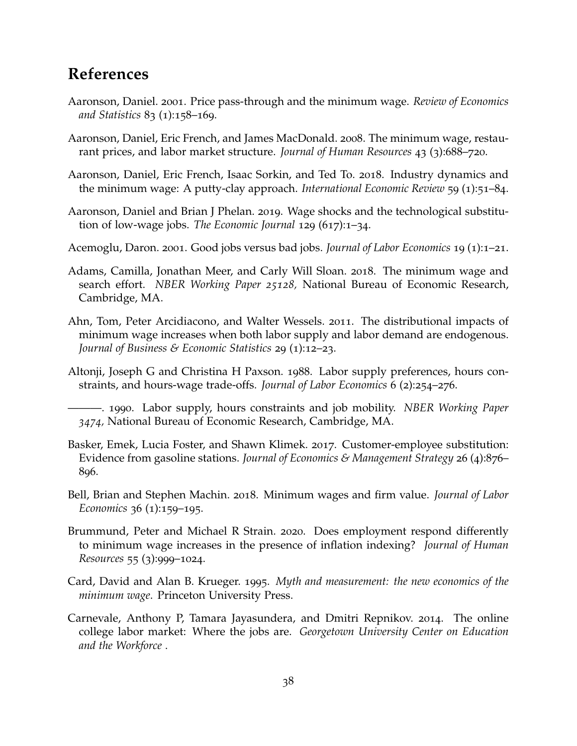## References

Aaronson, Daniel. 2001. Price pass-through and the minimum wage. *Review of Economics and Statistics* 83 (1):158–169.

Aaronson, Daniel, Eric French, and James MacDonald. 2008. The minimum wage, restaurant prices, and labor market structure. *Journal of Human Resources* 43 (3):688–720.

Aaronson, Daniel, Eric French, Isaac Sorkin, and Ted To. 2018. Industry dynamics and the minimum wage: A putty-clay approach. *International Economic Review* 59 (1):51–84.

Aaronson, Daniel and Brian J Phelan. 2019. Wage shocks and the technological substitution of low-wage jobs. *The Economic Journal* 129 (617):1–34.

Acemoglu, Daron. 2001. Good jobs versus bad jobs. *Journal of Labor Economics* 19 (1):1–21.

Adams, Camilla, Jonathan Meer, and Carly Will Sloan. 2018. The minimum wage and search effort. *NBER Working Paper 25128,* National Bureau of Economic Research, Cambridge, MA.

Ahn, Tom, Peter Arcidiacono, and Walter Wessels. 2011. The distributional impacts of minimum wage increases when both labor supply and labor demand are endogenous. *Journal of Business & Economic Statistics* 29 (1):12–23.

Altonji, Joseph G and Christina H Paxson. 1988. Labor supply preferences, hours constraints, and hours-wage trade-offs. *Journal of Labor Economics* 6 (2):254–276.

———. 1990. Labor supply, hours constraints and job mobility. *NBER Working Paper 3474,* National Bureau of Economic Research, Cambridge, MA.

Basker, Emek, Lucia Foster, and Shawn Klimek. 2017. Customer-employee substitution: Evidence from gasoline stations. *Journal of Economics & Management Strategy* 26 (4):876–896.

Bell, Brian and Stephen Machin. 2018. Minimum wages and firm value. *Journal of Labor Economics* 36 (1):159–195.

Brummund, Peter and Michael R Strain. 2020. Does employment respond differently to minimum wage increases in the presence of inflation indexing? *Journal of Human Resources* 55 (3):999–1024.

Card, David and Alan B. Krueger. 1995. *Myth and measurement: the new economics of the minimum wage*. Princeton University Press.

Carnevale, Anthony P, Tamara Jayasundera, and Dmitri Repnikov. 2014. The online college labor market: Where the jobs are. *Georgetown University Center on Education and the Workforce* .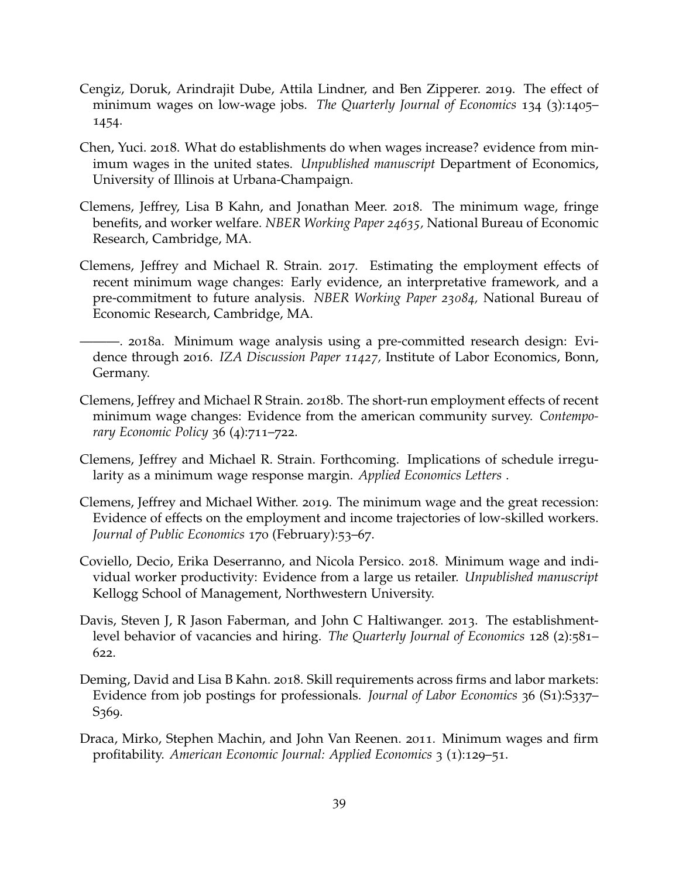Cengiz, Doruk, Arindrajit Dube, Attila Lindner, and Ben Zipperer. 2019. The effect of minimum wages on low-wage jobs. *The Quarterly Journal of Economics* 134 (3):1405–1454.

Chen, Yuci. 2018. What do establishments do when wages increase? evidence from minimum wages in the united states. *Unpublished manuscript* Department of Economics, University of Illinois at Urbana-Champaign.

Clemens, Jeffrey, Lisa B Kahn, and Jonathan Meer. 2018. The minimum wage, fringe benefits, and worker welfare. *NBER Working Paper 24635*, National Bureau of Economic Research, Cambridge, MA.

Clemens, Jeffrey and Michael R. Strain. 2017. Estimating the employment effects of recent minimum wage changes: Early evidence, an interpretative framework, and a pre-commitment to future analysis. *NBER Working Paper 23084*, National Bureau of Economic Research, Cambridge, MA.

———. 2018a. Minimum wage analysis using a pre-committed research design: Evidence through 2016. *IZA Discussion Paper 11427*, Institute of Labor Economics, Bonn, Germany.

Clemens, Jeffrey and Michael R Strain. 2018b. The short-run employment effects of recent minimum wage changes: Evidence from the american community survey. *Contemporary Economic Policy* 36 (4):711–722.

Clemens, Jeffrey and Michael R. Strain. Forthcoming. Implications of schedule irregularity as a minimum wage response margin. *Applied Economics Letters* .

Clemens, Jeffrey and Michael Wither. 2019. The minimum wage and the great recession: Evidence of effects on the employment and income trajectories of low-skilled workers. *Journal of Public Economics* 170 (February):53–67.

Coviello, Decio, Erika Deserranno, and Nicola Persico. 2018. Minimum wage and individual worker productivity: Evidence from a large us retailer. *Unpublished manuscript* Kellogg School of Management, Northwestern University.

Davis, Steven J, R Jason Faberman, and John C Haltiwanger. 2013. The establishment-level behavior of vacancies and hiring. *The Quarterly Journal of Economics* 128 (2):581–622.

Deming, David and Lisa B Kahn. 2018. Skill requirements across firms and labor markets: Evidence from job postings for professionals. *Journal of Labor Economics* 36 (S1):S337–S369.

Draca, Mirko, Stephen Machin, and John Van Reenen. 2011. Minimum wages and firm profitability. *American Economic Journal: Applied Economics* 3 (1):129–51.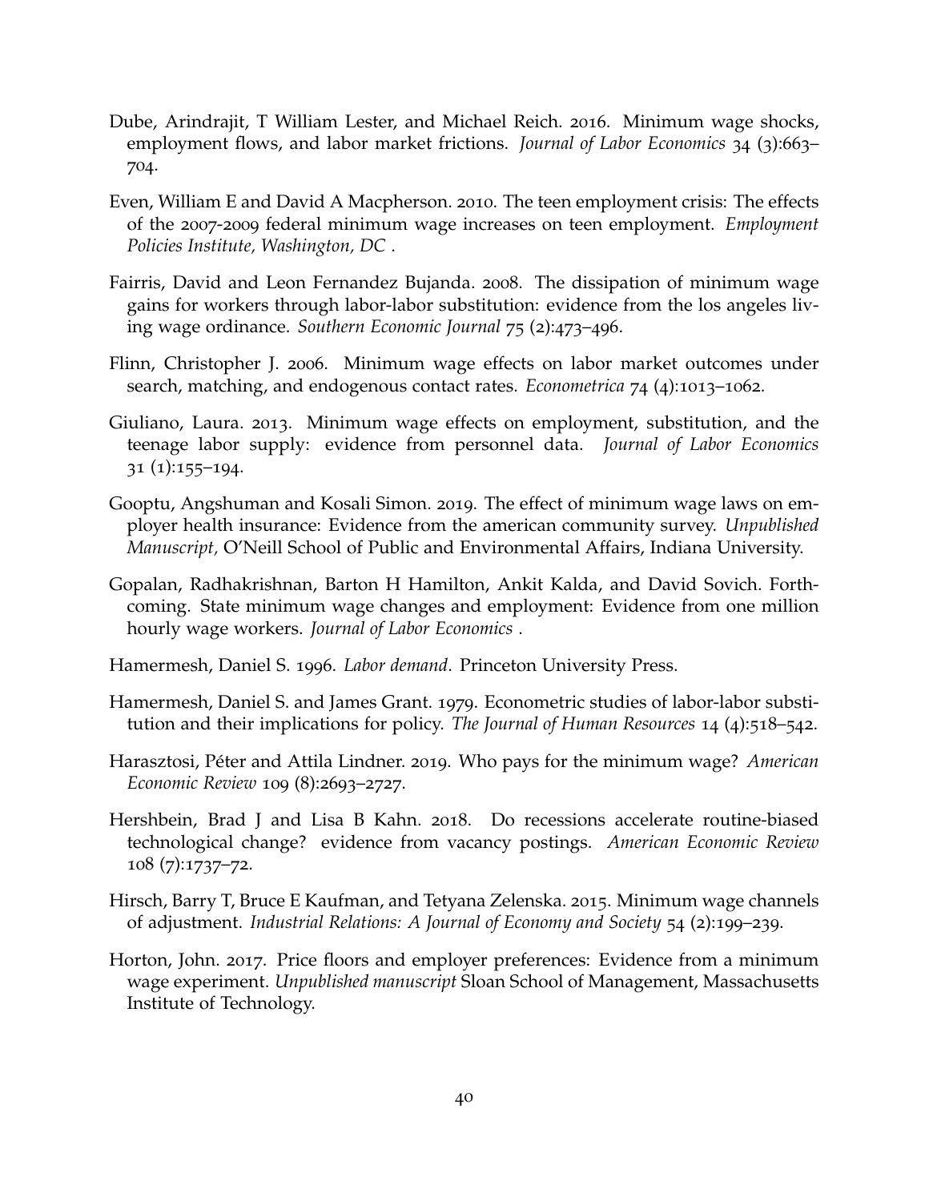Dube, Arindrajit, T William Lester, and Michael Reich. 2016. Minimum wage shocks, employment flows, and labor market frictions. *Journal of Labor Economics* 34 (3):663–704.

Even, William E and David A Macpherson. 2010. The teen employment crisis: The effects of the 2007-2009 federal minimum wage increases on teen employment. *Employment Policies Institute, Washington, DC* .

Fairris, David and Leon Fernandez Bujanda. 2008. The dissipation of minimum wage gains for workers through labor-labor substitution: evidence from the los angeles living wage ordinance. *Southern Economic Journal* 75 (2):473–496.

Flinn, Christopher J. 2006. Minimum wage effects on labor market outcomes under search, matching, and endogenous contact rates. *Econometrica* 74 (4):1013–1062.

Giuliano, Laura. 2013. Minimum wage effects on employment, substitution, and the teenage labor supply: evidence from personnel data. *Journal of Labor Economics* 31 (1):155–194.

Gooptu, Angshuman and Kosali Simon. 2019. The effect of minimum wage laws on employer health insurance: Evidence from the american community survey. *Unpublished Manuscript*, O'Neill School of Public and Environmental Affairs, Indiana University.

Gopalan, Radhakrishnan, Barton H Hamilton, Ankit Kalda, and David Sovich. Forthcoming. State minimum wage changes and employment: Evidence from one million hourly wage workers. *Journal of Labor Economics* .

Hamermesh, Daniel S. 1996. *Labor demand*. Princeton University Press.

Hamermesh, Daniel S. and James Grant. 1979. Econometric studies of labor-labor substitution and their implications for policy. *The Journal of Human Resources* 14 (4):518–542.

Harasztosi, Péter and Attila Lindner. 2019. Who pays for the minimum wage? *American Economic Review* 109 (8):2693–2727.

Hershbein, Brad J and Lisa B Kahn. 2018. Do recessions accelerate routine-biased technological change? evidence from vacancy postings. *American Economic Review* 108 (7):1737–72.

Hirsch, Barry T, Bruce E Kaufman, and Tetyana Zelenska. 2015. Minimum wage channels of adjustment. *Industrial Relations: A Journal of Economy and Society* 54 (2):199–239.

Horton, John. 2017. Price floors and employer preferences: Evidence from a minimum wage experiment. *Unpublished manuscript* Sloan School of Management, Massachusetts Institute of Technology.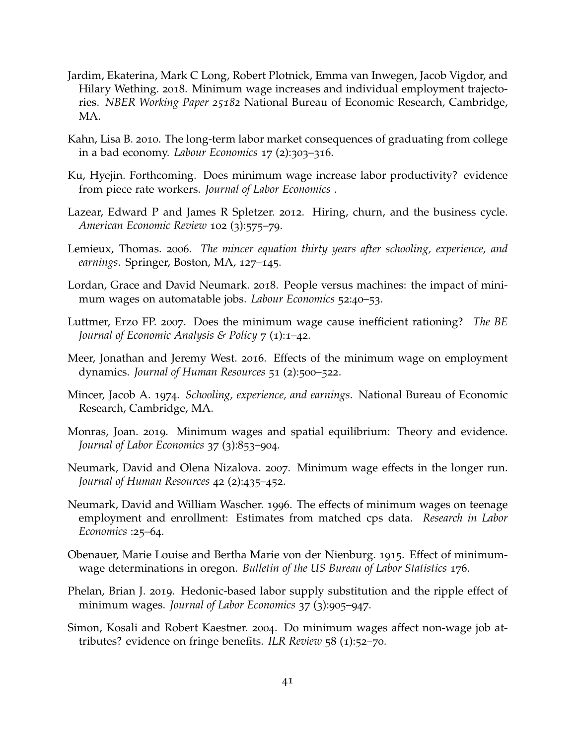Jardim, Ekaterina, Mark C Long, Robert Plotnick, Emma van Inwegen, Jacob Vigdor, and Hilary Wething. 2018. Minimum wage increases and individual employment trajectories. *NBER Working Paper 25182* National Bureau of Economic Research, Cambridge, MA.

Kahn, Lisa B. 2010. The long-term labor market consequences of graduating from college in a bad economy. *Labour Economics* 17 (2):303–316.

Ku, Hyejin. Forthcoming. Does minimum wage increase labor productivity? evidence from piece rate workers. *Journal of Labor Economics* .

Lazear, Edward P and James R Spletzer. 2012. Hiring, churn, and the business cycle. *American Economic Review* 102 (3):575–79.

Lemieux, Thomas. 2006. *The mincer equation thirty years after schooling, experience, and earnings*. Springer, Boston, MA, 127–145.

Lordan, Grace and David Neumark. 2018. People versus machines: the impact of minimum wages on automatable jobs. *Labour Economics* 52:40–53.

Luttmer, Erzo FP. 2007. Does the minimum wage cause inefficient rationing? *The BE Journal of Economic Analysis & Policy* 7 (1):1–42.

Meer, Jonathan and Jeremy West. 2016. Effects of the minimum wage on employment dynamics. *Journal of Human Resources* 51 (2):500–522.

Mincer, Jacob A. 1974. *Schooling, experience, and earnings*. National Bureau of Economic Research, Cambridge, MA.

Monras, Joan. 2019. Minimum wages and spatial equilibrium: Theory and evidence. *Journal of Labor Economics* 37 (3):853–904.

Neumark, David and Olena Nizalova. 2007. Minimum wage effects in the longer run. *Journal of Human Resources* 42 (2):435–452.

Neumark, David and William Wascher. 1996. The effects of minimum wages on teenage employment and enrollment: Estimates from matched cps data. *Research in Labor Economics* :25–64.

Obenauer, Marie Louise and Bertha Marie von der Nienburg. 1915. Effect of minimum-wage determinations in oregon. *Bulletin of the US Bureau of Labor Statistics* 176.

Phelan, Brian J. 2019. Hedonic-based labor supply substitution and the ripple effect of minimum wages. *Journal of Labor Economics* 37 (3):905–947.

Simon, Kosali and Robert Kaestner. 2004. Do minimum wages affect non-wage job attributes? evidence on fringe benefits. *ILR Review* 58 (1):52–70.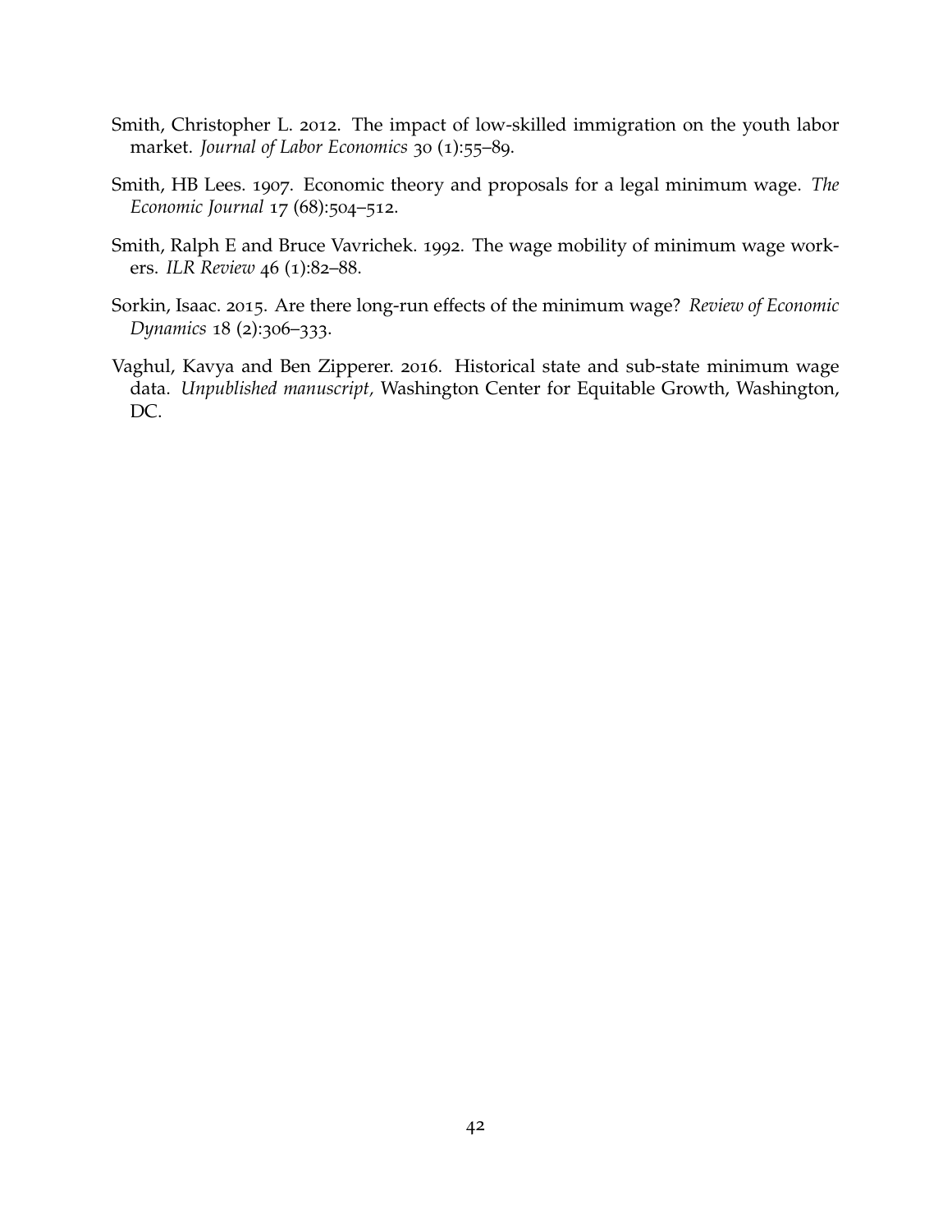Smith, Christopher L. 2012. The impact of low-skilled immigration on the youth labor market. *Journal of Labor Economics* 30 (1):55–89.

Smith, HB Lees. 1907. Economic theory and proposals for a legal minimum wage. *The Economic Journal* 17 (68):504–512.

Smith, Ralph E and Bruce Vavrichek. 1992. The wage mobility of minimum wage workers. *ILR Review* 46 (1):82–88.

Sorkin, Isaac. 2015. Are there long-run effects of the minimum wage? *Review of Economic Dynamics* 18 (2):306–333.

Vaghul, Kavya and Ben Zipperer. 2016. Historical state and sub-state minimum wage data. *Unpublished manuscript,* Washington Center for Equitable Growth, Washington, DC.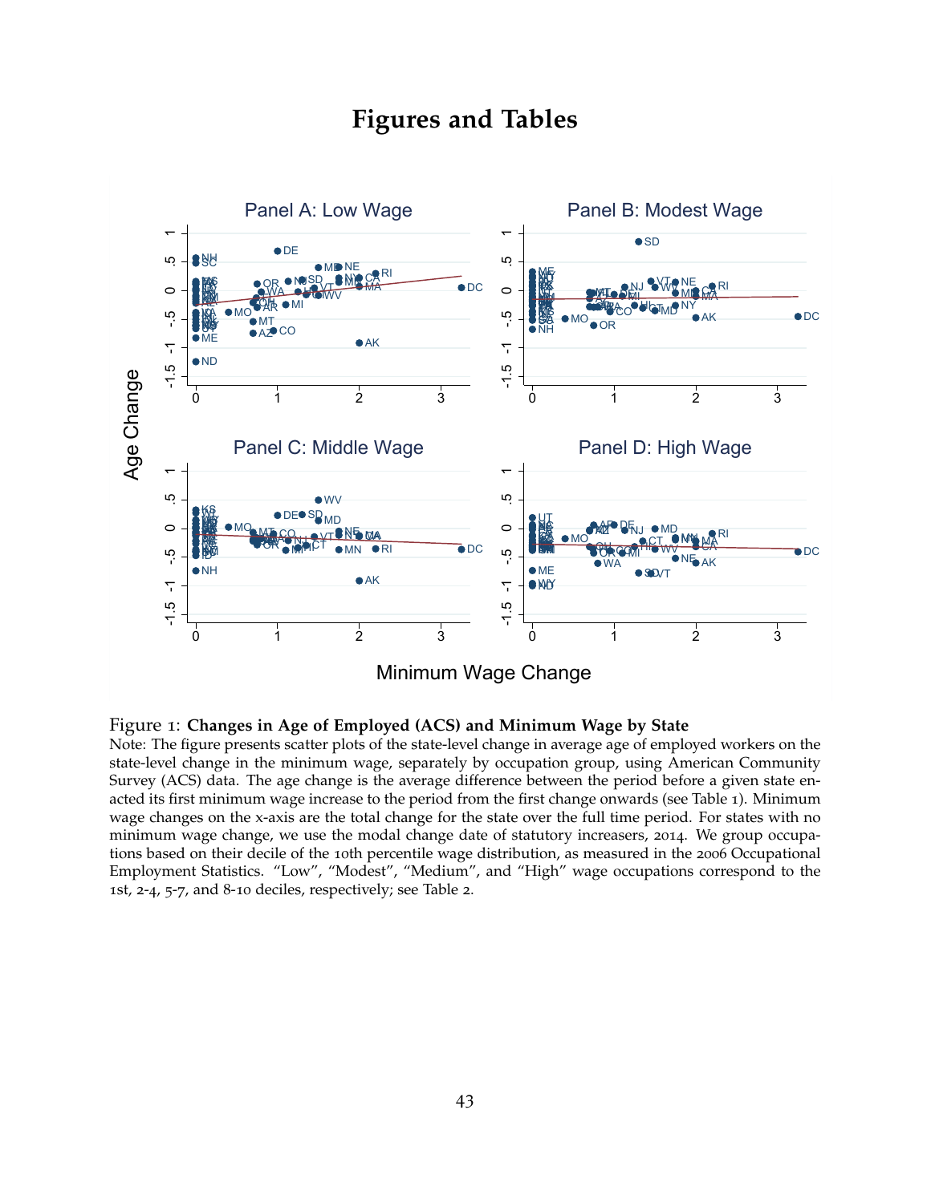# Figures and Tables

Figure 1: **Changes in Age of Employed (ACS) and Minimum Wage by State**

Note: The figure presents scatter plots of the state-level change in average age of employed workers on the state-level change in the minimum wage, separately by occupation group, using American Community Survey (ACS) data. The age change is the average difference between the period before a given state enacted its first minimum wage increase to the period from the first change onwards (see Table 1). Minimum wage changes on the x-axis are the total change for the state over the full time period. For states with no minimum wage change, we use the modal change date of statutory increasers, 2014. We group occupations based on their decile of the 10th percentile wage distribution, as measured in the 2006 Occupational Employment Statistics. "Low", "Modest", "Medium", and "High" wage occupations correspond to the 1st, 2-4, 5-7, and 8-10 deciles, respectively; see Table 2.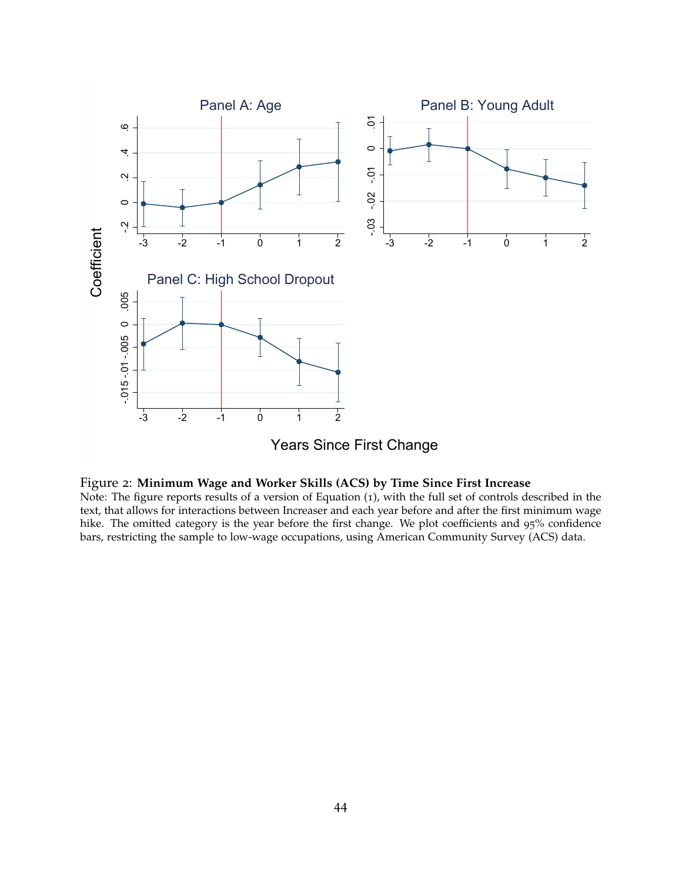Figure 2: **Minimum Wage and Worker Skills (ACS) by Time Since First Increase**
Note: The figure reports results of a version of Equation (1), with the full set of controls described in the text, that allows for interactions between Increaser and each year before and after the first minimum wage hike. The omitted category is the year before the first change. We plot coefficients and 95% confidence bars, restricting the sample to low-wage occupations, using American Community Survey (ACS) data.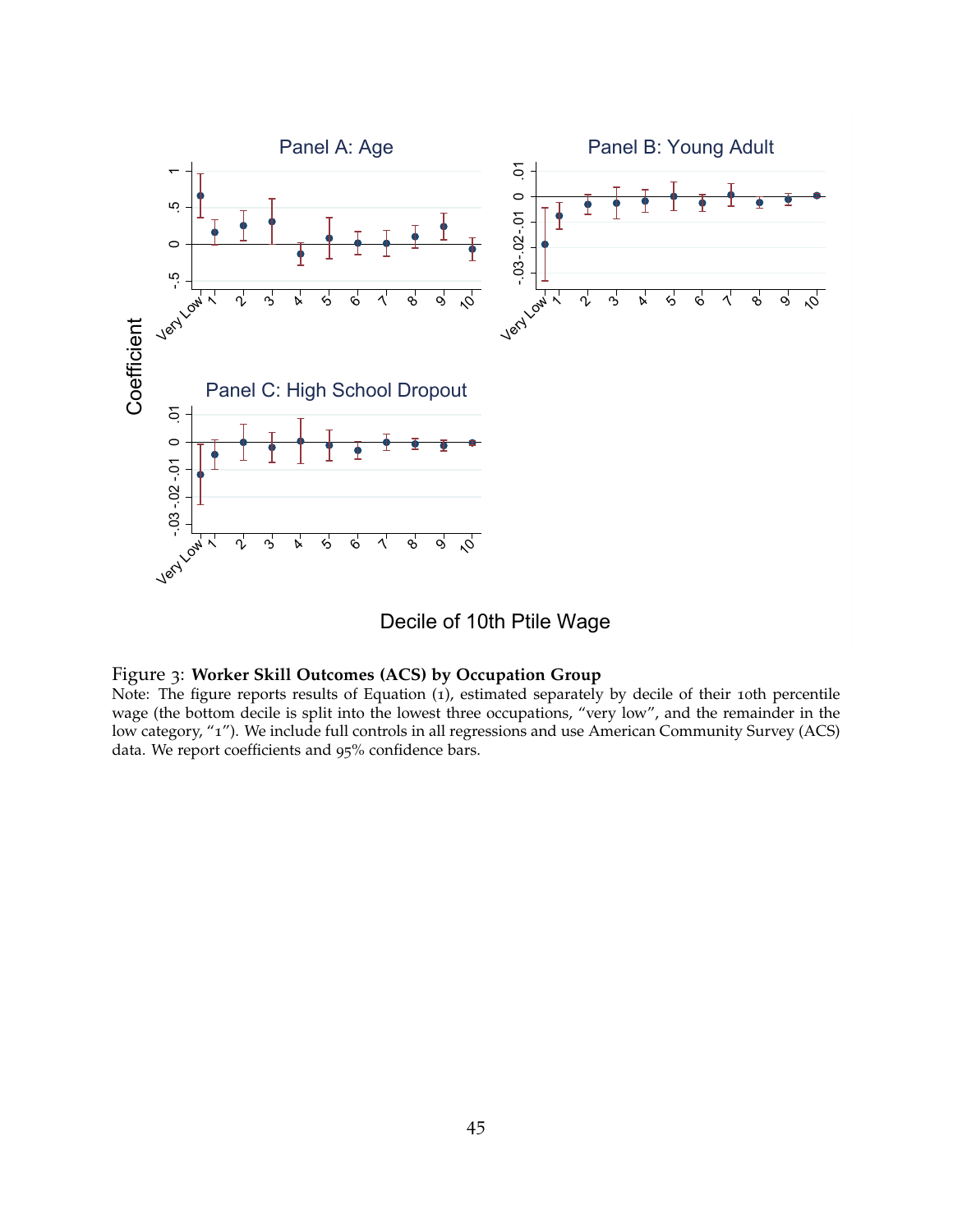Figure 3: **Worker Skill Outcomes (ACS) by Occupation Group**

Note: The figure reports results of Equation (1), estimated separately by decile of their 10th percentile wage (the bottom decile is split into the lowest three occupations, "very low", and the remainder in the low category, "1"). We include full controls in all regressions and use American Community Survey (ACS) data. We report coefficients and 95% confidence bars.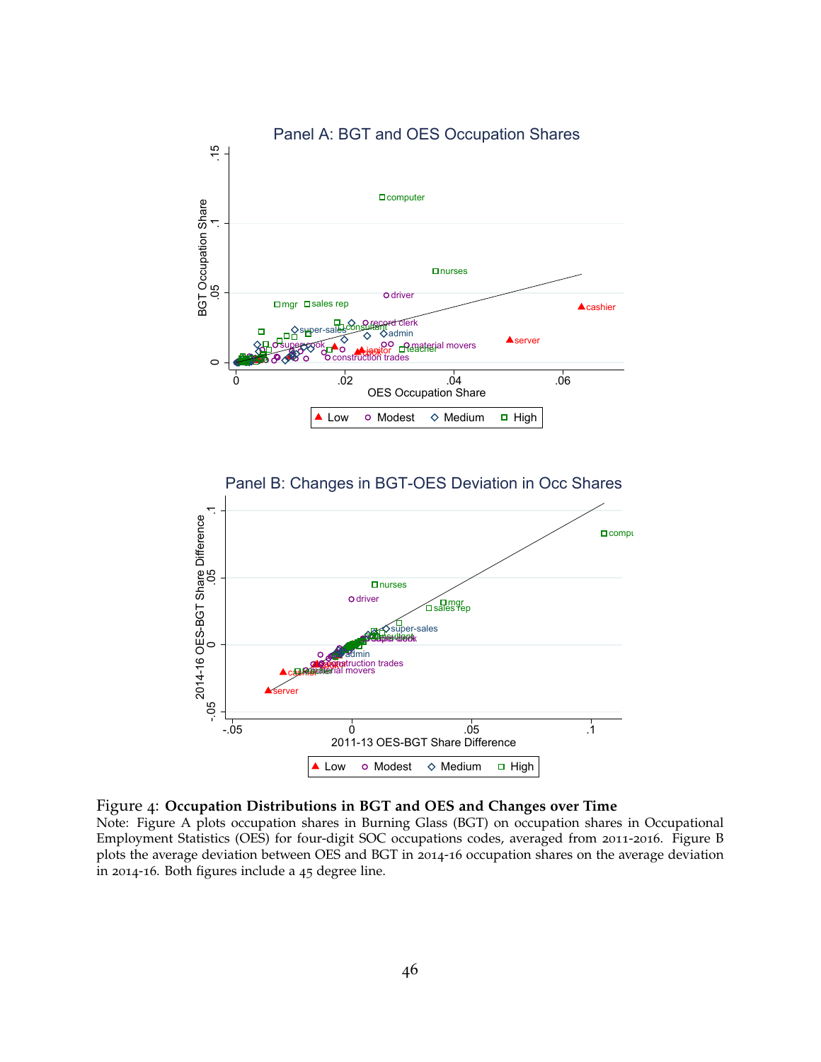Figure 4: **Occupation Distributions in BGT and OES and Changes over Time**

Note: Figure A plots occupation shares in Burning Glass (BGT) on occupation shares in Occupational Employment Statistics (OES) for four-digit SOC occupations codes, averaged from 2011-2016. Figure B plots the average deviation between OES and BGT in 2014-16 occupation shares on the average deviation in 2014-16. Both figures include a 45 degree line.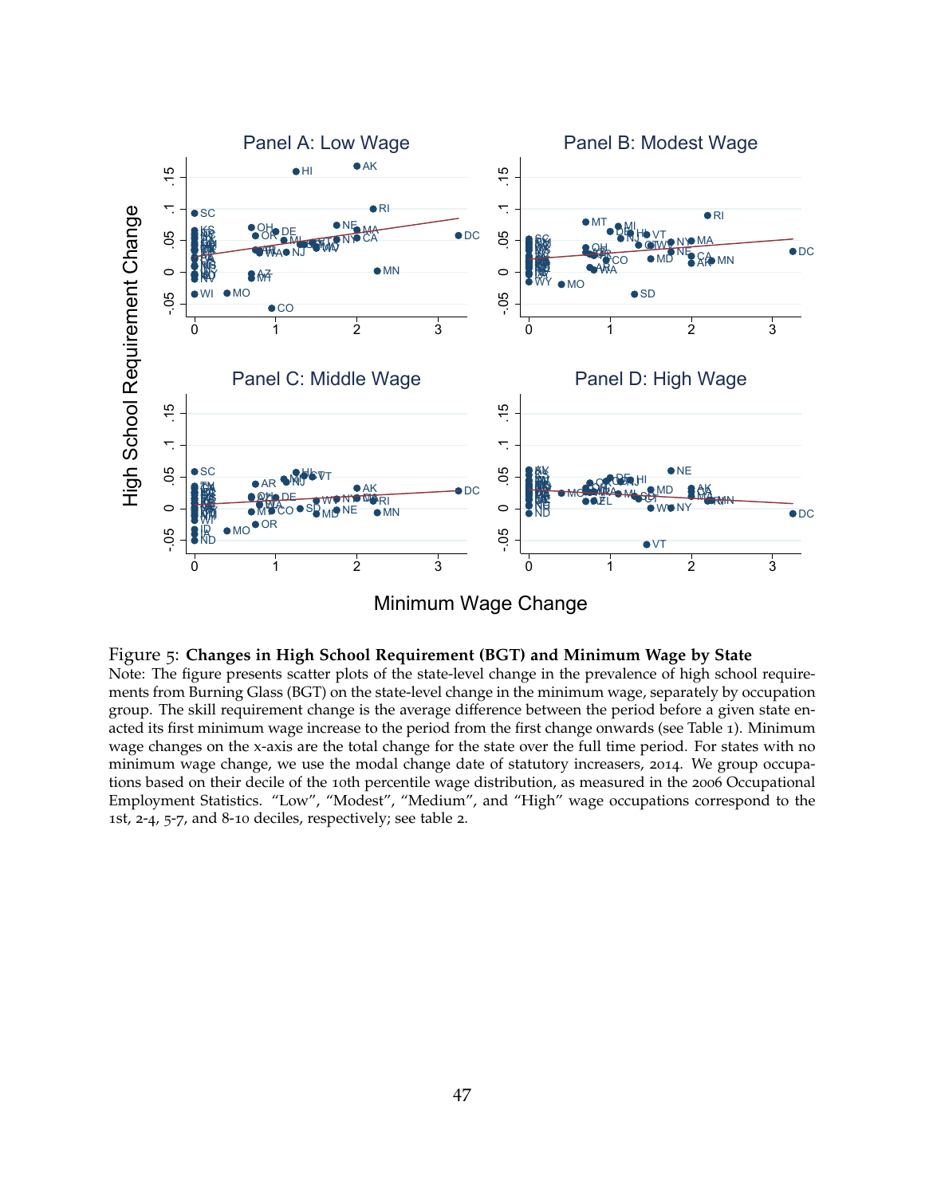Figure 5: **Changes in High School Requirement (BGT) and Minimum Wage by State**

Note: The figure presents scatter plots of the state-level change in the prevalence of high school requirements from Burning Glass (BGT) on the state-level change in the minimum wage, separately by occupation group. The skill requirement change is the average difference between the period before a given state enacted its first minimum wage increase to the period from the first change onwards (see Table 1). Minimum wage changes on the x-axis are the total change for the state over the full time period. For states with no minimum wage change, we use the modal change date of statutory increasers, 2014. We group occupations based on their decile of the 10th percentile wage distribution, as measured in the 2006 Occupational Employment Statistics. "Low", "Modest", "Medium", and "High" wage occupations correspond to the 1st, 2-4, 5-7, and 8-10 deciles, respectively; see table 2.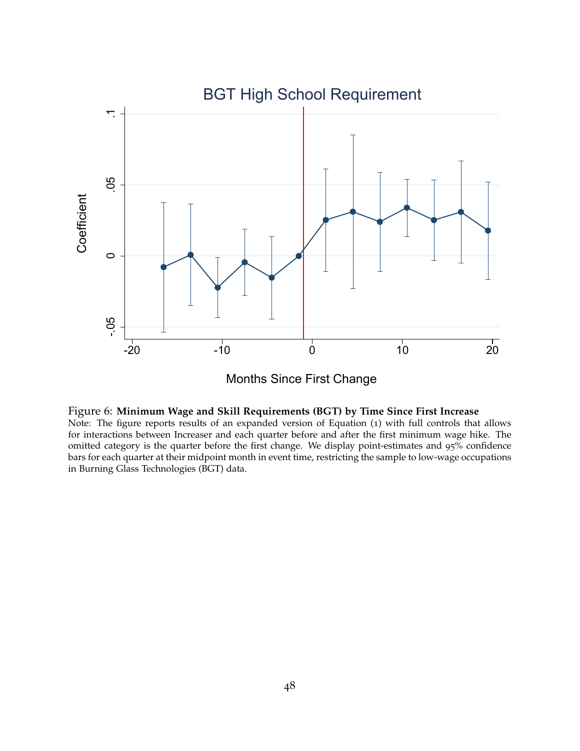Figure 6: **Minimum Wage and Skill Requirements (BGT) by Time Since First Increase**

Note: The figure reports results of an expanded version of Equation (1) with full controls that allows for interactions between Increaser and each quarter before and after the first minimum wage hike. The omitted category is the quarter before the first change. We display point-estimates and 95% confidence bars for each quarter at their midpoint month in event time, restricting the sample to low-wage occupations in Burning Glass Technologies (BGT) data.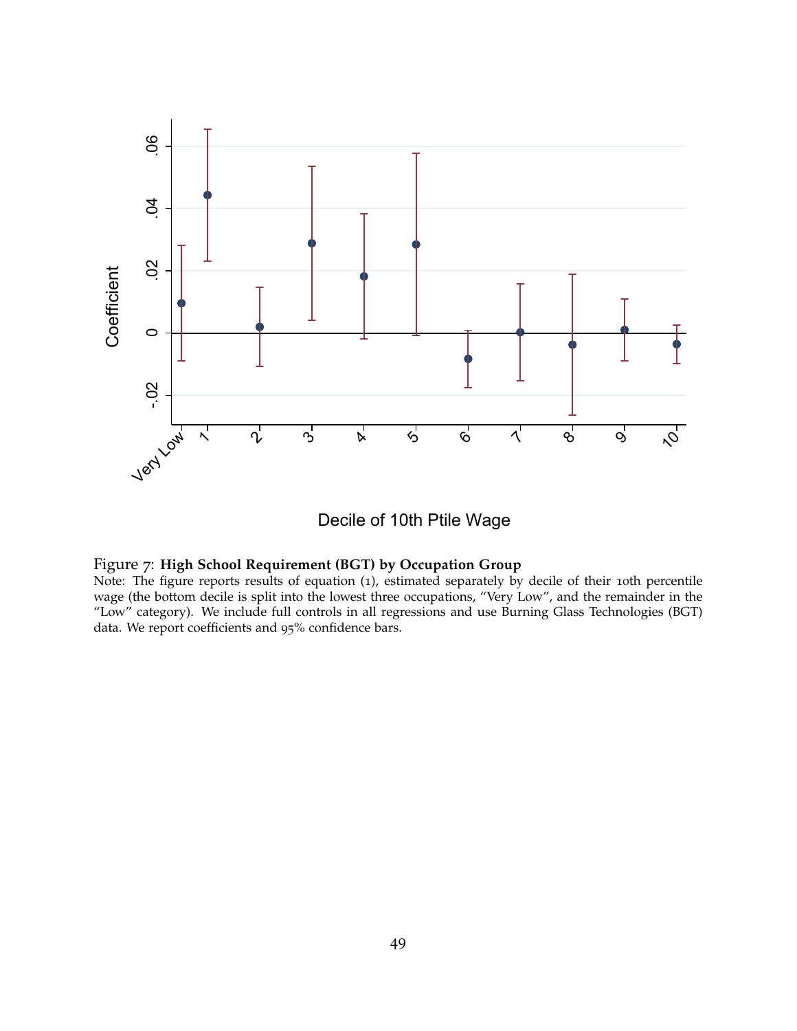Figure 7: **High School Requirement (BGT) by Occupation Group**

Note: The figure reports results of equation (1), estimated separately by decile of their 10th percentile wage (the bottom decile is split into the lowest three occupations, "Very Low", and the remainder in the "Low" category). We include full controls in all regressions and use Burning Glass Technologies (BGT) data. We report coefficients and 95% confidence bars.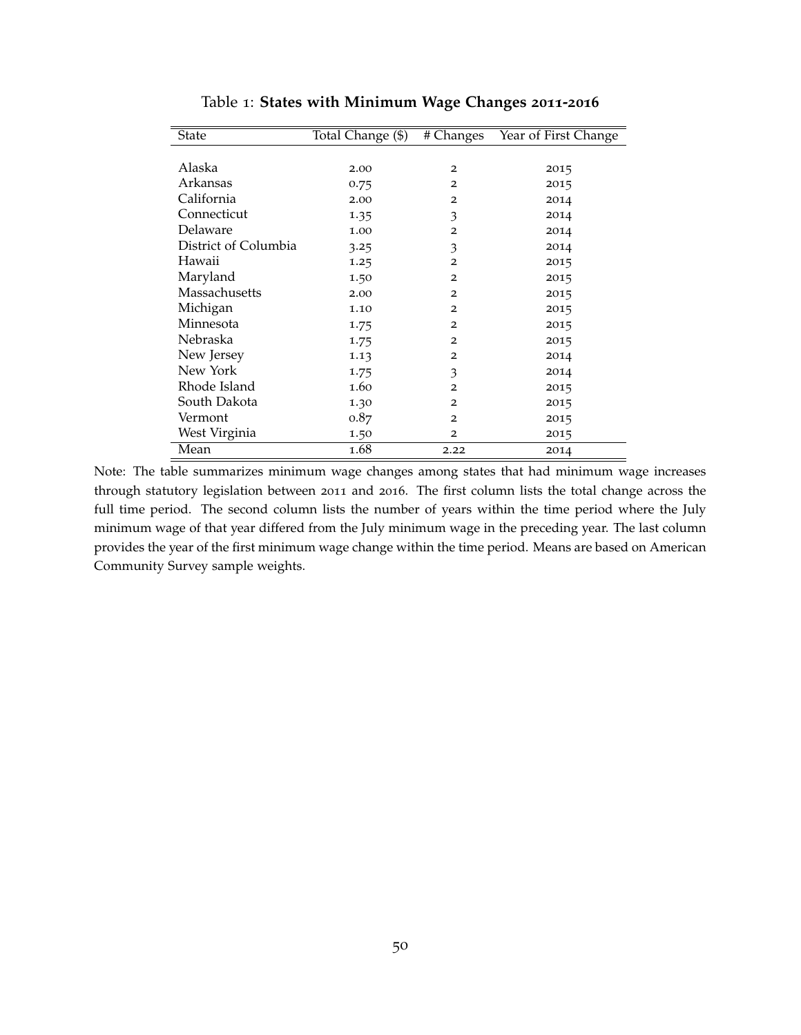Table 1: **States with Minimum Wage Changes 2011-2016**

| State | Total Change ($) | # Changes | Year of First Change |
|---|---|---|---|
| Alaska | 2.00 | 2 | 2015 |
| Arkansas | 0.75 | 2 | 2015 |
| California | 2.00 | 2 | 2014 |
| Connecticut | 1.35 | 3 | 2014 |
| Delaware | 1.00 | 2 | 2014 |
| District of Columbia | 3.25 | 3 | 2014 |
| Hawaii | 1.25 | 2 | 2015 |
| Maryland | 1.50 | 2 | 2015 |
| Massachusetts | 2.00 | 2 | 2015 |
| Michigan | 1.10 | 2 | 2015 |
| Minnesota | 1.75 | 2 | 2015 |
| Nebraska | 1.75 | 2 | 2015 |
| New Jersey | 1.13 | 2 | 2014 |
| New York | 1.75 | 3 | 2014 |
| Rhode Island | 1.60 | 2 | 2015 |
| South Dakota | 1.30 | 2 | 2015 |
| Vermont | 0.87 | 2 | 2015 |
| West Virginia | 1.50 | 2 | 2015 |
| Mean | 1.68 | 2.22 | 2014 |

Note: The table summarizes minimum wage changes among states that had minimum wage increases through statutory legislation between 2011 and 2016. The first column lists the total change across the full time period. The second column lists the number of years within the time period where the July minimum wage of that year differed from the July minimum wage in the preceding year. The last column provides the year of the first minimum wage change within the time period. Means are based on American Community Survey sample weights.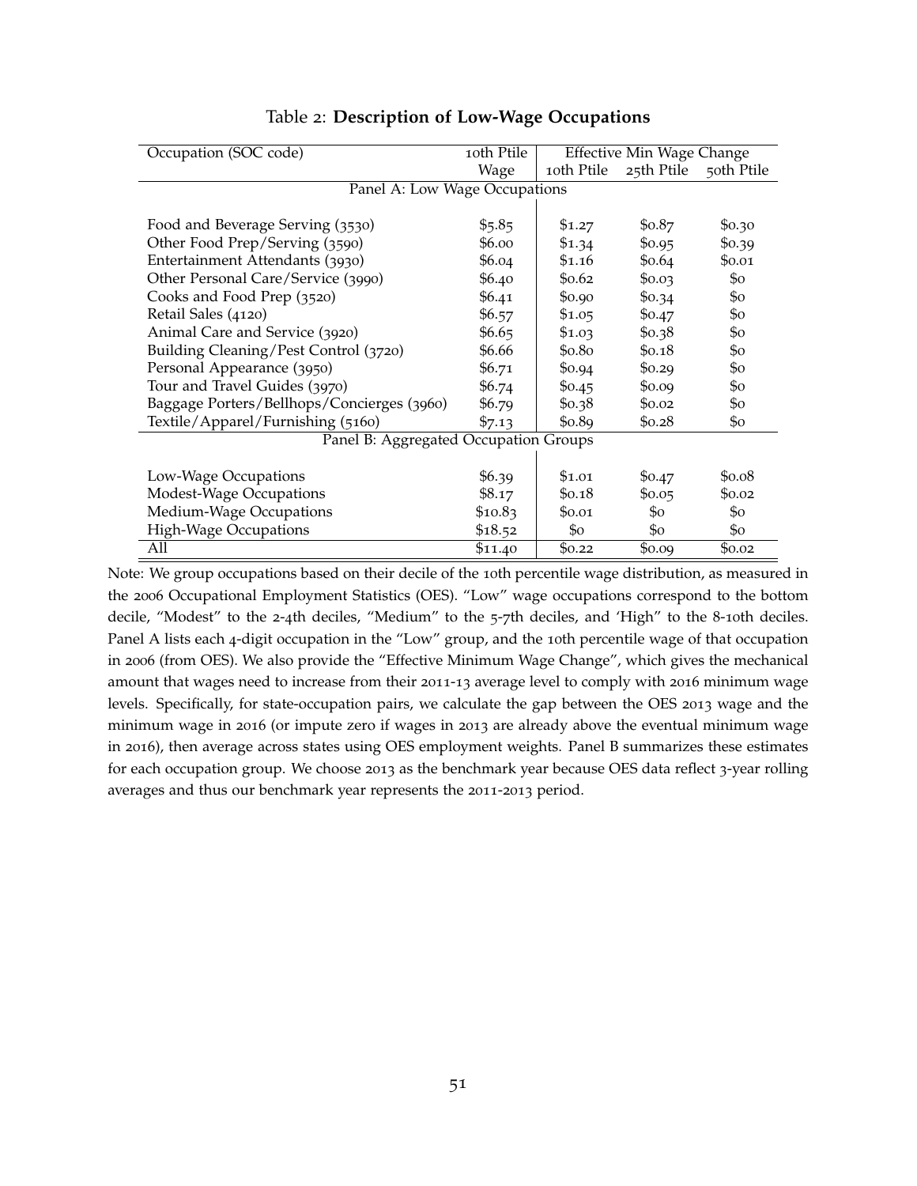Table 2: **Description of Low-Wage Occupations**

| Occupation (SOC code) | 10th Ptile Wage | Effective Min Wage Change | | |
|---|---|---|---|---|
| | | 10th Ptile | 25th Ptile | 50th Ptile |
| Panel A: Low Wage Occupations | | | | |
| Food and Beverage Serving (3530) | $5.85 | $1.27 | $0.87 | $0.30 |
| Other Food Prep/Serving (3590) | $6.00 | $1.34 | $0.95 | $0.39 |
| Entertainment Attendants (3930) | $6.04 | $1.16 | $0.64 | $0.01 |
| Other Personal Care/Service (3990) | $6.40 | $0.62 | $0.03 | $0 |
| Cooks and Food Prep (3520) | $6.41 | $0.90 | $0.34 | $0 |
| Retail Sales (4120) | $6.57 | $1.05 | $0.47 | $0 |
| Animal Care and Service (3920) | $6.65 | $1.03 | $0.38 | $0 |
| Building Cleaning/Pest Control (3720) | $6.66 | $0.80 | $0.18 | $0 |
| Personal Appearance (3950) | $6.71 | $0.94 | $0.29 | $0 |
| Tour and Travel Guides (3970) | $6.74 | $0.45 | $0.09 | $0 |
| Baggage Porters/Bellhops/Concierges (3960) | $6.79 | $0.38 | $0.02 | $0 |
| Textile/Apparel/Furnishing (5160) | $7.13 | $0.89 | $0.28 | $0 |
| Panel B: Aggregated Occupation Groups | | | | |
| Low-Wage Occupations | $6.39 | $1.01 | $0.47 | $0.08 |
| Modest-Wage Occupations | $8.17 | $0.18 | $0.05 | $0.02 |
| Medium-Wage Occupations | $10.83 | $0.01 | $0 | $0 |
| High-Wage Occupations | $18.52 | $0 | $0 | $0 |
| All | $11.40 | $0.22 | $0.09 | $0.02 |

Note: We group occupations based on their decile of the 10th percentile wage distribution, as measured in the 2006 Occupational Employment Statistics (OES). "Low" wage occupations correspond to the bottom decile, "Modest" to the 2-4th deciles, "Medium" to the 5-7th deciles, and 'High" to the 8-10th deciles. Panel A lists each 4-digit occupation in the "Low" group, and the 10th percentile wage of that occupation in 2006 (from OES). We also provide the "Effective Minimum Wage Change", which gives the mechanical amount that wages need to increase from their 2011-13 average level to comply with 2016 minimum wage levels. Specifically, for state-occupation pairs, we calculate the gap between the OES 2013 wage and the minimum wage in 2016 (or impute zero if wages in 2013 are already above the eventual minimum wage in 2016), then average across states using OES employment weights. Panel B summarizes these estimates for each occupation group. We choose 2013 as the benchmark year because OES data reflect 3-year rolling averages and thus our benchmark year represents the 2011-2013 period.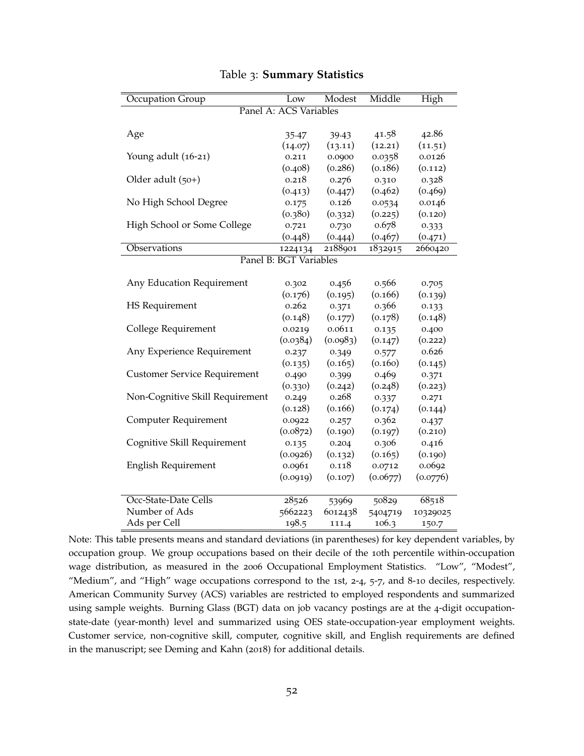Table 3: **Summary Statistics**

| Occupation Group | Low | Modest | Middle | High |
|---|---|---|---|---|
| Panel A: ACS Variables | | | | |
| Age | 35.47 | 39.43 | 41.58 | 42.86 |
| | (14.07) | (13.11) | (12.21) | (11.51) |
| Young adult (16-21) | 0.211 | 0.0900 | 0.0358 | 0.0126 |
| | (0.408) | (0.286) | (0.186) | (0.112) |
| Older adult (50+) | 0.218 | 0.276 | 0.310 | 0.328 |
| | (0.413) | (0.447) | (0.462) | (0.469) |
| No High School Degree | 0.175 | 0.126 | 0.0534 | 0.0146 |
| | (0.380) | (0.332) | (0.225) | (0.120) |
| High School or Some College | 0.721 | 0.730 | 0.678 | 0.333 |
| | (0.448) | (0.444) | (0.467) | (0.471) |
| Observations | 1224134 | 2188901 | 1832915 | 2660420 |
| Panel B: BGT Variables | | | | |
| Any Education Requirement | 0.302 | 0.456 | 0.566 | 0.705 |
| | (0.176) | (0.195) | (0.166) | (0.139) |
| HS Requirement | 0.262 | 0.371 | 0.366 | 0.133 |
| | (0.148) | (0.177) | (0.178) | (0.148) |
| College Requirement | 0.0219 | 0.0611 | 0.135 | 0.400 |
| | (0.0384) | (0.0983) | (0.147) | (0.222) |
| Any Experience Requirement | 0.237 | 0.349 | 0.577 | 0.626 |
| | (0.135) | (0.165) | (0.160) | (0.145) |
| Customer Service Requirement | 0.490 | 0.399 | 0.469 | 0.371 |
| | (0.330) | (0.242) | (0.248) | (0.223) |
| Non-Cognitive Skill Requirement | 0.249 | 0.268 | 0.337 | 0.271 |
| | (0.128) | (0.166) | (0.174) | (0.144) |
| Computer Requirement | 0.0922 | 0.257 | 0.362 | 0.437 |
| | (0.0872) | (0.190) | (0.197) | (0.210) |
| Cognitive Skill Requirement | 0.135 | 0.204 | 0.306 | 0.416 |
| | (0.0926) | (0.132) | (0.165) | (0.190) |
| English Requirement | 0.0961 | 0.118 | 0.0712 | 0.0692 |
| | (0.0919) | (0.107) | (0.0677) | (0.0776) |
| Occ-State-Date Cells | 28526 | 53969 | 50829 | 68518 |
| Number of Ads | 5662223 | 6012438 | 5404719 | 10329025 |
| Ads per Cell | 198.5 | 111.4 | 106.3 | 150.7 |

Note: This table presents means and standard deviations (in parentheses) for key dependent variables, by occupation group. We group occupations based on their decile of the 10th percentile within-occupation wage distribution, as measured in the 2006 Occupational Employment Statistics. "Low", "Modest", "Medium", and "High" wage occupations correspond to the 1st, 2-4, 5-7, and 8-10 deciles, respectively. American Community Survey (ACS) variables are restricted to employed respondents and summarized using sample weights. Burning Glass (BGT) data on job vacancy postings are at the 4-digit occupation-state-date (year-month) level and summarized using OES state-occupation-year employment weights. Customer service, non-cognitive skill, computer, cognitive skill, and English requirements are defined in the manuscript; see Deming and Kahn (2018) for additional details.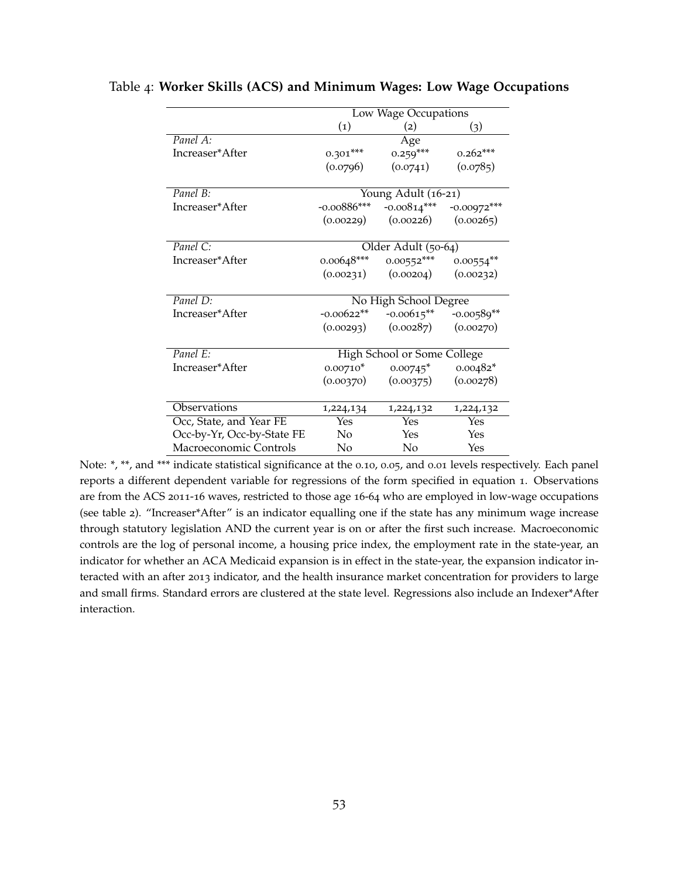Table 4: **Worker Skills (ACS) and Minimum Wages: Low Wage Occupations**

| | Low Wage Occupations | | |
|---|---|---|---|
| | (1) | (2) | (3) |
| *Panel A:* | | Age | |
| Increaser*After | 0.301*** | 0.259*** | 0.262*** |
| | (0.0796) | (0.0741) | (0.0785) |
| *Panel B:* | | Young Adult (16-21) | |
| Increaser*After | -0.00886*** | -0.00814*** | -0.00972*** |
| | (0.00229) | (0.00226) | (0.00265) |
| *Panel C:* | | Older Adult (50-64) | |
| Increaser*After | 0.00648*** | 0.00552*** | 0.00554** |
| | (0.00231) | (0.00204) | (0.00232) |
| *Panel D:* | | No High School Degree | |
| Increaser*After | -0.00622** | -0.00615** | -0.00589** |
| | (0.00293) | (0.00287) | (0.00270) |
| *Panel E:* | | High School or Some College | |
| Increaser*After | 0.00710* | 0.00745* | 0.00482* |
| | (0.00370) | (0.00375) | (0.00278) |
| Observations | 1,224,134 | 1,224,132 | 1,224,132 |
| Occ, State, and Year FE | Yes | Yes | Yes |
| Occ-by-Yr, Occ-by-State FE | No | Yes | Yes |
| Macroeconomic Controls | No | No | Yes |

Note: *, **, and *** indicate statistical significance at the 0.10, 0.05, and 0.01 levels respectively. Each panel reports a different dependent variable for regressions of the form specified in equation 1. Observations are from the ACS 2011-16 waves, restricted to those age 16-64 who are employed in low-wage occupations (see table 2). "Increaser*After" is an indicator equalling one if the state has any minimum wage increase through statutory legislation AND the current year is on or after the first such increase. Macroeconomic controls are the log of personal income, a housing price index, the employment rate in the state-year, an indicator for whether an ACA Medicaid expansion is in effect in the state-year, the expansion indicator interacted with an after 2013 indicator, and the health insurance market concentration for providers to large and small firms. Standard errors are clustered at the state level. Regressions also include an Indexer*After interaction.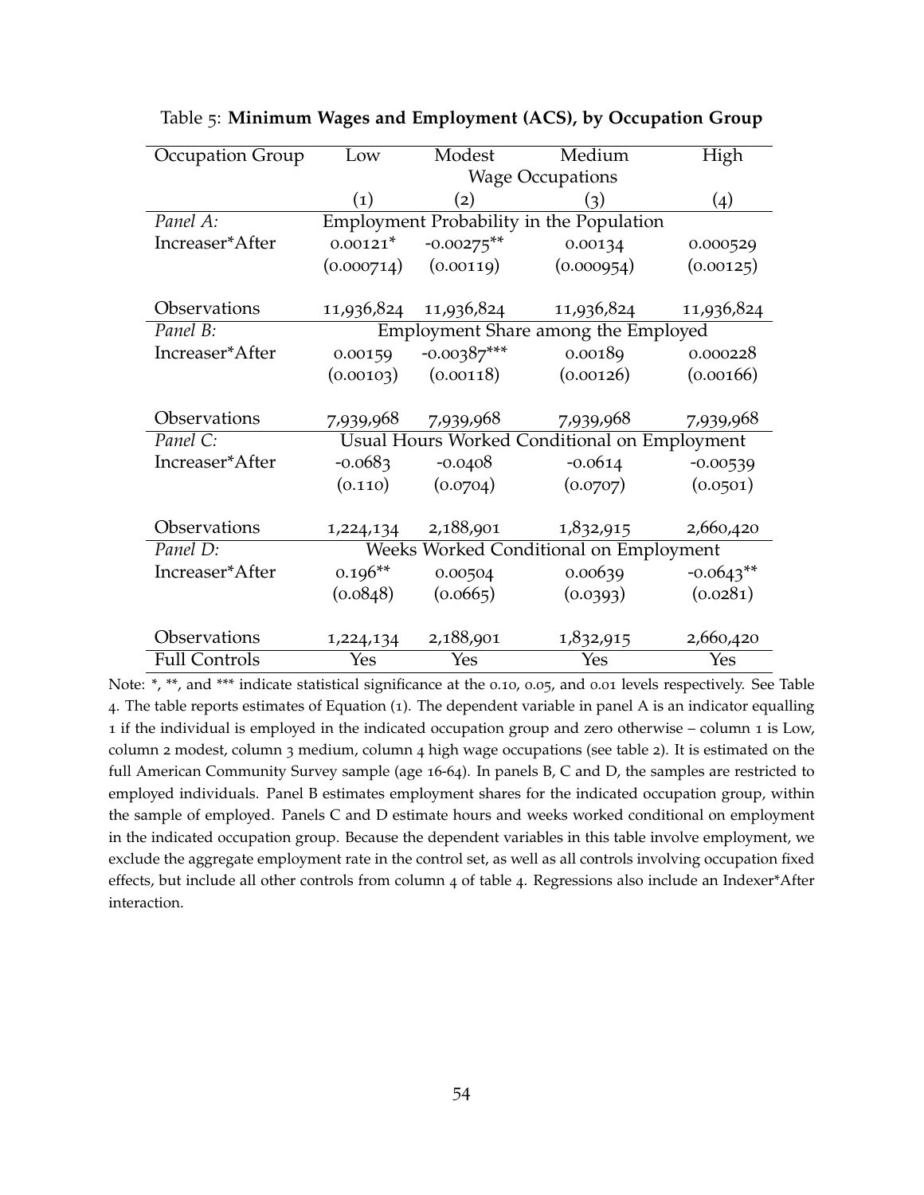Table 5: **Minimum Wages and Employment (ACS), by Occupation Group**

| Occupation Group | Low | Modest | Medium | High |
|---|---|---|---|---|
| | Wage Occupations | | | |
| | (1) | (2) | (3) | (4) |
| *Panel A:* | Employment Probability in the Population | | | |
| Increaser*After | 0.00121* | -0.00275** | 0.00134 | 0.000529 |
| | (0.000714) | (0.00119) | (0.000954) | (0.00125) |
| Observations | 11,936,824 | 11,936,824 | 11,936,824 | 11,936,824 |
| *Panel B:* | Employment Share among the Employed | | | |
| Increaser*After | 0.00159 | -0.00387*** | 0.00189 | 0.000228 |
| | (0.00103) | (0.00118) | (0.00126) | (0.00166) |
| Observations | 7,939,968 | 7,939,968 | 7,939,968 | 7,939,968 |
| *Panel C:* | Usual Hours Worked Conditional on Employment | | | |
| Increaser*After | -0.0683 | -0.0408 | -0.0614 | -0.00539 |
| | (0.110) | (0.0704) | (0.0707) | (0.0501) |
| Observations | 1,224,134 | 2,188,901 | 1,832,915 | 2,660,420 |
| *Panel D:* | Weeks Worked Conditional on Employment | | | |
| Increaser*After | 0.196** | 0.00504 | 0.00639 | -0.0643** |
| | (0.0848) | (0.0665) | (0.0393) | (0.0281) |
| Observations | 1,224,134 | 2,188,901 | 1,832,915 | 2,660,420 |
| Full Controls | Yes | Yes | Yes | Yes |

Note: *, **, and *** indicate statistical significance at the 0.10, 0.05, and 0.01 levels respectively. See Table 4. The table reports estimates of Equation (1). The dependent variable in panel A is an indicator equalling 1 if the individual is employed in the indicated occupation group and zero otherwise – column 1 is Low, column 2 modest, column 3 medium, column 4 high wage occupations (see table 2). It is estimated on the full American Community Survey sample (age 16-64). In panels B, C and D, the samples are restricted to employed individuals. Panel B estimates employment shares for the indicated occupation group, within the sample of employed. Panels C and D estimate hours and weeks worked conditional on employment in the indicated occupation group. Because the dependent variables in this table involve employment, we exclude the aggregate employment rate in the control set, as well as all controls involving occupation fixed effects, but include all other controls from column 4 of table 4. Regressions also include an Indexer*After interaction.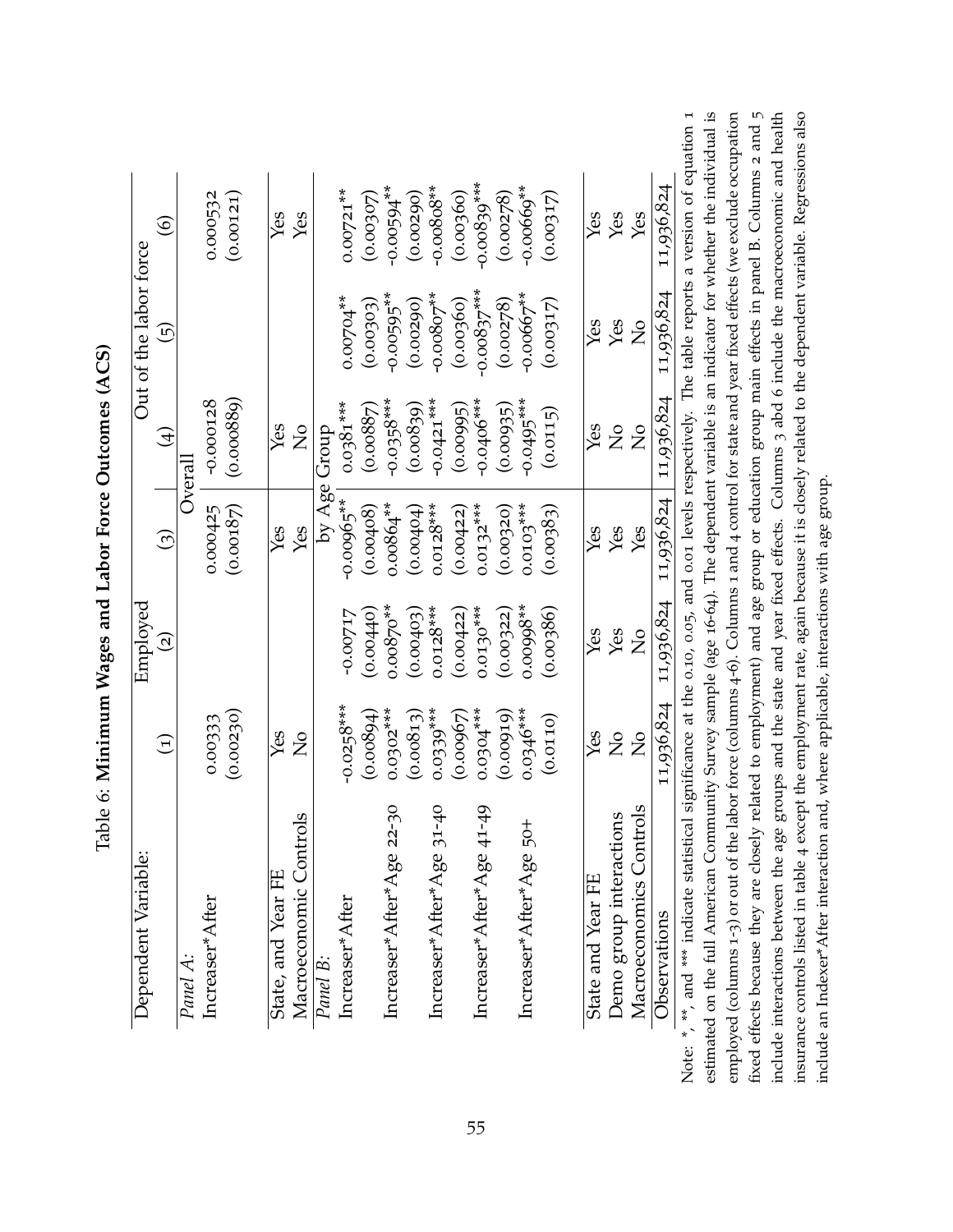Table 6: **Minimum Wages and Labor Force Outcomes (ACS)**

| Dependent Variable: | Employed | | | Out of the labor force | | |
|---|---|---|---|---|---|---|
| | (1) | (2) | (3) | (4) | (5) | (6) |
| *Panel A:* | | | Overall | | | |
| Increaser*After | 0.00333 | | 0.000425 | -0.000128 | | 0.000532 |
| | (0.00230) | | (0.00187) | (0.000889) | | (0.00121) |
| State, and Year FE | Yes | | Yes | Yes | | Yes |
| Macroeconomic Controls | No | | Yes | No | | Yes |
| *Panel B:* | | | by Age Group | | | |
| Increaser*After | -0.0258*** | -0.00717 | -0.00965** | 0.0381*** | 0.00704** | 0.00721** |
| | (0.00894) | (0.00440) | (0.00408) | (0.00887) | (0.00303) | (0.00307) |
| Increaser*After*Age 22-30 | 0.0302*** | 0.00870** | 0.00864** | -0.0358*** | -0.00595** | -0.00594** |
| | (0.00813) | (0.00403) | (0.00404) | (0.00839) | (0.00290) | (0.00290) |
| Increaser*After*Age 31-40 | 0.0339*** | 0.0128*** | 0.0128*** | -0.0421*** | -0.00807** | -0.00808** |
| | (0.00967) | (0.00422) | (0.00422) | (0.00995) | (0.00360) | (0.00360) |
| Increaser*After*Age 41-49 | 0.0304*** | 0.0130*** | 0.0132*** | -0.0406*** | -0.00837*** | -0.00839*** |
| | (0.00919) | (0.00322) | (0.00320) | (0.00935) | (0.00278) | (0.00278) |
| Increaser*After*Age 50+ | 0.0346*** | 0.00998** | 0.0103*** | -0.0495*** | -0.00667** | -0.00669** |
| | (0.0110) | (0.00386) | (0.00383) | (0.0115) | (0.00317) | (0.00317) |
| State and Year FE | Yes | Yes | Yes | Yes | Yes | Yes |
| Demo group interactions | No | Yes | Yes | No | Yes | Yes |
| Macroeconomics Controls | No | No | Yes | No | No | Yes |
| Observations | 11,936,824 | 11,936,824 | 11,936,824 | 11,936,824 | 11,936,824 | 11,936,824 |

Note: *, **, and *** indicate statistical significance at the 0.10, 0.05, and 0.01 levels respectively. The table reports a version of equation 1 estimated on the full American Community Survey sample (age 16-64). The dependent variable is an indicator for whether the individual is employed (columns 1-3) or out of the labor force (columns 4-6). Columns 1 and 4 control for state and year fixed effects (we exclude occupation fixed effects because they are closely related to employment) and age group or education group main effects in panel B. Columns 2 and 5 include interactions between the age groups and the state and year fixed effects. Columns 3 abd 6 include the macroeconomic and health insurance controls listed in table 4 except the employment rate, again because it is closely related to the dependent variable. Regressions also include an Indexer*After interaction and, where applicable, interactions with age group.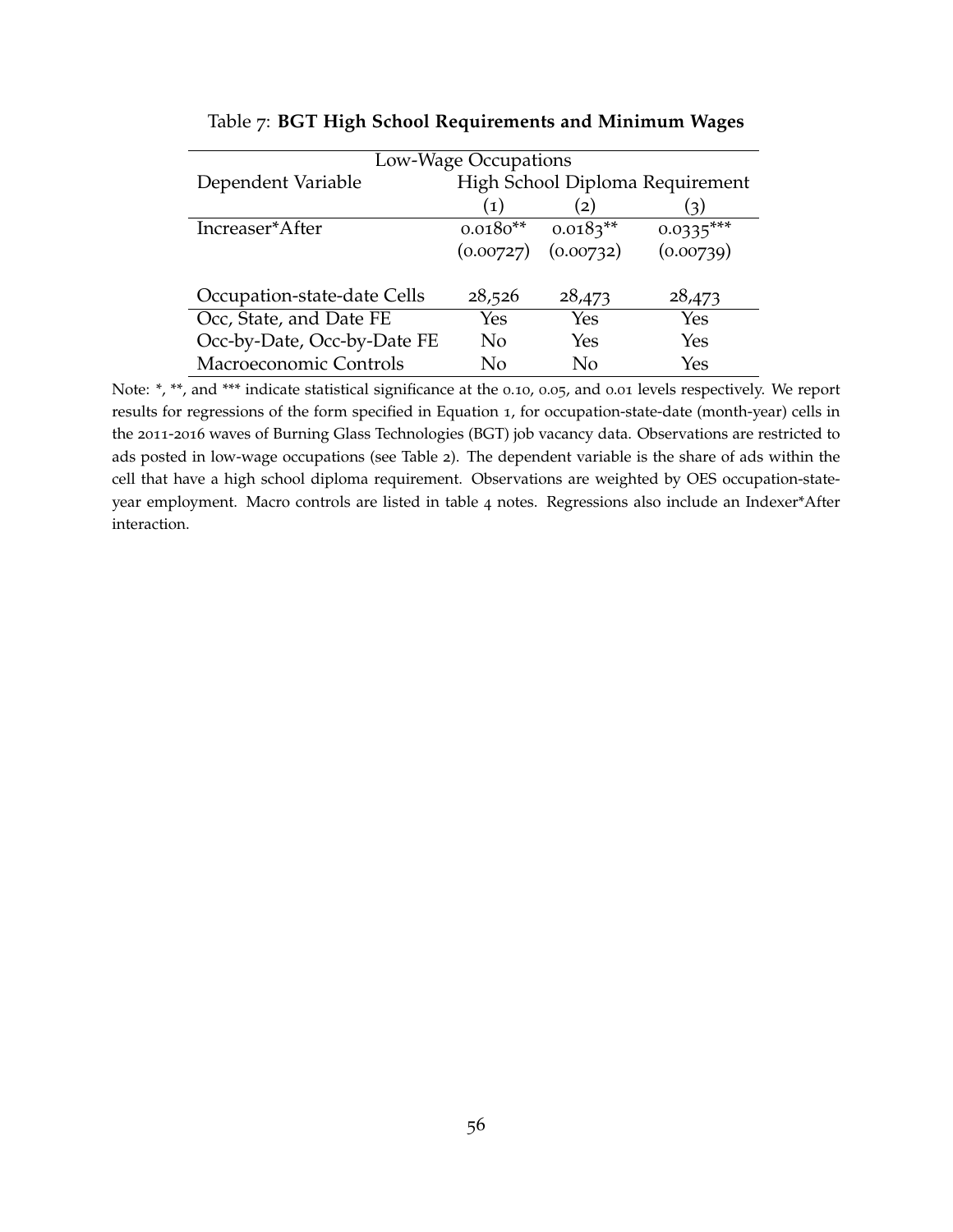Table 7: **BGT High School Requirements and Minimum Wages**

| Low-Wage Occupations | | | |
|---|---|---|---|
| Dependent Variable | High School Diploma Requirement | | |
| | (1) | (2) | (3) |
| Increaser*After | 0.0180** | 0.0183** | 0.0335*** |
| | (0.00727) | (0.00732) | (0.00739) |
| Occupation-state-date Cells | 28,526 | 28,473 | 28,473 |
| Occ, State, and Date FE | Yes | Yes | Yes |
| Occ-by-Date, Occ-by-Date FE | No | Yes | Yes |
| Macroeconomic Controls | No | No | Yes |

Note: *, **, and *** indicate statistical significance at the 0.10, 0.05, and 0.01 levels respectively. We report results for regressions of the form specified in Equation 1, for occupation-state-date (month-year) cells in the 2011-2016 waves of Burning Glass Technologies (BGT) job vacancy data. Observations are restricted to ads posted in low-wage occupations (see Table 2). The dependent variable is the share of ads within the cell that have a high school diploma requirement. Observations are weighted by OES occupation-state-year employment. Macro controls are listed in table 4 notes. Regressions also include an Indexer*After interaction.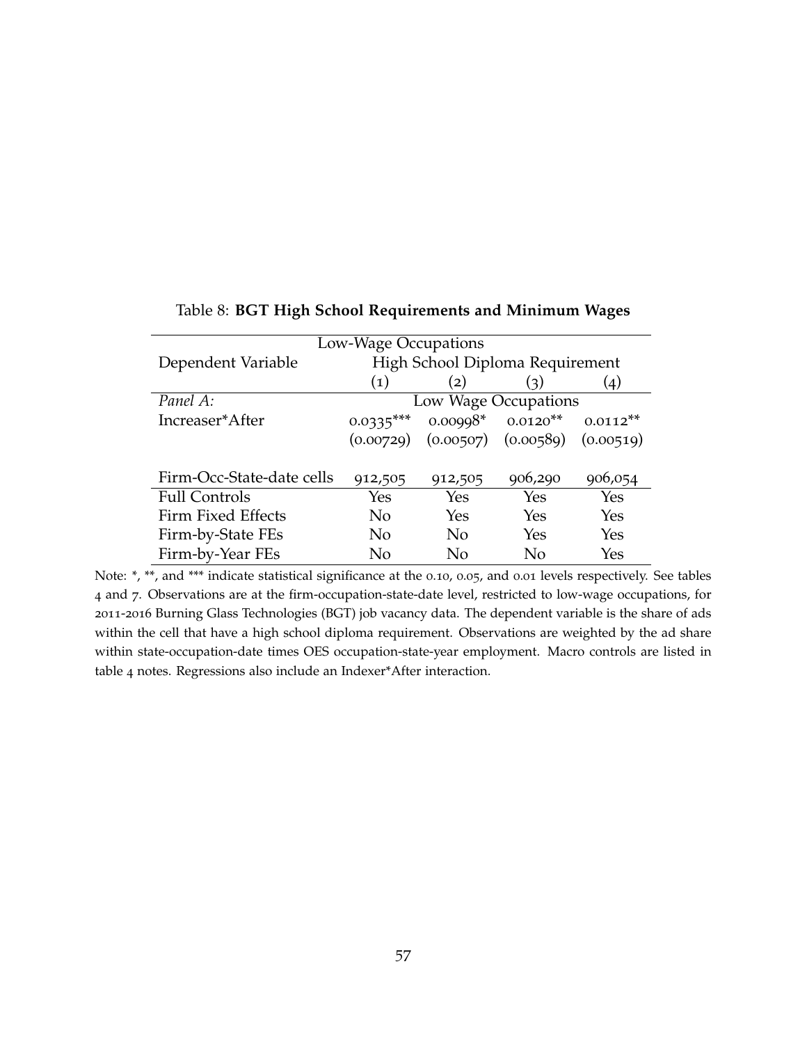Table 8: **BGT High School Requirements and Minimum Wages**

| Low-Wage Occupations | | | | |
|---|---|---|---|---|
| Dependent Variable | High School Diploma Requirement | | | |
| | (1) | (2) | (3) | (4) |
| *Panel A:* | Low Wage Occupations | | | |
| Increaser*After | 0.0335*** | 0.00998* | 0.0120** | 0.0112** |
| | (0.00729) | (0.00507) | (0.00589) | (0.00519) |
| Firm-Occ-State-date cells | 912,505 | 912,505 | 906,290 | 906,054 |
| Full Controls | Yes | Yes | Yes | Yes |
| Firm Fixed Effects | No | Yes | Yes | Yes |
| Firm-by-State FEs | No | No | Yes | Yes |
| Firm-by-Year FEs | No | No | No | Yes |

Note: *, **, and *** indicate statistical significance at the 0.10, 0.05, and 0.01 levels respectively. See tables 4 and 7. Observations are at the firm-occupation-state-date level, restricted to low-wage occupations, for 2011-2016 Burning Glass Technologies (BGT) job vacancy data. The dependent variable is the share of ads within the cell that have a high school diploma requirement. Observations are weighted by the ad share within state-occupation-date times OES occupation-state-year employment. Macro controls are listed in table 4 notes. Regressions also include an Indexer*After interaction.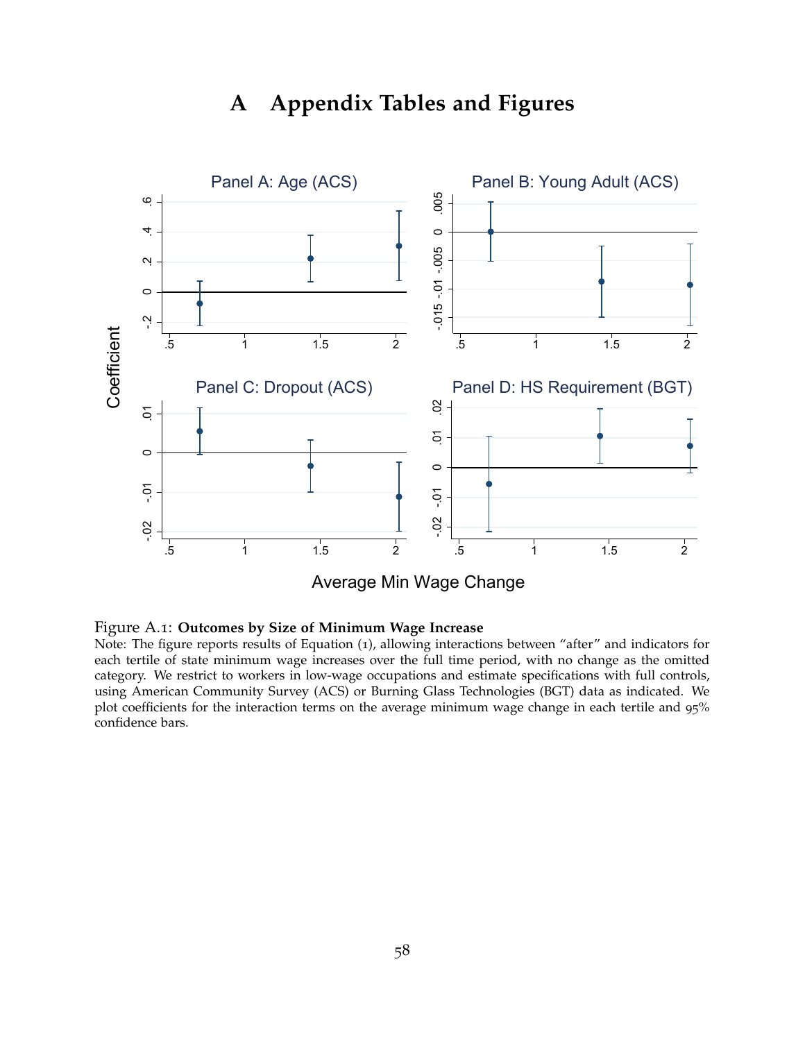# A Appendix Tables and Figures

Figure A.1: **Outcomes by Size of Minimum Wage Increase**
Note: The figure reports results of Equation (1), allowing interactions between "after" and indicators for each tertile of state minimum wage increases over the full time period, with no change as the omitted category. We restrict to workers in low-wage occupations and estimate specifications with full controls, using American Community Survey (ACS) or Burning Glass Technologies (BGT) data as indicated. We plot coefficients for the interaction terms on the average minimum wage change in each tertile and 95% confidence bars.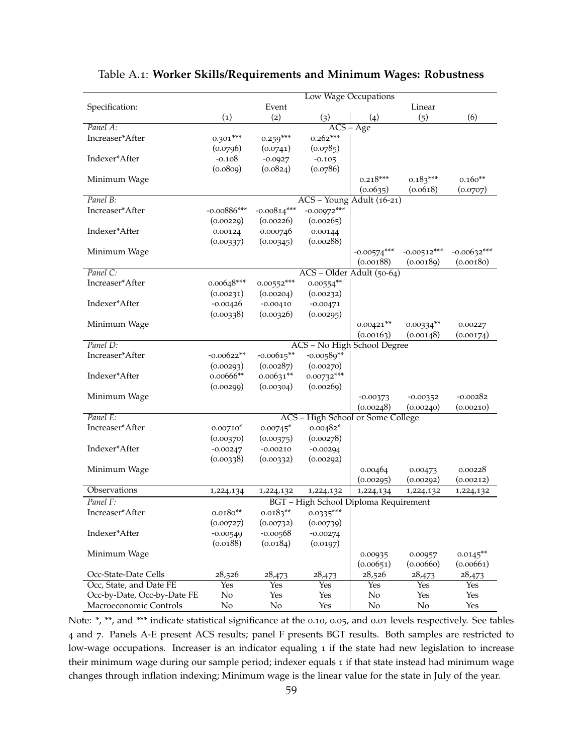Table A.1: **Worker Skills/Requirements and Minimum Wages: Robustness**

| | Low Wage Occupations | | | | | |
|---|---|---|---|---|---|---|
| Specification: | Event | | | Linear | | |
| | (1) | (2) | (3) | (4) | (5) | (6) |
| *Panel A:* | ACS – Age | | | | | |
| Increaser*After | 0.301*** | 0.259*** | 0.262*** | | | |
| | (0.0796) | (0.0741) | (0.0785) | | | |
| Indexer*After | -0.108 | -0.0927 | -0.105 | | | |
| | (0.0809) | (0.0824) | (0.0786) | | | |
| Minimum Wage | | | | 0.218*** | 0.183*** | 0.160** |
| | | | | (0.0635) | (0.0618) | (0.0707) |
| *Panel B:* | ACS – Young Adult (16-21) | | | | | |
| Increaser*After | -0.00886*** | -0.00814*** | -0.00972*** | | | |
| | (0.00229) | (0.00226) | (0.00265) | | | |
| Indexer*After | 0.00124 | 0.000746 | 0.00144 | | | |
| | (0.00337) | (0.00345) | (0.00288) | | | |
| Minimum Wage | | | | -0.00574*** | -0.00512*** | -0.00632*** |
| | | | | (0.00188) | (0.00189) | (0.00180) |
| *Panel C:* | ACS – Older Adult (50-64) | | | | | |
| Increaser*After | 0.00648*** | 0.00552*** | 0.00554** | | | |
| | (0.00231) | (0.00204) | (0.00232) | | | |
| Indexer*After | -0.00426 | -0.00410 | -0.00471 | | | |
| | (0.00338) | (0.00326) | (0.00295) | | | |
| Minimum Wage | | | | 0.00421** | 0.00334** | 0.00227 |
| | | | | (0.00163) | (0.00148) | (0.00174) |
| *Panel D:* | ACS – No High School Degree | | | | | |
| Increaser*After | -0.00622** | -0.00615** | -0.00589** | | | |
| | (0.00293) | (0.00287) | (0.00270) | | | |
| Indexer*After | 0.00666** | 0.00631** | 0.00732*** | | | |
| | (0.00299) | (0.00304) | (0.00269) | | | |
| Minimum Wage | | | | -0.00373 | -0.00352 | -0.00282 |
| | | | | (0.00248) | (0.00240) | (0.00210) |
| *Panel E:* | ACS – High School or Some College | | | | | |
| Increaser*After | 0.00710* | 0.00745* | 0.00482* | | | |
| | (0.00370) | (0.00375) | (0.00278) | | | |
| Indexer*After | -0.00247 | -0.00210 | -0.00294 | | | |
| | (0.00338) | (0.00332) | (0.00292) | | | |
| Minimum Wage | | | | 0.00464 | 0.00473 | 0.00228 |
| | | | | (0.00295) | (0.00292) | (0.00212) |
| Observations | 1,224,134 | 1,224,132 | 1,224,132 | 1,224,134 | 1,224,132 | 1,224,132 |
| *Panel F:* | BGT – High School Diploma Requirement | | | | | |
| Increaser*After | 0.0180** | 0.0183** | 0.0335*** | | | |
| | (0.00727) | (0.00732) | (0.00739) | | | |
| Indexer*After | -0.00549 | -0.00568 | -0.00274 | | | |
| | (0.0188) | (0.0184) | (0.0197) | | | |
| Minimum Wage | | | | 0.00935 | 0.00957 | 0.0145** |
| | | | | (0.00651) | (0.00660) | (0.00661) |
| Occ-State-Date Cells | 28,526 | 28,473 | 28,473 | 28,526 | 28,473 | 28,473 |
| Occ, State, and Date FE | Yes | Yes | Yes | Yes | Yes | Yes |
| Occ-by-Date, Occ-by-Date FE | No | Yes | Yes | No | Yes | Yes |
| Macroeconomic Controls | No | No | Yes | No | No | Yes |

Note: *, **, and *** indicate statistical significance at the 0.10, 0.05, and 0.01 levels respectively. See tables 4 and 7. Panels A-E present ACS results; panel F presents BGT results. Both samples are restricted to low-wage occupations. Increaser is an indicator equaling 1 if the state had new legislation to increase their minimum wage during our sample period; indexer equals 1 if that state instead had minimum wage changes through inflation indexing; Minimum wage is the linear value for the state in July of the year.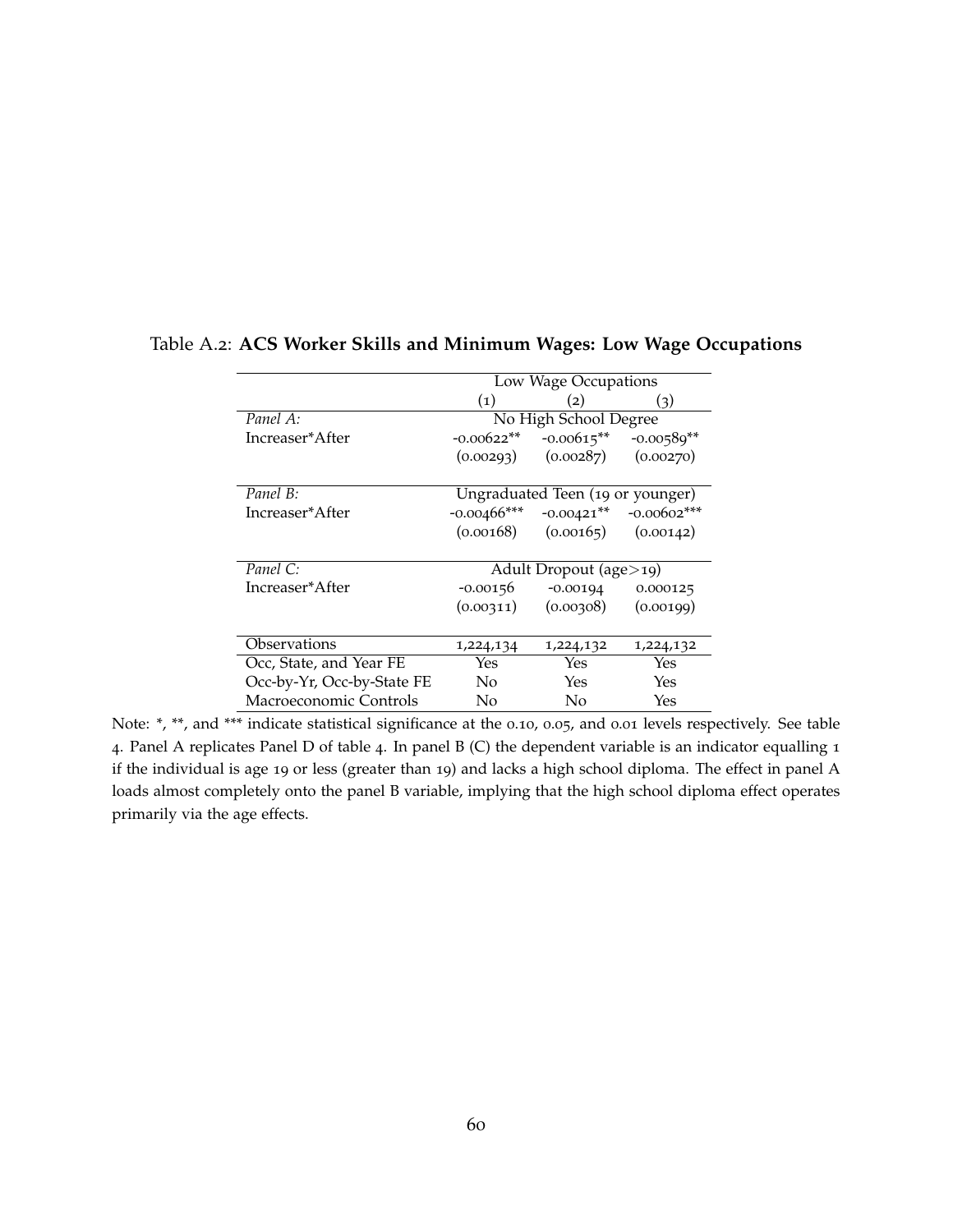Table A.2: **ACS Worker Skills and Minimum Wages: Low Wage Occupations**

| | Low Wage Occupations | | |
|---|---|---|---|
| | (1) | (2) | (3) |
| *Panel A:* | No High School Degree | | |
| Increaser*After | -0.00622** | -0.00615** | -0.00589** |
| | (0.00293) | (0.00287) | (0.00270) |
| *Panel B:* | Ungraduated Teen (19 or younger) | | |
| Increaser*After | -0.00466*** | -0.00421** | -0.00602*** |
| | (0.00168) | (0.00165) | (0.00142) |
| *Panel C:* | Adult Dropout (age>19) | | |
| Increaser*After | -0.00156 | -0.00194 | 0.000125 |
| | (0.00311) | (0.00308) | (0.00199) |
| Observations | 1,224,134 | 1,224,132 | 1,224,132 |
| Occ, State, and Year FE | Yes | Yes | Yes |
| Occ-by-Yr, Occ-by-State FE | No | Yes | Yes |
| Macroeconomic Controls | No | No | Yes |

Note: *, **, and *** indicate statistical significance at the 0.10, 0.05, and 0.01 levels respectively. See table 4. Panel A replicates Panel D of table 4. In panel B (C) the dependent variable is an indicator equalling 1 if the individual is age 19 or less (greater than 19) and lacks a high school diploma. The effect in panel A loads almost completely onto the panel B variable, implying that the high school diploma effect operates primarily via the age effects.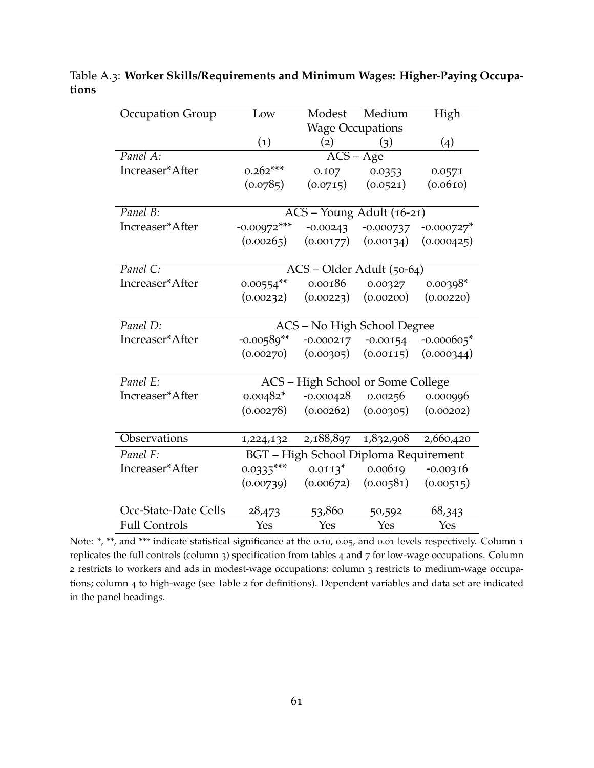Table A.3: **Worker Skills/Requirements and Minimum Wages: Higher-Paying Occupations**

| Occupation Group | Low | Modest | Medium | High |
|---|---|---|---|---|
| | Wage Occupations | | | |
| | (1) | (2) | (3) | (4) |
| *Panel A:* | ACS – Age | | | |
| Increaser*After | 0.262*** | 0.107 | 0.0353 | 0.0571 |
| | (0.0785) | (0.0715) | (0.0521) | (0.0610) |
| *Panel B:* | ACS – Young Adult (16-21) | | | |
| Increaser*After | -0.00972*** | -0.00243 | -0.000737 | -0.000727* |
| | (0.00265) | (0.00177) | (0.00134) | (0.000425) |
| *Panel C:* | ACS – Older Adult (50-64) | | | |
| Increaser*After | 0.00554** | 0.00186 | 0.00327 | 0.00398* |
| | (0.00232) | (0.00223) | (0.00200) | (0.00220) |
| *Panel D:* | ACS – No High School Degree | | | |
| Increaser*After | -0.00589** | -0.000217 | -0.00154 | -0.000605* |
| | (0.00270) | (0.00305) | (0.00115) | (0.000344) |
| *Panel E:* | ACS – High School or Some College | | | |
| Increaser*After | 0.00482* | -0.000428 | 0.00256 | 0.000996 |
| | (0.00278) | (0.00262) | (0.00305) | (0.00202) |
| Observations | 1,224,132 | 2,188,897 | 1,832,908 | 2,660,420 |
| *Panel F:* | BGT – High School Diploma Requirement | | | |
| Increaser*After | 0.0335*** | 0.0113* | 0.00619 | -0.00316 |
| | (0.00739) | (0.00672) | (0.00581) | (0.00515) |
| Occ-State-Date Cells | 28,473 | 53,860 | 50,592 | 68,343 |
| Full Controls | Yes | Yes | Yes | Yes |

Note: *, **, and *** indicate statistical significance at the 0.10, 0.05, and 0.01 levels respectively. Column 1 replicates the full controls (column 3) specification from tables 4 and 7 for low-wage occupations. Column 2 restricts to workers and ads in modest-wage occupations; column 3 restricts to medium-wage occupations; column 4 to high-wage (see Table 2 for definitions). Dependent variables and data set are indicated in the panel headings.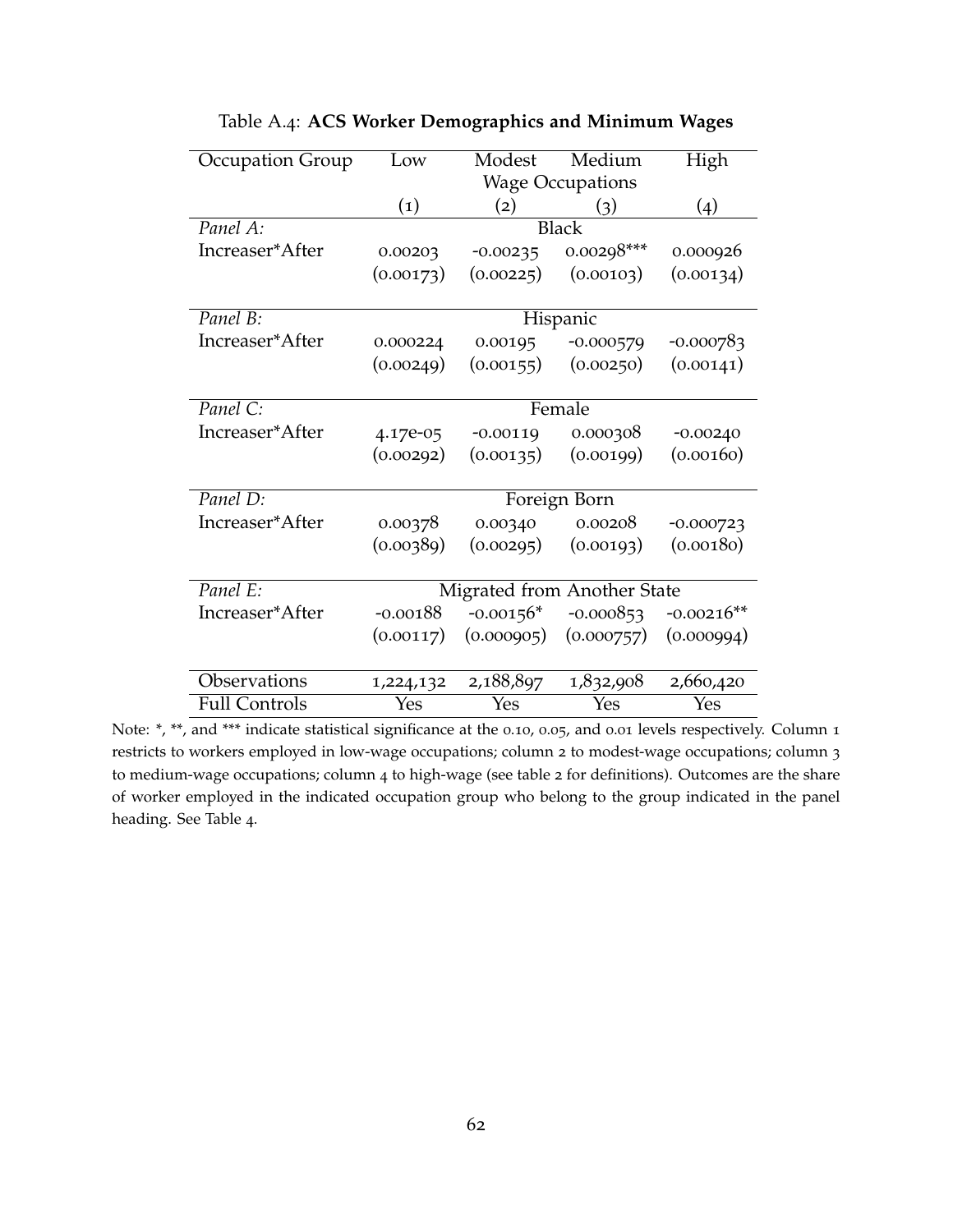Table A.4: **ACS Worker Demographics and Minimum Wages**

| Occupation Group | Low | Modest | Medium | High |
|---|---|---|---|---|
| | | Wage Occupations | | |
| | (1) | (2) | (3) | (4) |
| *Panel A:* | | Black | | |
| Increaser*After | 0.00203 | -0.00235 | 0.00298*** | 0.000926 |
| | (0.00173) | (0.00225) | (0.00103) | (0.00134) |
| *Panel B:* | | Hispanic | | |
| Increaser*After | 0.000224 | 0.00195 | -0.000579 | -0.000783 |
| | (0.00249) | (0.00155) | (0.00250) | (0.00141) |
| *Panel C:* | | Female | | |
| Increaser*After | 4.17e-05 | -0.00119 | 0.000308 | -0.00240 |
| | (0.00292) | (0.00135) | (0.00199) | (0.00160) |
| *Panel D:* | | Foreign Born | | |
| Increaser*After | 0.00378 | 0.00340 | 0.00208 | -0.000723 |
| | (0.00389) | (0.00295) | (0.00193) | (0.00180) |
| *Panel E:* | | Migrated from Another State | | |
| Increaser*After | -0.00188 | -0.00156* | -0.000853 | -0.00216** |
| | (0.00117) | (0.000905) | (0.000757) | (0.000994) |
| Observations | 1,224,132 | 2,188,897 | 1,832,908 | 2,660,420 |
| Full Controls | Yes | Yes | Yes | Yes |

Note: *, **, and *** indicate statistical significance at the 0.10, 0.05, and 0.01 levels respectively. Column 1 restricts to workers employed in low-wage occupations; column 2 to modest-wage occupations; column 3 to medium-wage occupations; column 4 to high-wage (see table 2 for definitions). Outcomes are the share of worker employed in the indicated occupation group who belong to the group indicated in the panel heading. See Table 4.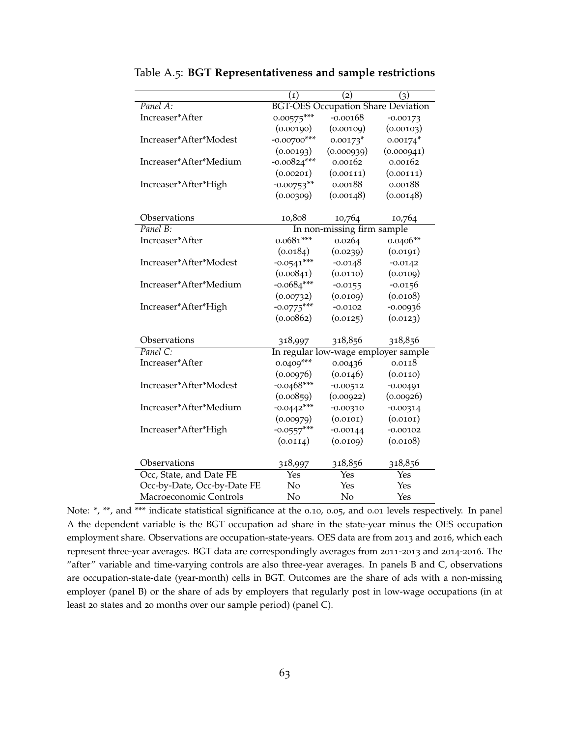Table A.5: **BGT Representativeness and sample restrictions**

| | (1) | (2) | (3) |
|---|---|---|---|
| *Panel A:* | BGT-OES Occupation Share Deviation | | |
| Increaser*After | 0.00575*** | -0.00168 | -0.00173 |
| | (0.00190) | (0.00109) | (0.00103) |
| Increaser*After*Modest | -0.00700*** | 0.00173* | 0.00174* |
| | (0.00193) | (0.000939) | (0.000941) |
| Increaser*After*Medium | -0.00824*** | 0.00162 | 0.00162 |
| | (0.00201) | (0.00111) | (0.00111) |
| Increaser*After*High | -0.00753** | 0.00188 | 0.00188 |
| | (0.00309) | (0.00148) | (0.00148) |
| Observations | 10,808 | 10,764 | 10,764 |
| *Panel B:* | In non-missing firm sample | | |
| Increaser*After | 0.0681*** | 0.0264 | 0.0406** |
| | (0.0184) | (0.0239) | (0.0191) |
| Increaser*After*Modest | -0.0541*** | -0.0148 | -0.0142 |
| | (0.00841) | (0.0110) | (0.0109) |
| Increaser*After*Medium | -0.0684*** | -0.0155 | -0.0156 |
| | (0.00732) | (0.0109) | (0.0108) |
| Increaser*After*High | -0.0775*** | -0.0102 | -0.00936 |
| | (0.00862) | (0.0125) | (0.0123) |
| Observations | 318,997 | 318,856 | 318,856 |
| *Panel C:* | In regular low-wage employer sample | | |
| Increaser*After | 0.0409*** | 0.00436 | 0.0118 |
| | (0.00976) | (0.0146) | (0.0110) |
| Increaser*After*Modest | -0.0468*** | -0.00512 | -0.00491 |
| | (0.00859) | (0.00922) | (0.00926) |
| Increaser*After*Medium | -0.0442*** | -0.00310 | -0.00314 |
| | (0.00979) | (0.0101) | (0.0101) |
| Increaser*After*High | -0.0557*** | -0.00144 | -0.00102 |
| | (0.0114) | (0.0109) | (0.0108) |
| Observations | 318,997 | 318,856 | 318,856 |
| Occ, State, and Date FE | Yes | Yes | Yes |
| Occ-by-Date, Occ-by-Date FE | No | Yes | Yes |
| Macroeconomic Controls | No | No | Yes |

Note: *, **, and *** indicate statistical significance at the 0.10, 0.05, and 0.01 levels respectively. In panel A the dependent variable is the BGT occupation ad share in the state-year minus the OES occupation employment share. Observations are occupation-state-years. OES data are from 2013 and 2016, which each represent three-year averages. BGT data are correspondingly averages from 2011-2013 and 2014-2016. The "after" variable and time-varying controls are also three-year averages. In panels B and C, observations are occupation-state-date (year-month) cells in BGT. Outcomes are the share of ads with a non-missing employer (panel B) or the share of ads by employers that regularly post in low-wage occupations (in at least 20 states and 20 months over our sample period) (panel C).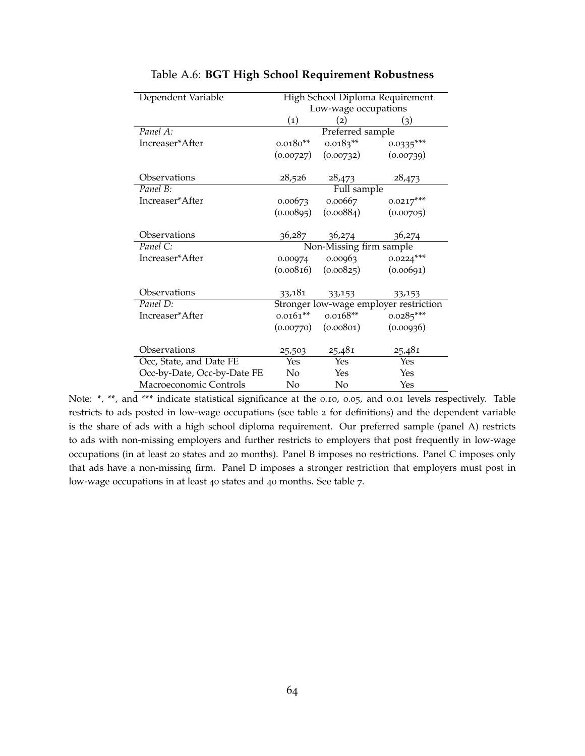Table A.6: **BGT High School Requirement Robustness**

| Dependent Variable | High School Diploma Requirement | | |
|---|---|---|---|
| | Low-wage occupations | | |
| | (1) | (2) | (3) |
| *Panel A:* | Preferred sample | | |
| Increaser*After | 0.0180** | 0.0183** | 0.0335*** |
| | (0.00727) | (0.00732) | (0.00739) |
| Observations | 28,526 | 28,473 | 28,473 |
| *Panel B:* | Full sample | | |
| Increaser*After | 0.00673 | 0.00667 | 0.0217*** |
| | (0.00895) | (0.00884) | (0.00705) |
| Observations | 36,287 | 36,274 | 36,274 |
| *Panel C:* | Non-Missing firm sample | | |
| Increaser*After | 0.00974 | 0.00963 | 0.0224*** |
| | (0.00816) | (0.00825) | (0.00691) |
| Observations | 33,181 | 33,153 | 33,153 |
| *Panel D:* | Stronger low-wage employer restriction | | |
| Increaser*After | 0.0161** | 0.0168** | 0.0285*** |
| | (0.00770) | (0.00801) | (0.00936) |
| Observations | 25,503 | 25,481 | 25,481 |
| Occ, State, and Date FE | Yes | Yes | Yes |
| Occ-by-Date, Occ-by-Date FE | No | Yes | Yes |
| Macroeconomic Controls | No | No | Yes |

Note: *, **, and *** indicate statistical significance at the 0.10, 0.05, and 0.01 levels respectively. Table restricts to ads posted in low-wage occupations (see table 2 for definitions) and the dependent variable is the share of ads with a high school diploma requirement. Our preferred sample (panel A) restricts to ads with non-missing employers and further restricts to employers that post frequently in low-wage occupations (in at least 20 states and 20 months). Panel B imposes no restrictions. Panel C imposes only that ads have a non-missing firm. Panel D imposes a stronger restriction that employers must post in low-wage occupations in at least 40 states and 40 months. See table 7.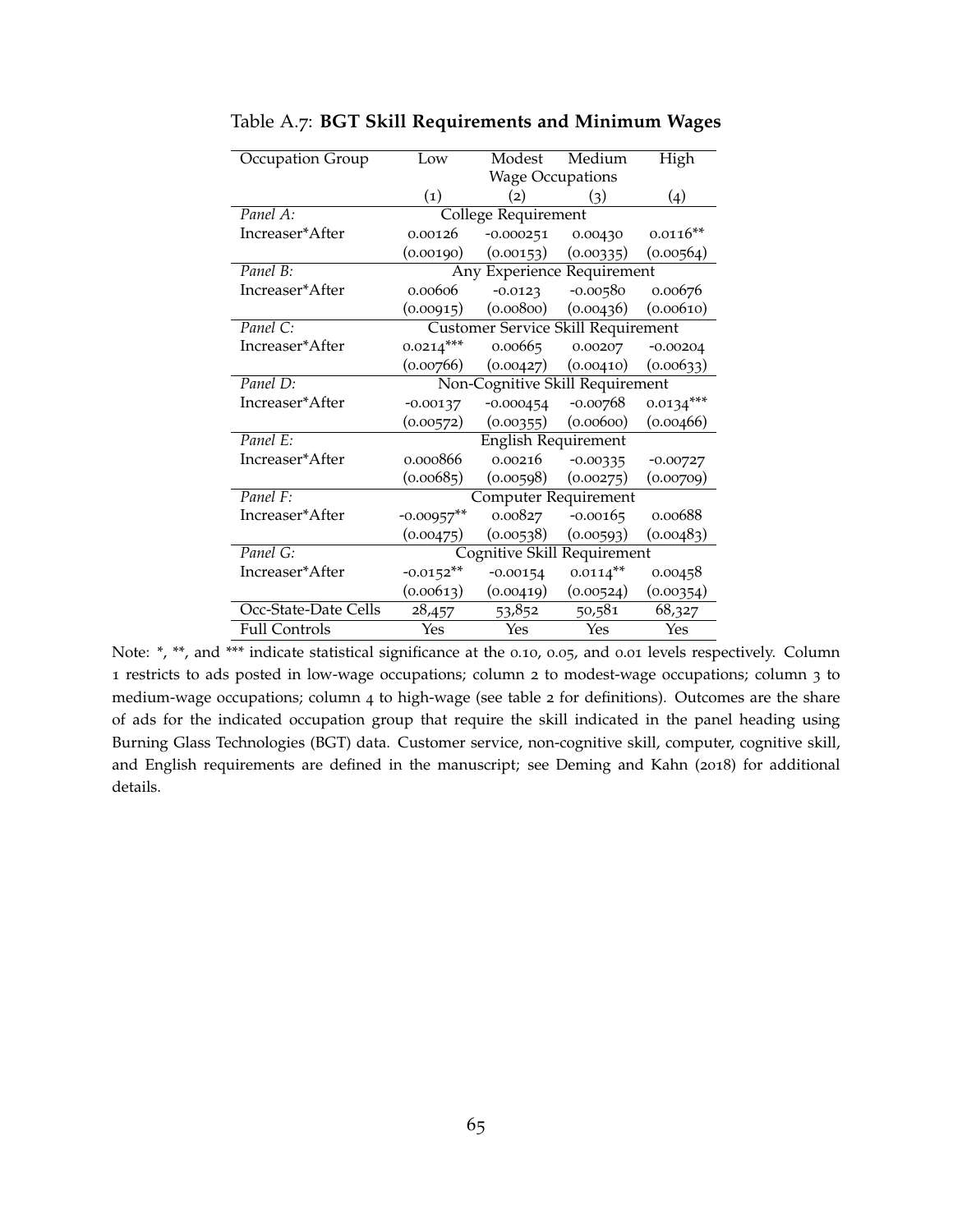Table A.7: **BGT Skill Requirements and Minimum Wages**

| Occupation Group | Low | Modest | Medium | High |
|---|---|---|---|---|
| | Wage Occupations | | | |
| | (1) | (2) | (3) | (4) |
| *Panel A:* | College Requirement | | | |
| Increaser*After | 0.00126 | -0.000251 | 0.00430 | 0.0116** |
| | (0.00190) | (0.00153) | (0.00335) | (0.00564) |
| *Panel B:* | Any Experience Requirement | | | |
| Increaser*After | 0.00606 | -0.0123 | -0.00580 | 0.00676 |
| | (0.00915) | (0.00800) | (0.00436) | (0.00610) |
| *Panel C:* | Customer Service Skill Requirement | | | |
| Increaser*After | 0.0214*** | 0.00665 | 0.00207 | -0.00204 |
| | (0.00766) | (0.00427) | (0.00410) | (0.00633) |
| *Panel D:* | Non-Cognitive Skill Requirement | | | |
| Increaser*After | -0.00137 | -0.000454 | -0.00768 | 0.0134*** |
| | (0.00572) | (0.00355) | (0.00600) | (0.00466) |
| *Panel E:* | English Requirement | | | |
| Increaser*After | 0.000866 | 0.00216 | -0.00335 | -0.00727 |
| | (0.00685) | (0.00598) | (0.00275) | (0.00709) |
| *Panel F:* | Computer Requirement | | | |
| Increaser*After | -0.00957** | 0.00827 | -0.00165 | 0.00688 |
| | (0.00475) | (0.00538) | (0.00593) | (0.00483) |
| *Panel G:* | Cognitive Skill Requirement | | | |
| Increaser*After | -0.0152** | -0.00154 | 0.0114** | 0.00458 |
| | (0.00613) | (0.00419) | (0.00524) | (0.00354) |
| Occ-State-Date Cells | 28,457 | 53,852 | 50,581 | 68,327 |
| Full Controls | Yes | Yes | Yes | Yes |

Note: *, **, and *** indicate statistical significance at the 0.10, 0.05, and 0.01 levels respectively. Column 1 restricts to ads posted in low-wage occupations; column 2 to modest-wage occupations; column 3 to medium-wage occupations; column 4 to high-wage (see table 2 for definitions). Outcomes are the share of ads for the indicated occupation group that require the skill indicated in the panel heading using Burning Glass Technologies (BGT) data. Customer service, non-cognitive skill, computer, cognitive skill, and English requirements are defined in the manuscript; see Deming and Kahn (2018) for additional details.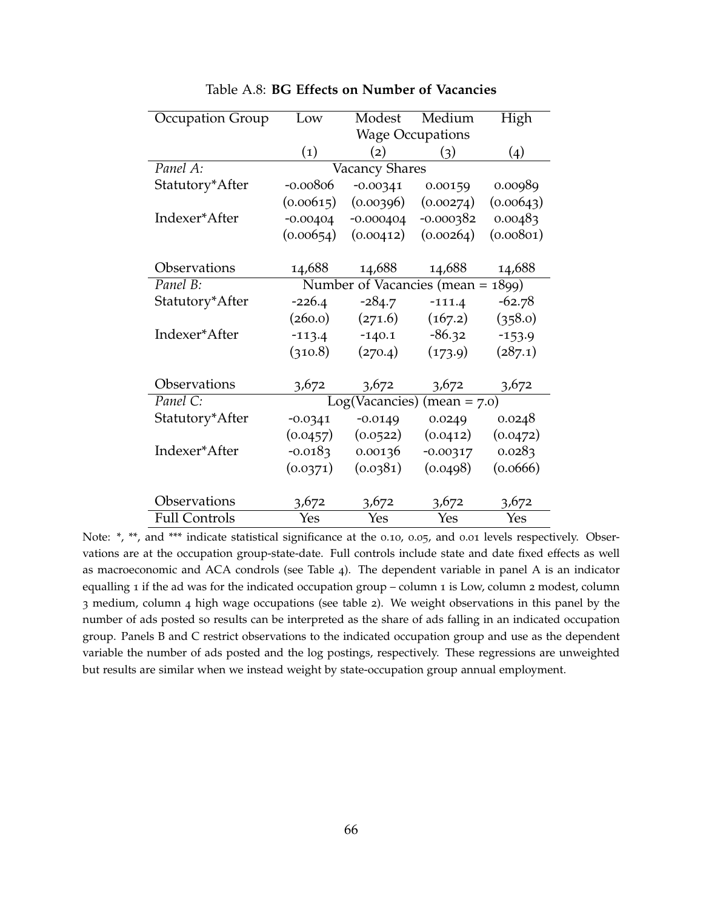Table A.8: **BG Effects on Number of Vacancies**

| Occupation Group | Low | Modest | Medium | High |
|---|---|---|---|---|
| | Wage Occupations | | | |
| | (1) | (2) | (3) | (4) |
| *Panel A:* | Vacancy Shares | | | |
| Statutory*After | -0.00806 | -0.00341 | 0.00159 | 0.00989 |
| | (0.00615) | (0.00396) | (0.00274) | (0.00643) |
| Indexer*After | -0.00404 | -0.000404 | -0.000382 | 0.00483 |
| | (0.00654) | (0.00412) | (0.00264) | (0.00801) |
| Observations | 14,688 | 14,688 | 14,688 | 14,688 |
| *Panel B:* | Number of Vacancies (mean = 1899) | | | |
| Statutory*After | -226.4 | -284.7 | -111.4 | -62.78 |
| | (260.0) | (271.6) | (167.2) | (358.0) |
| Indexer*After | -113.4 | -140.1 | -86.32 | -153.9 |
| | (310.8) | (270.4) | (173.9) | (287.1) |
| Observations | 3,672 | 3,672 | 3,672 | 3,672 |
| *Panel C:* | Log(Vacancies) (mean = 7.0) | | | |
| Statutory*After | -0.0341 | -0.0149 | 0.0249 | 0.0248 |
| | (0.0457) | (0.0522) | (0.0412) | (0.0472) |
| Indexer*After | -0.0183 | 0.00136 | -0.00317 | 0.0283 |
| | (0.0371) | (0.0381) | (0.0498) | (0.0666) |
| Observations | 3,672 | 3,672 | 3,672 | 3,672 |
| Full Controls | Yes | Yes | Yes | Yes |

Note: *, **, and *** indicate statistical significance at the 0.10, 0.05, and 0.01 levels respectively. Observations are at the occupation group-state-date. Full controls include state and date fixed effects as well as macroeconomic and ACA condrols (see Table 4). The dependent variable in panel A is an indicator equalling 1 if the ad was for the indicated occupation group – column 1 is Low, column 2 modest, column 3 medium, column 4 high wage occupations (see table 2). We weight observations in this panel by the number of ads posted so results can be interpreted as the share of ads falling in an indicated occupation group. Panels B and C restrict observations to the indicated occupation group and use as the dependent variable the number of ads posted and the log postings, respectively. These regressions are unweighted but results are similar when we instead weight by state-occupation group annual employment.